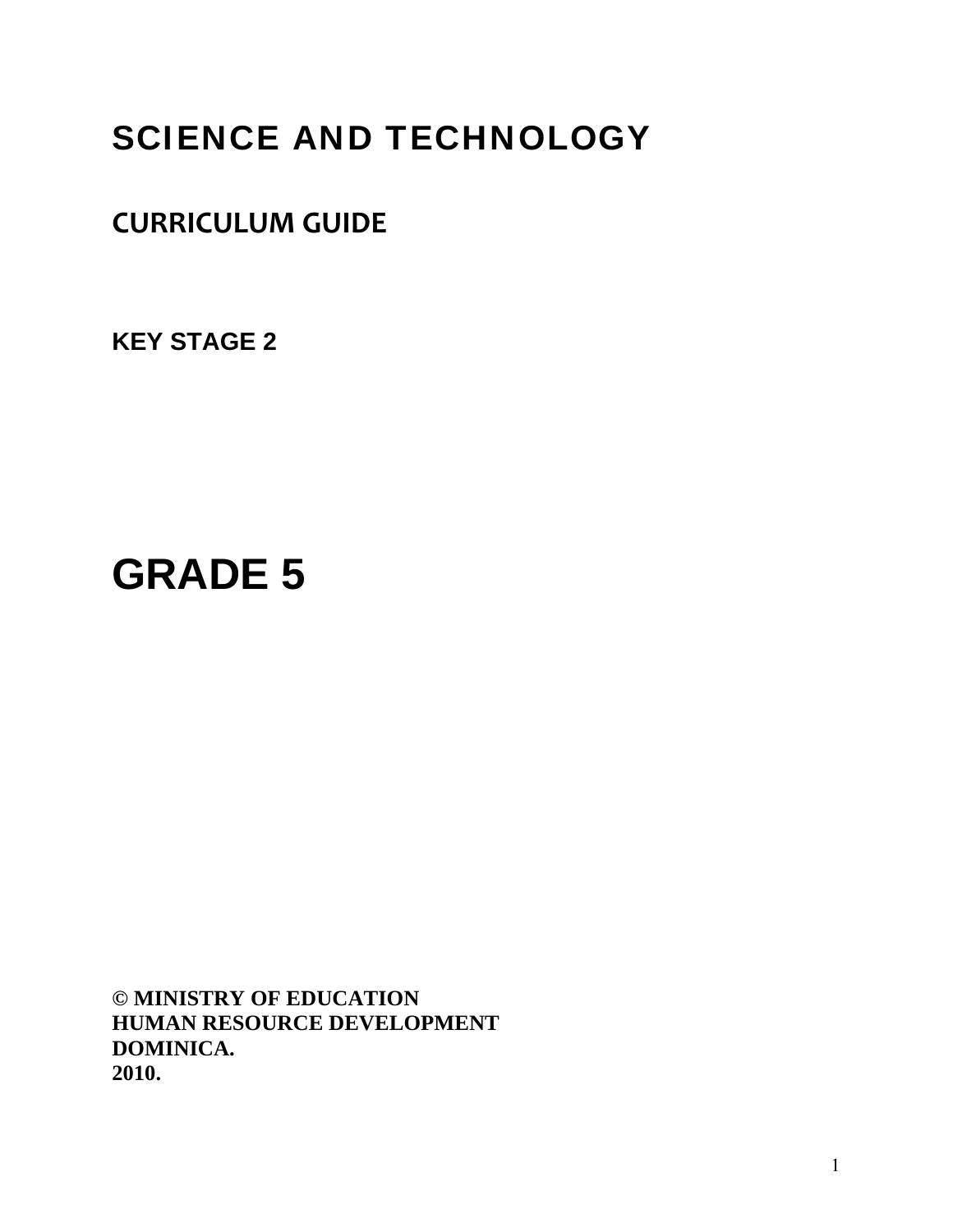# SCIENCE AND TECHNOLOGY

## CURRICULUM GUIDE

**KEY STAGE 2**

# GRADE 5

**© MINISTRY OF EDUCATION**
**HUMAN RESOURCE DEVELOPMENT**
**DOMINICA.**
**2010.**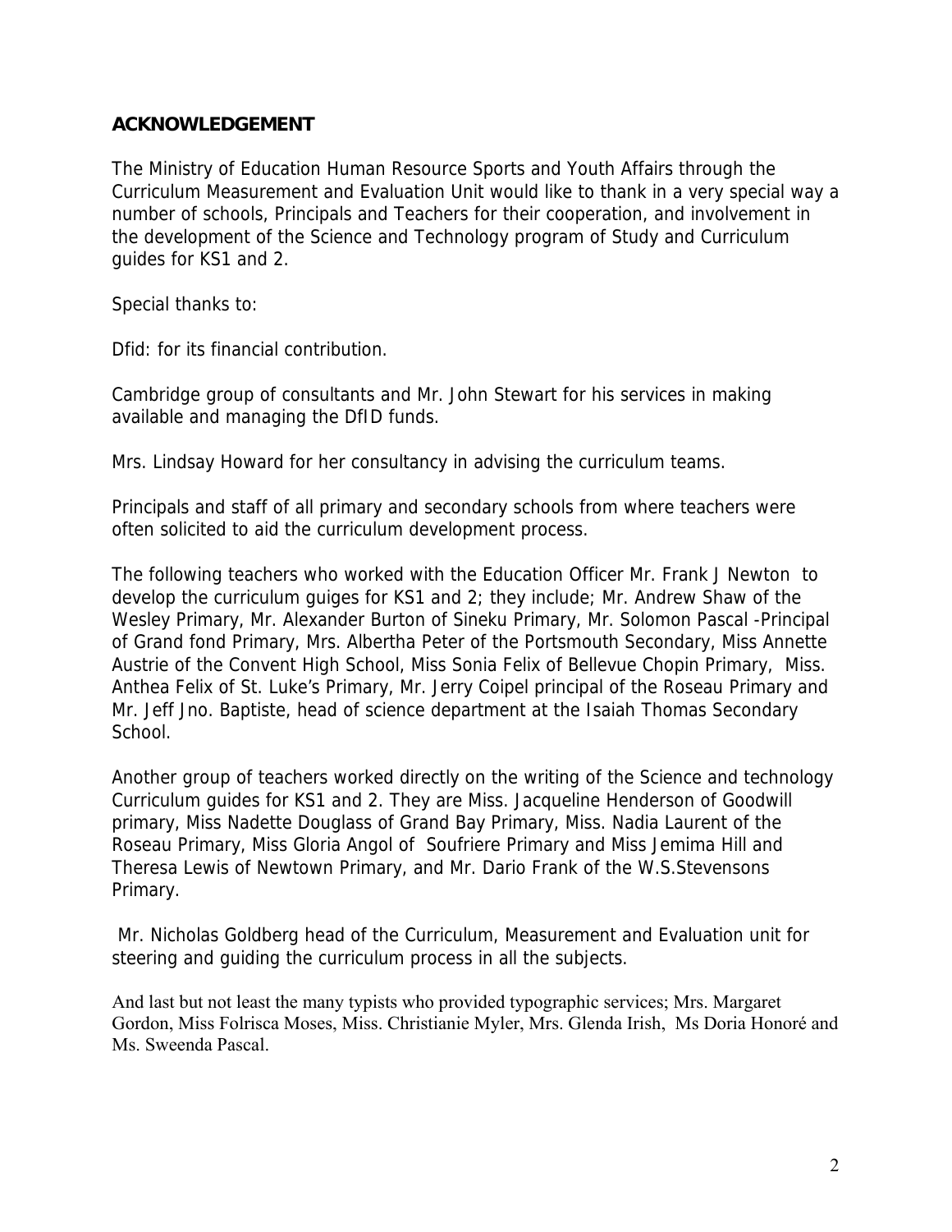## ACKNOWLEDGEMENT

The Ministry of Education Human Resource Sports and Youth Affairs through the Curriculum Measurement and Evaluation Unit would like to thank in a very special way a number of schools, Principals and Teachers for their cooperation, and involvement in the development of the Science and Technology program of Study and Curriculum guides for KS1 and 2.

Special thanks to:

Dfid: for its financial contribution.

Cambridge group of consultants and Mr. John Stewart for his services in making available and managing the DfID funds.

Mrs. Lindsay Howard for her consultancy in advising the curriculum teams.

Principals and staff of all primary and secondary schools from where teachers were often solicited to aid the curriculum development process.

The following teachers who worked with the Education Officer Mr. Frank J Newton to develop the curriculum guiges for KS1 and 2; they include; Mr. Andrew Shaw of the Wesley Primary, Mr. Alexander Burton of Sineku Primary, Mr. Solomon Pascal -Principal of Grand fond Primary, Mrs. Albertha Peter of the Portsmouth Secondary, Miss Annette Austrie of the Convent High School, Miss Sonia Felix of Bellevue Chopin Primary, Miss. Anthea Felix of St. Luke's Primary, Mr. Jerry Coipel principal of the Roseau Primary and Mr. Jeff Jno. Baptiste, head of science department at the Isaiah Thomas Secondary School.

Another group of teachers worked directly on the writing of the Science and technology Curriculum guides for KS1 and 2. They are Miss. Jacqueline Henderson of Goodwill primary, Miss Nadette Douglass of Grand Bay Primary, Miss. Nadia Laurent of the Roseau Primary, Miss Gloria Angol of Soufriere Primary and Miss Jemima Hill and Theresa Lewis of Newtown Primary, and Mr. Dario Frank of the W.S.Stevensons Primary.

Mr. Nicholas Goldberg head of the Curriculum, Measurement and Evaluation unit for steering and guiding the curriculum process in all the subjects.

And last but not least the many typists who provided typographic services; Mrs. Margaret Gordon, Miss Folrisca Moses, Miss. Christianie Myler, Mrs. Glenda Irish, Ms Doria Honoré and Ms. Sweenda Pascal.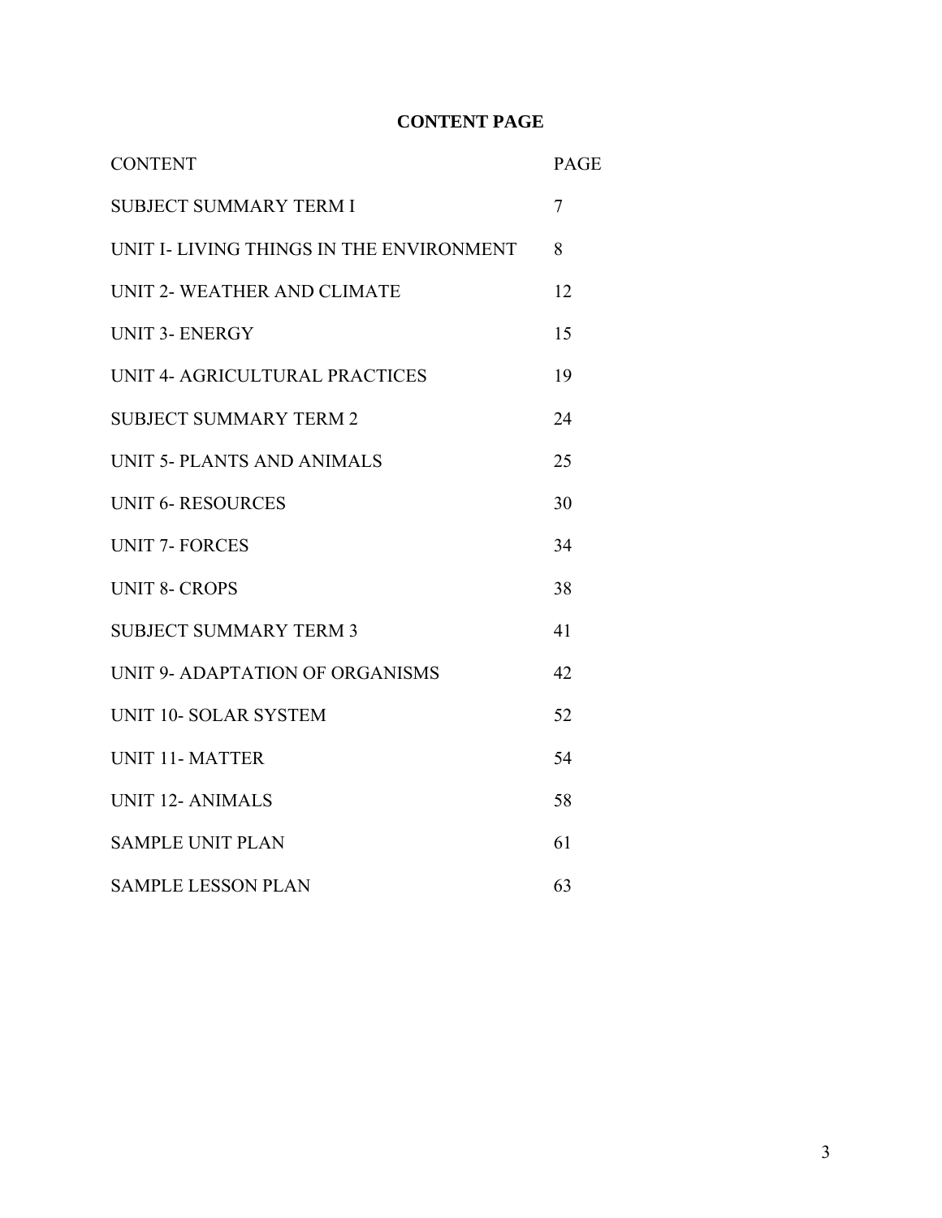# CONTENT PAGE

| CONTENT | PAGE |
|---|---|
| SUBJECT SUMMARY TERM I | 7 |
| UNIT I- LIVING THINGS IN THE ENVIRONMENT | 8 |
| UNIT 2- WEATHER AND CLIMATE | 12 |
| UNIT 3- ENERGY | 15 |
| UNIT 4- AGRICULTURAL PRACTICES | 19 |
| SUBJECT SUMMARY TERM 2 | 24 |
| UNIT 5- PLANTS AND ANIMALS | 25 |
| UNIT 6- RESOURCES | 30 |
| UNIT 7- FORCES | 34 |
| UNIT 8- CROPS | 38 |
| SUBJECT SUMMARY TERM 3 | 41 |
| UNIT 9- ADAPTATION OF ORGANISMS | 42 |
| UNIT 10- SOLAR SYSTEM | 52 |
| UNIT 11- MATTER | 54 |
| UNIT 12- ANIMALS | 58 |
| SAMPLE UNIT PLAN | 61 |
| SAMPLE LESSON PLAN | 63 |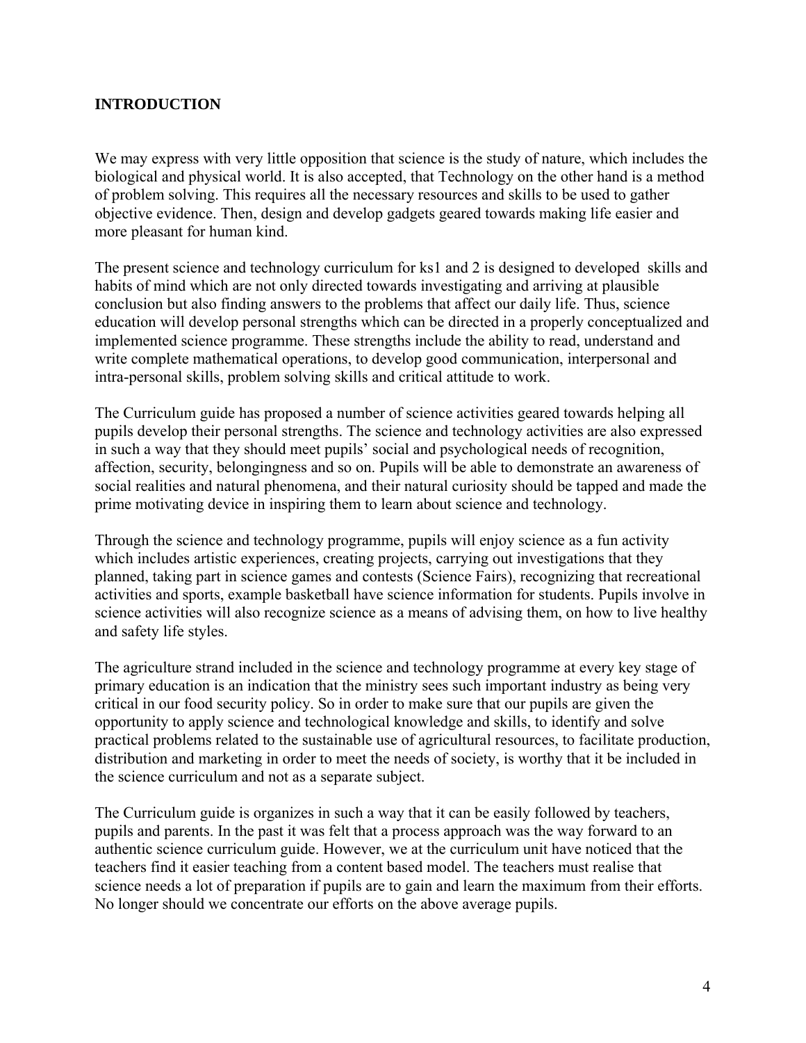**INTRODUCTION**

We may express with very little opposition that science is the study of nature, which includes the biological and physical world. It is also accepted, that Technology on the other hand is a method of problem solving. This requires all the necessary resources and skills to be used to gather objective evidence. Then, design and develop gadgets geared towards making life easier and more pleasant for human kind.

The present science and technology curriculum for ks1 and 2 is designed to developed skills and habits of mind which are not only directed towards investigating and arriving at plausible conclusion but also finding answers to the problems that affect our daily life. Thus, science education will develop personal strengths which can be directed in a properly conceptualized and implemented science programme. These strengths include the ability to read, understand and write complete mathematical operations, to develop good communication, interpersonal and intra-personal skills, problem solving skills and critical attitude to work.

The Curriculum guide has proposed a number of science activities geared towards helping all pupils develop their personal strengths. The science and technology activities are also expressed in such a way that they should meet pupils' social and psychological needs of recognition, affection, security, belongingness and so on. Pupils will be able to demonstrate an awareness of social realities and natural phenomena, and their natural curiosity should be tapped and made the prime motivating device in inspiring them to learn about science and technology.

Through the science and technology programme, pupils will enjoy science as a fun activity which includes artistic experiences, creating projects, carrying out investigations that they planned, taking part in science games and contests (Science Fairs), recognizing that recreational activities and sports, example basketball have science information for students. Pupils involve in science activities will also recognize science as a means of advising them, on how to live healthy and safety life styles.

The agriculture strand included in the science and technology programme at every key stage of primary education is an indication that the ministry sees such important industry as being very critical in our food security policy. So in order to make sure that our pupils are given the opportunity to apply science and technological knowledge and skills, to identify and solve practical problems related to the sustainable use of agricultural resources, to facilitate production, distribution and marketing in order to meet the needs of society, is worthy that it be included in the science curriculum and not as a separate subject.

The Curriculum guide is organizes in such a way that it can be easily followed by teachers, pupils and parents. In the past it was felt that a process approach was the way forward to an authentic science curriculum guide. However, we at the curriculum unit have noticed that the teachers find it easier teaching from a content based model. The teachers must realise that science needs a lot of preparation if pupils are to gain and learn the maximum from their efforts. No longer should we concentrate our efforts on the above average pupils.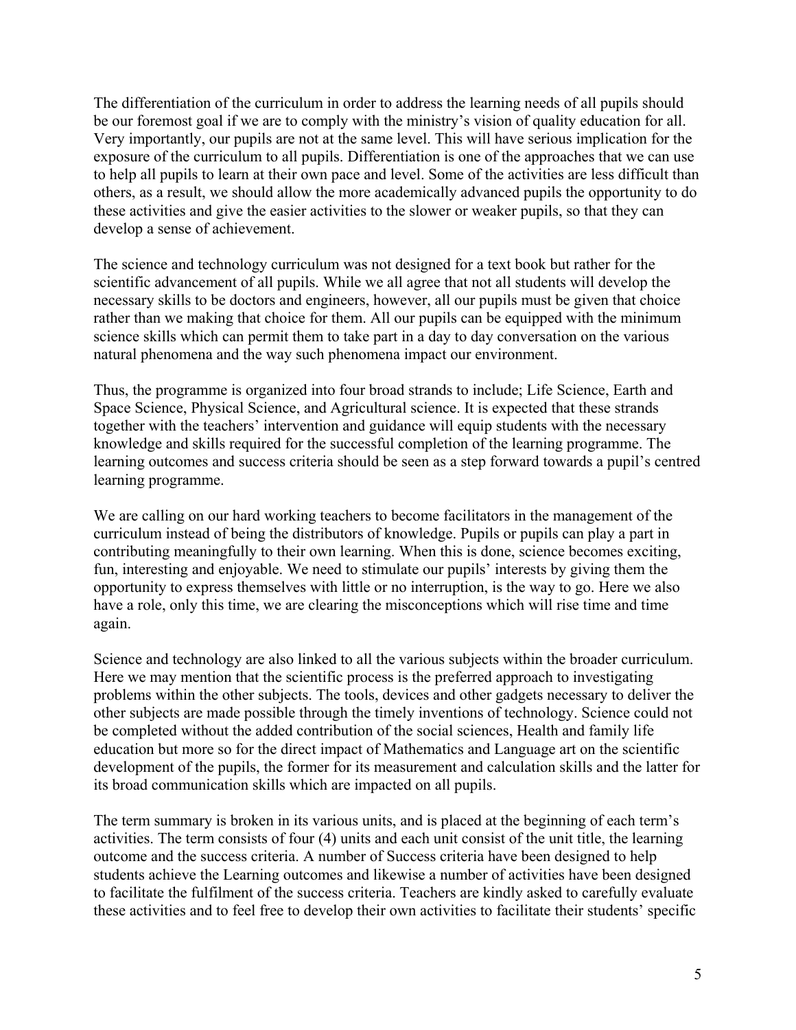The differentiation of the curriculum in order to address the learning needs of all pupils should be our foremost goal if we are to comply with the ministry's vision of quality education for all. Very importantly, our pupils are not at the same level. This will have serious implication for the exposure of the curriculum to all pupils. Differentiation is one of the approaches that we can use to help all pupils to learn at their own pace and level. Some of the activities are less difficult than others, as a result, we should allow the more academically advanced pupils the opportunity to do these activities and give the easier activities to the slower or weaker pupils, so that they can develop a sense of achievement.

The science and technology curriculum was not designed for a text book but rather for the scientific advancement of all pupils. While we all agree that not all students will develop the necessary skills to be doctors and engineers, however, all our pupils must be given that choice rather than we making that choice for them. All our pupils can be equipped with the minimum science skills which can permit them to take part in a day to day conversation on the various natural phenomena and the way such phenomena impact our environment.

Thus, the programme is organized into four broad strands to include; Life Science, Earth and Space Science, Physical Science, and Agricultural science. It is expected that these strands together with the teachers' intervention and guidance will equip students with the necessary knowledge and skills required for the successful completion of the learning programme. The learning outcomes and success criteria should be seen as a step forward towards a pupil's centred learning programme.

We are calling on our hard working teachers to become facilitators in the management of the curriculum instead of being the distributors of knowledge. Pupils or pupils can play a part in contributing meaningfully to their own learning. When this is done, science becomes exciting, fun, interesting and enjoyable. We need to stimulate our pupils' interests by giving them the opportunity to express themselves with little or no interruption, is the way to go. Here we also have a role, only this time, we are clearing the misconceptions which will rise time and time again.

Science and technology are also linked to all the various subjects within the broader curriculum. Here we may mention that the scientific process is the preferred approach to investigating problems within the other subjects. The tools, devices and other gadgets necessary to deliver the other subjects are made possible through the timely inventions of technology. Science could not be completed without the added contribution of the social sciences, Health and family life education but more so for the direct impact of Mathematics and Language art on the scientific development of the pupils, the former for its measurement and calculation skills and the latter for its broad communication skills which are impacted on all pupils.

The term summary is broken in its various units, and is placed at the beginning of each term's activities. The term consists of four (4) units and each unit consist of the unit title, the learning outcome and the success criteria. A number of Success criteria have been designed to help students achieve the Learning outcomes and likewise a number of activities have been designed to facilitate the fulfilment of the success criteria. Teachers are kindly asked to carefully evaluate these activities and to feel free to develop their own activities to facilitate their students' specific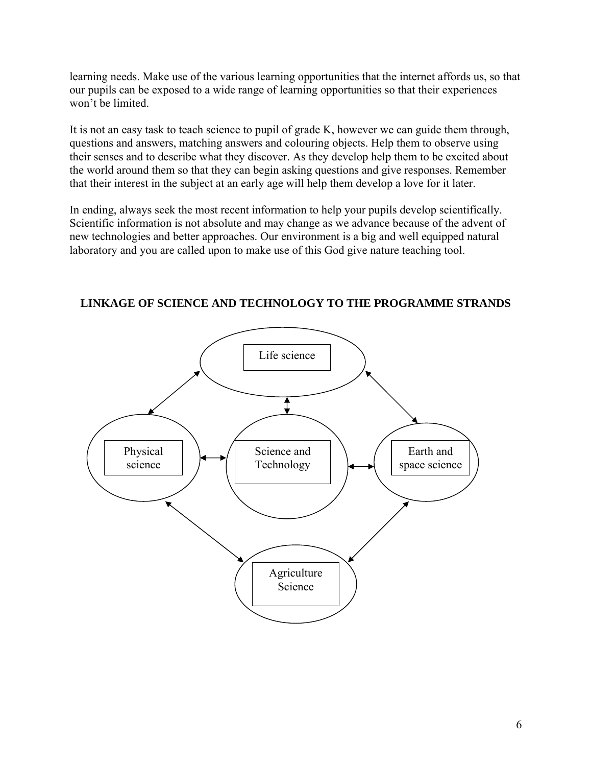learning needs. Make use of the various learning opportunities that the internet affords us, so that our pupils can be exposed to a wide range of learning opportunities so that their experiences won't be limited.

It is not an easy task to teach science to pupil of grade K, however we can guide them through, questions and answers, matching answers and colouring objects. Help them to observe using their senses and to describe what they discover. As they develop help them to be excited about the world around them so that they can begin asking questions and give responses. Remember that their interest in the subject at an early age will help them develop a love for it later.

In ending, always seek the most recent information to help your pupils develop scientifically. Scientific information is not absolute and may change as we advance because of the advent of new technologies and better approaches. Our environment is a big and well equipped natural laboratory and you are called upon to make use of this God give nature teaching tool.

## LINKAGE OF SCIENCE AND TECHNOLOGY TO THE PROGRAMME STRANDS

Life science

Physical science

Science and Technology

Earth and space science

Agriculture Science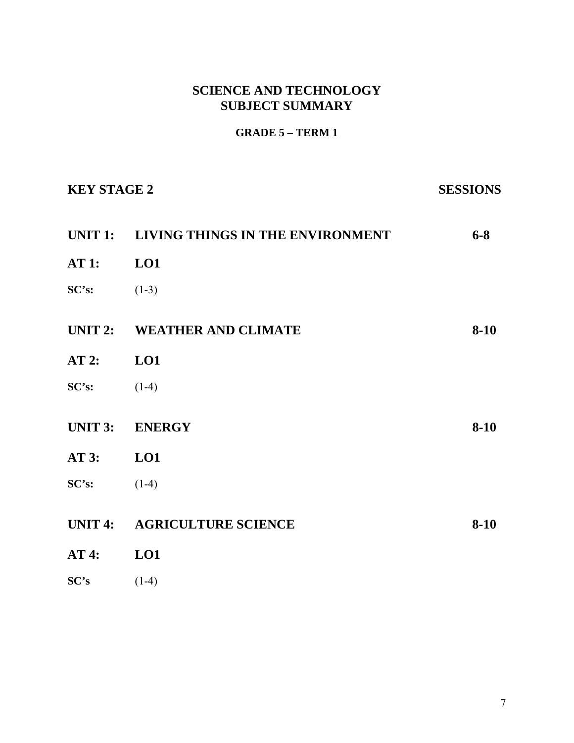# SCIENCE AND TECHNOLOGY
# SUBJECT SUMMARY

### GRADE 5 – TERM 1

| **KEY STAGE 2** | | **SESSIONS** |
|---|---|---|
| **UNIT 1:** | **LIVING THINGS IN THE ENVIRONMENT** | **6-8** |
| **AT 1:** | **LO1** | |
| **SC's:** | (1-3) | |
| **UNIT 2:** | **WEATHER AND CLIMATE** | **8-10** |
| **AT 2:** | **LO1** | |
| **SC's:** | (1-4) | |
| **UNIT 3:** | **ENERGY** | **8-10** |
| **AT 3:** | **LO1** | |
| **SC's:** | (1-4) | |
| **UNIT 4:** | **AGRICULTURE SCIENCE** | **8-10** |
| **AT 4:** | **LO1** | |
| **SC's** | (1-4) | |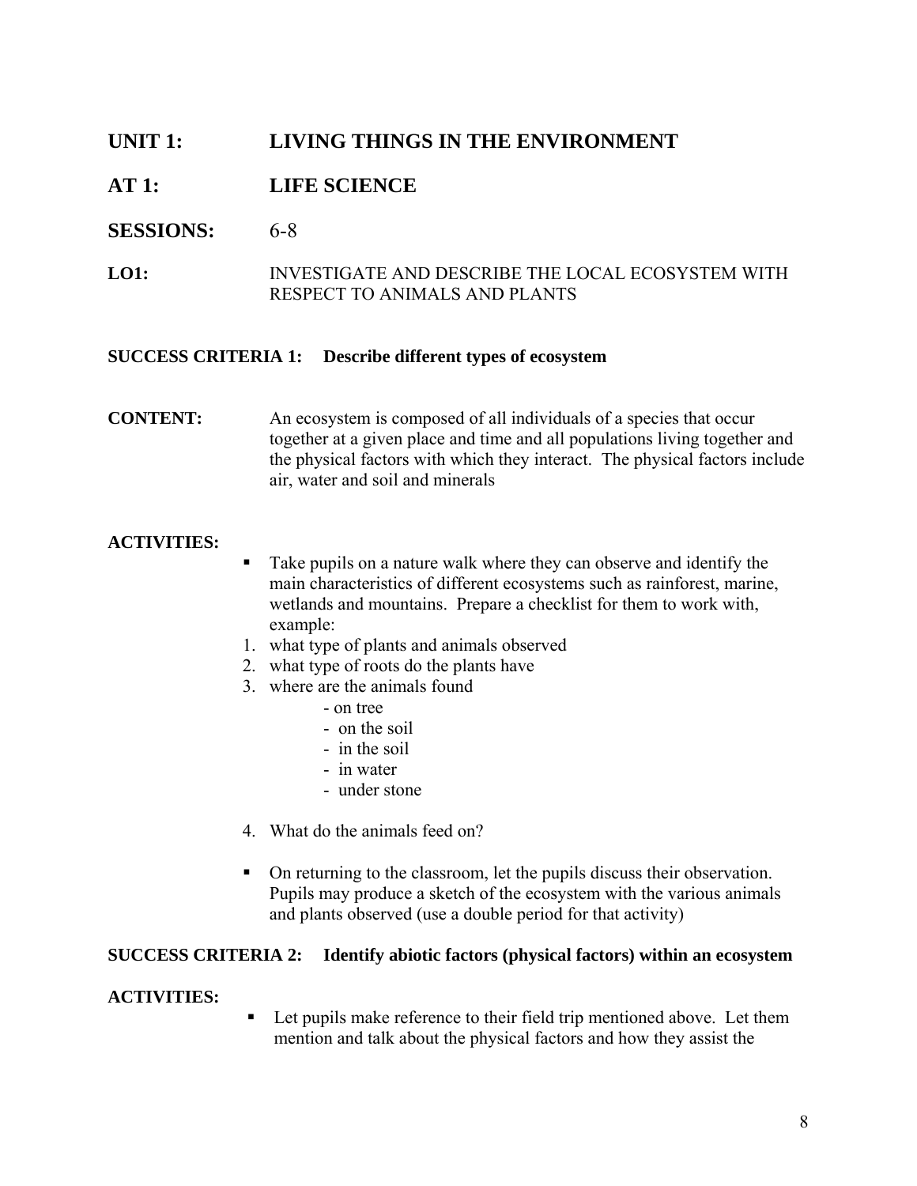# UNIT 1: LIVING THINGS IN THE ENVIRONMENT

## AT 1: LIFE SCIENCE

**SESSIONS:** 6-8

**LO1:** INVESTIGATE AND DESCRIBE THE LOCAL ECOSYSTEM WITH RESPECT TO ANIMALS AND PLANTS

**SUCCESS CRITERIA 1: Describe different types of ecosystem**

**CONTENT:** An ecosystem is composed of all individuals of a species that occur together at a given place and time and all populations living together and the physical factors with which they interact. The physical factors include air, water and soil and minerals

**ACTIVITIES:**

- Take pupils on a nature walk where they can observe and identify the main characteristics of different ecosystems such as rainforest, marine, wetlands and mountains. Prepare a checklist for them to work with, example:

1. what type of plants and animals observed
2. what type of roots do the plants have
3. where are the animals found
   - on tree
   - on the soil
   - in the soil
   - in water
   - under stone
4. What do the animals feed on?

- On returning to the classroom, let the pupils discuss their observation. Pupils may produce a sketch of the ecosystem with the various animals and plants observed (use a double period for that activity)

**SUCCESS CRITERIA 2: Identify abiotic factors (physical factors) within an ecosystem**

**ACTIVITIES:**

- Let pupils make reference to their field trip mentioned above. Let them mention and talk about the physical factors and how they assist the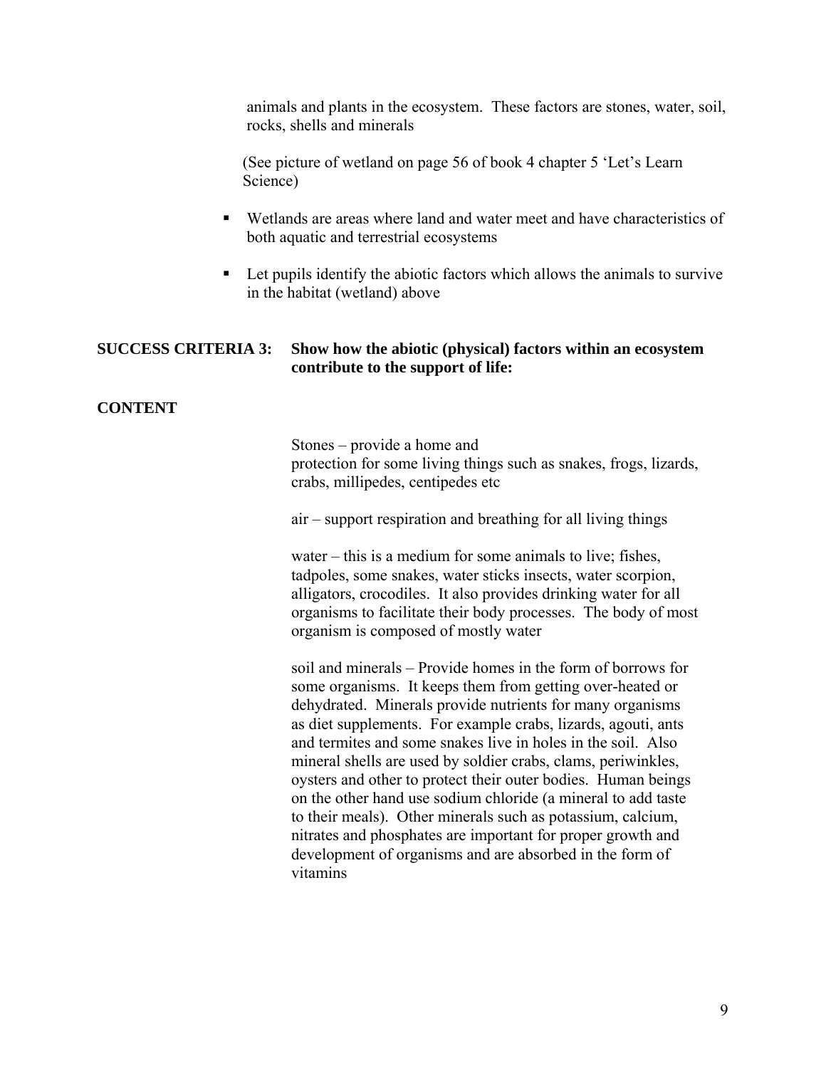animals and plants in the ecosystem.  These factors are stones, water, soil, rocks, shells and minerals

(See picture of wetland on page 56 of book 4 chapter 5 'Let's Learn Science)

- Wetlands are areas where land and water meet and have characteristics of both aquatic and terrestrial ecosystems
- Let pupils identify the abiotic factors which allows the animals to survive in the habitat (wetland) above

**SUCCESS CRITERIA 3: Show how the abiotic (physical) factors within an ecosystem contribute to the support of life:**

**CONTENT**

Stones – provide a home and protection for some living things such as snakes, frogs, lizards, crabs, millipedes, centipedes etc

air – support respiration and breathing for all living things

water – this is a medium for some animals to live; fishes, tadpoles, some snakes, water sticks insects, water scorpion, alligators, crocodiles.  It also provides drinking water for all organisms to facilitate their body processes.  The body of most organism is composed of mostly water

soil and minerals – Provide homes in the form of borrows for some organisms.  It keeps them from getting over-heated or dehydrated.  Minerals provide nutrients for many organisms as diet supplements.  For example crabs, lizards, agouti, ants and termites and some snakes live in holes in the soil.  Also mineral shells are used by soldier crabs, clams, periwinkles, oysters and other to protect their outer bodies.  Human beings on the other hand use sodium chloride (a mineral to add taste to their meals).  Other minerals such as potassium, calcium, nitrates and phosphates are important for proper growth and development of organisms and are absorbed in the form of vitamins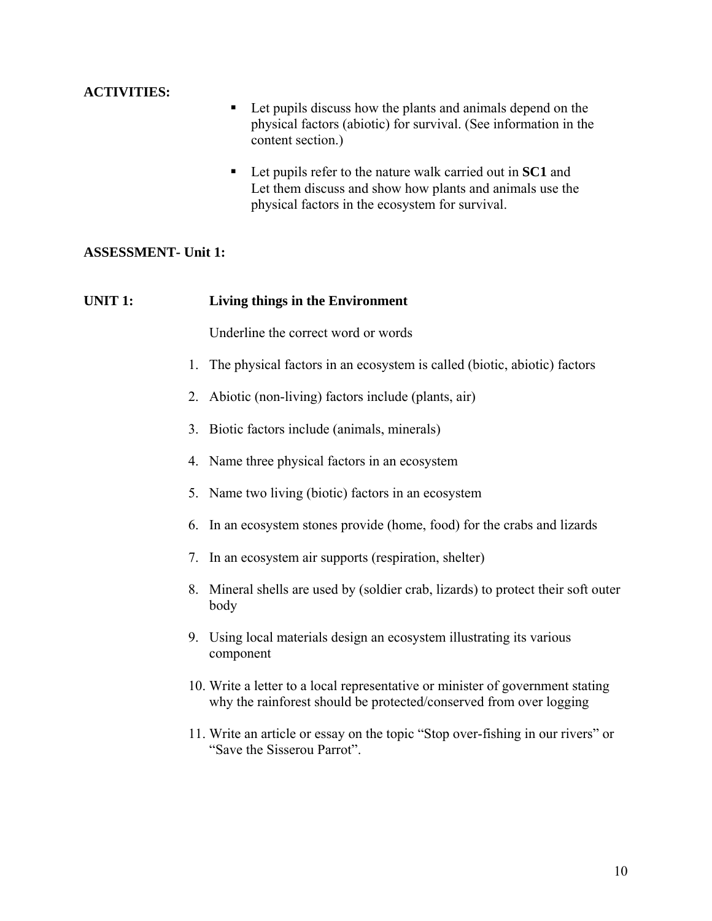**ACTIVITIES:**

- Let pupils discuss how the plants and animals depend on the physical factors (abiotic) for survival. (See information in the content section.)
- Let pupils refer to the nature walk carried out in **SC1** and Let them discuss and show how plants and animals use the physical factors in the ecosystem for survival.

**ASSESSMENT- Unit 1:**

**UNIT 1: Living things in the Environment**

Underline the correct word or words

1. The physical factors in an ecosystem is called (biotic, abiotic) factors
2. Abiotic (non-living) factors include (plants, air)
3. Biotic factors include (animals, minerals)
4. Name three physical factors in an ecosystem
5. Name two living (biotic) factors in an ecosystem
6. In an ecosystem stones provide (home, food) for the crabs and lizards
7. In an ecosystem air supports (respiration, shelter)
8. Mineral shells are used by (soldier crab, lizards) to protect their soft outer body
9. Using local materials design an ecosystem illustrating its various component
10. Write a letter to a local representative or minister of government stating why the rainforest should be protected/conserved from over logging
11. Write an article or essay on the topic "Stop over-fishing in our rivers" or "Save the Sisserou Parrot".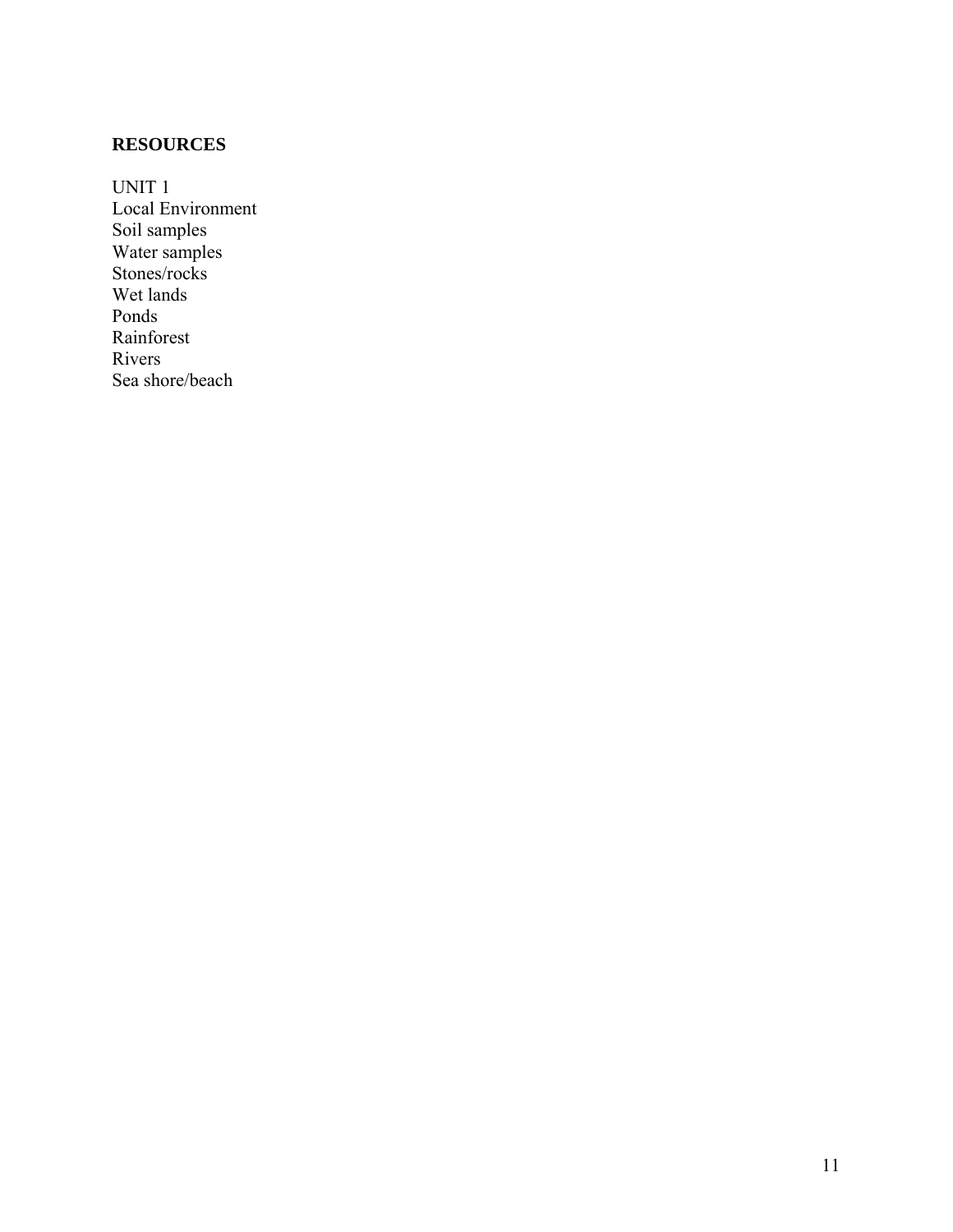**RESOURCES**

UNIT 1
Local Environment
Soil samples
Water samples
Stones/rocks
Wet lands
Ponds
Rainforest
Rivers
Sea shore/beach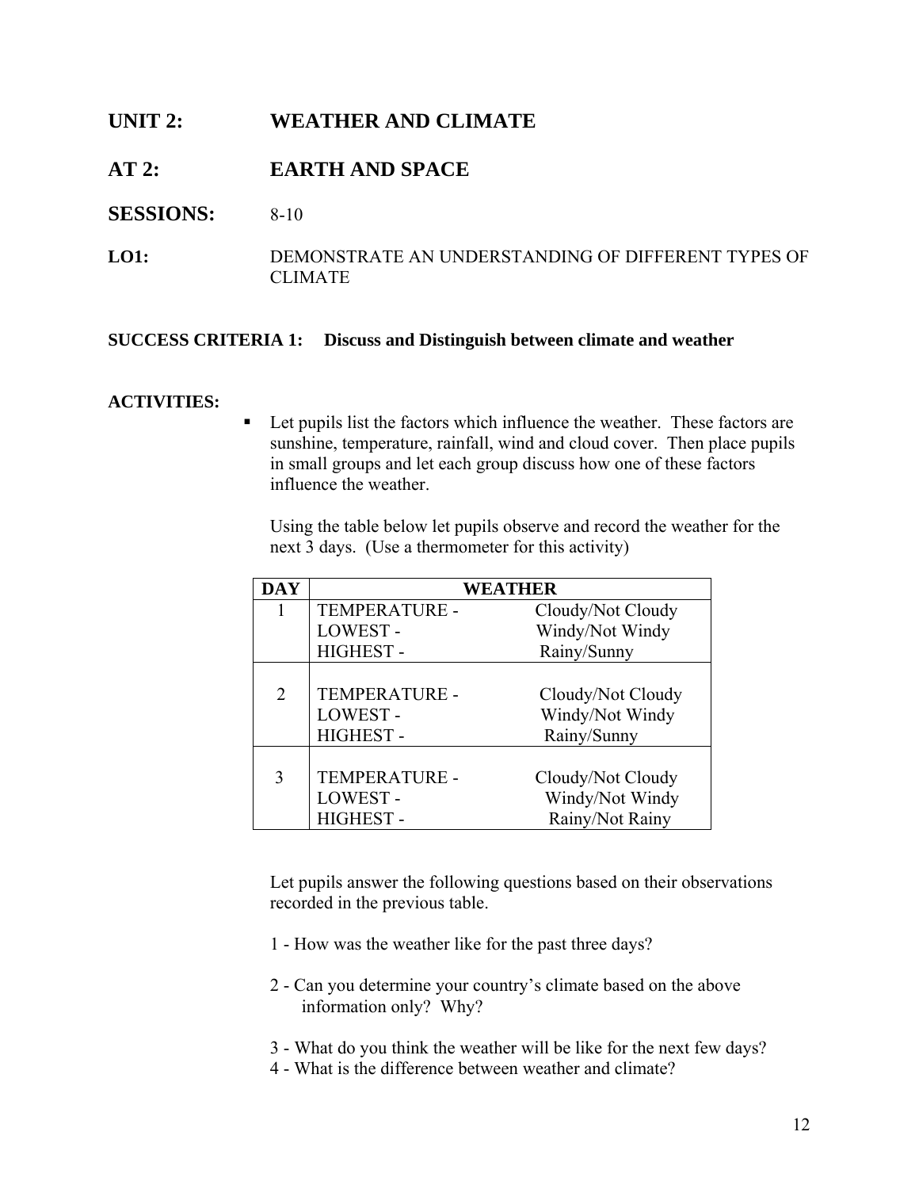## UNIT 2: WEATHER AND CLIMATE

## AT 2: EARTH AND SPACE

**SESSIONS:** 8-10

**LO1:** DEMONSTRATE AN UNDERSTANDING OF DIFFERENT TYPES OF CLIMATE

**SUCCESS CRITERIA 1: Discuss and Distinguish between climate and weather**

**ACTIVITIES:**

- Let pupils list the factors which influence the weather. These factors are sunshine, temperature, rainfall, wind and cloud cover. Then place pupils in small groups and let each group discuss how one of these factors influence the weather.

  Using the table below let pupils observe and record the weather for the next 3 days. (Use a thermometer for this activity)

| DAY | WEATHER | |
|---|---|---|
| 1 | TEMPERATURE -<br>LOWEST -<br>HIGHEST - | Cloudy/Not Cloudy<br>Windy/Not Windy<br>Rainy/Sunny |
| 2 | TEMPERATURE -<br>LOWEST -<br>HIGHEST - | Cloudy/Not Cloudy<br>Windy/Not Windy<br>Rainy/Sunny |
| 3 | TEMPERATURE -<br>LOWEST -<br>HIGHEST - | Cloudy/Not Cloudy<br>Windy/Not Windy<br>Rainy/Not Rainy |

  Let pupils answer the following questions based on their observations recorded in the previous table.

  1 - How was the weather like for the past three days?

  2 - Can you determine your country's climate based on the above information only? Why?

  3 - What do you think the weather will be like for the next few days?
  4 - What is the difference between weather and climate?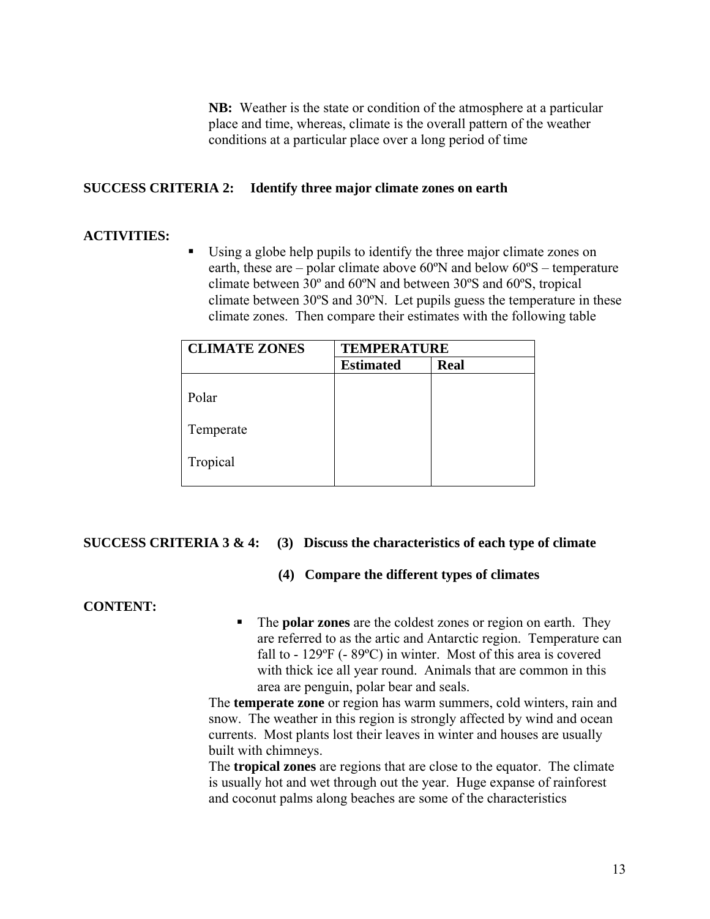**NB:** Weather is the state or condition of the atmosphere at a particular place and time, whereas, climate is the overall pattern of the weather conditions at a particular place over a long period of time

**SUCCESS CRITERIA 2: Identify three major climate zones on earth**

**ACTIVITIES:**

- Using a globe help pupils to identify the three major climate zones on earth, these are – polar climate above 60ºN and below 60ºS – temperature climate between 30º and 60ºN and between 30ºS and 60ºS, tropical climate between 30ºS and 30ºN. Let pupils guess the temperature in these climate zones. Then compare their estimates with the following table

| CLIMATE ZONES | TEMPERATURE | |
|---|---|---|
| | **Estimated** | **Real** |
| Polar | | |
| Temperate | | |
| Tropical | | |

**SUCCESS CRITERIA 3 & 4: (3) Discuss the characteristics of each type of climate**

**(4) Compare the different types of climates**

**CONTENT:**

- The **polar zones** are the coldest zones or region on earth. They are referred to as the artic and Antarctic region. Temperature can fall to - 129ºF (- 89ºC) in winter. Most of this area is covered with thick ice all year round. Animals that are common in this area are penguin, polar bear and seals.

The **temperate zone** or region has warm summers, cold winters, rain and snow. The weather in this region is strongly affected by wind and ocean currents. Most plants lost their leaves in winter and houses are usually built with chimneys.

The **tropical zones** are regions that are close to the equator. The climate is usually hot and wet through out the year. Huge expanse of rainforest and coconut palms along beaches are some of the characteristics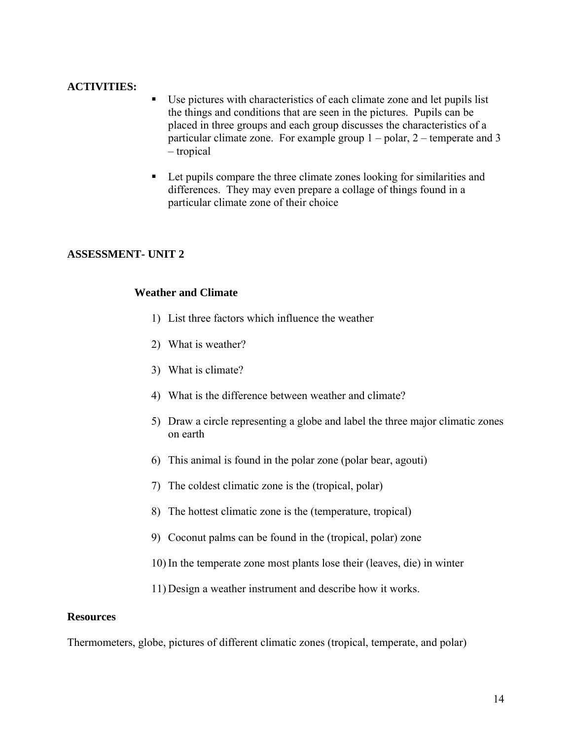**ACTIVITIES:**

- Use pictures with characteristics of each climate zone and let pupils list the things and conditions that are seen in the pictures. Pupils can be placed in three groups and each group discusses the characteristics of a particular climate zone. For example group 1 – polar, 2 – temperate and 3 – tropical
- Let pupils compare the three climate zones looking for similarities and differences. They may even prepare a collage of things found in a particular climate zone of their choice

**ASSESSMENT- UNIT 2**

**Weather and Climate**

1) List three factors which influence the weather
2) What is weather?
3) What is climate?
4) What is the difference between weather and climate?
5) Draw a circle representing a globe and label the three major climatic zones on earth
6) This animal is found in the polar zone (polar bear, agouti)
7) The coldest climatic zone is the (tropical, polar)
8) The hottest climatic zone is the (temperature, tropical)
9) Coconut palms can be found in the (tropical, polar) zone
10) In the temperate zone most plants lose their (leaves, die) in winter
11) Design a weather instrument and describe how it works.

**Resources**

Thermometers, globe, pictures of different climatic zones (tropical, temperate, and polar)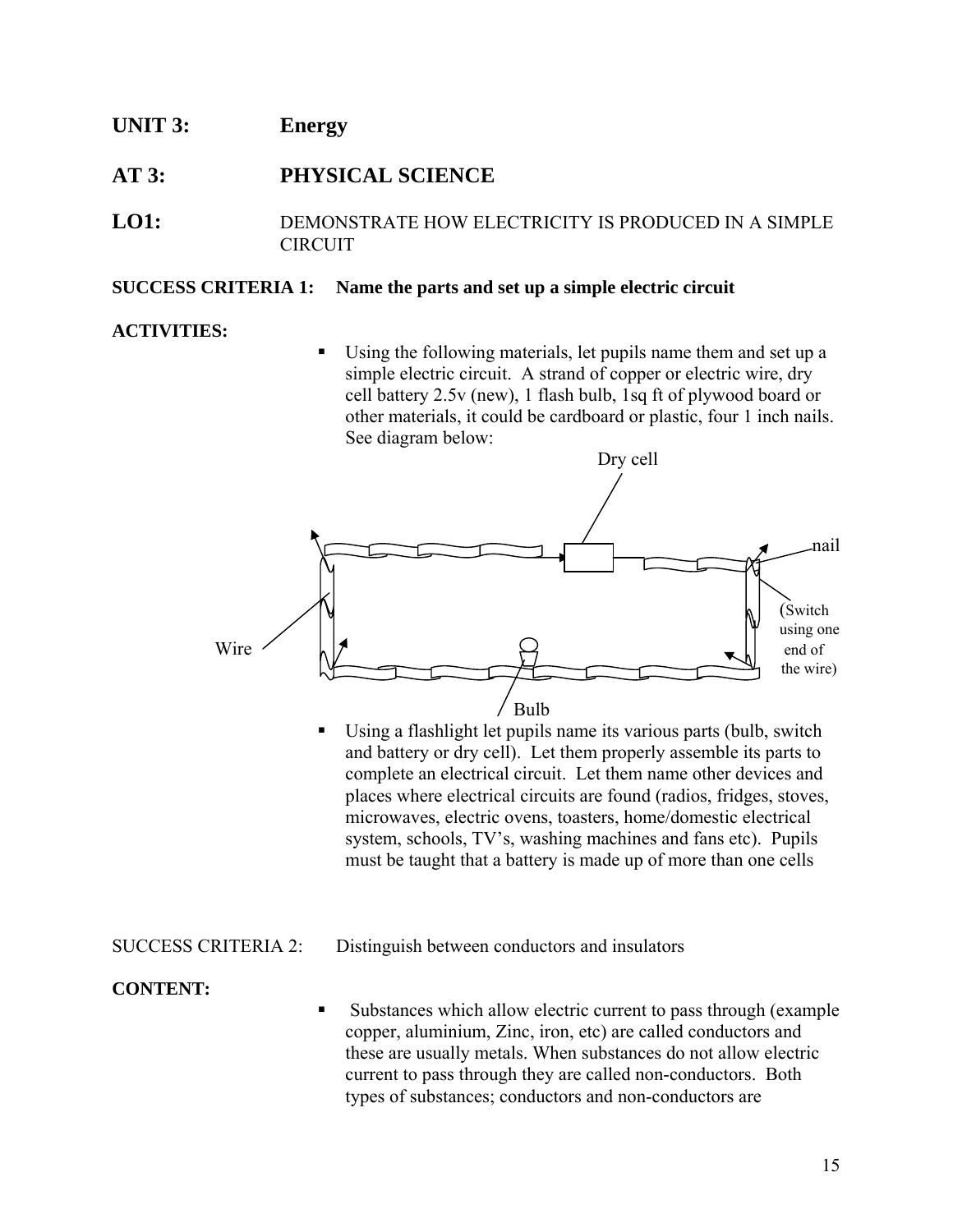**UNIT 3:** **Energy**

**AT 3:** **PHYSICAL SCIENCE**

**LO1:** DEMONSTRATE HOW ELECTRICITY IS PRODUCED IN A SIMPLE CIRCUIT

**SUCCESS CRITERIA 1: Name the parts and set up a simple electric circuit**

**ACTIVITIES:**

- Using the following materials, let pupils name them and set up a simple electric circuit. A strand of copper or electric wire, dry cell battery 2.5v (new), 1 flash bulb, 1sq ft of plywood board or other materials, it could be cardboard or plastic, four 1 inch nails. See diagram below:

Dry cell

nail

(Switch using one end of the wire)

Wire

Bulb

- Using a flashlight let pupils name its various parts (bulb, switch and battery or dry cell). Let them properly assemble its parts to complete an electrical circuit. Let them name other devices and places where electrical circuits are found (radios, fridges, stoves, microwaves, electric ovens, toasters, home/domestic electrical system, schools, TV's, washing machines and fans etc). Pupils must be taught that a battery is made up of more than one cells

SUCCESS CRITERIA 2: Distinguish between conductors and insulators

**CONTENT:**

- Substances which allow electric current to pass through (example copper, aluminium, Zinc, iron, etc) are called conductors and these are usually metals. When substances do not allow electric current to pass through they are called non-conductors. Both types of substances; conductors and non-conductors are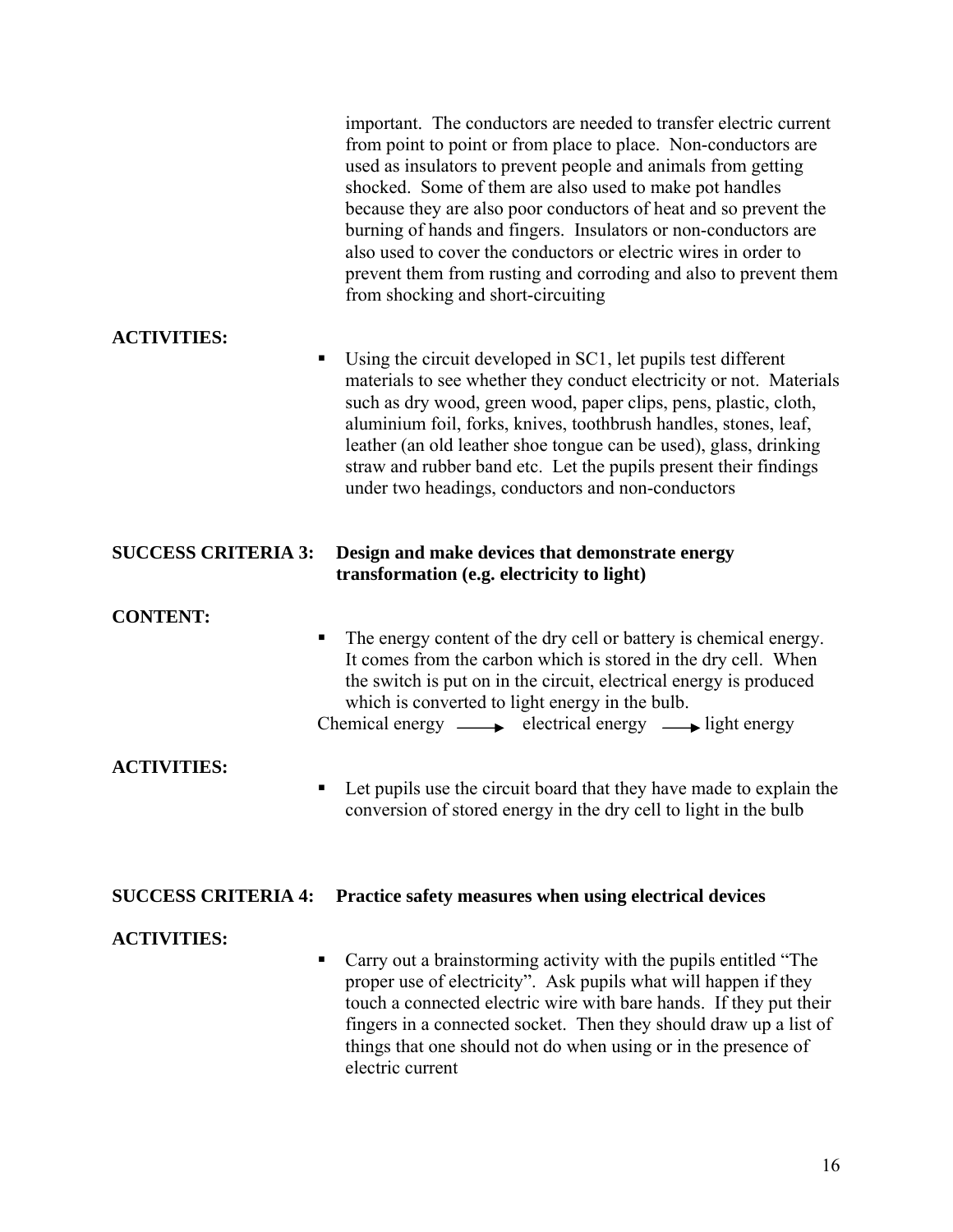important. The conductors are needed to transfer electric current from point to point or from place to place. Non-conductors are used as insulators to prevent people and animals from getting shocked. Some of them are also used to make pot handles because they are also poor conductors of heat and so prevent the burning of hands and fingers. Insulators or non-conductors are also used to cover the conductors or electric wires in order to prevent them from rusting and corroding and also to prevent them from shocking and short-circuiting

**ACTIVITIES:**

- Using the circuit developed in SC1, let pupils test different materials to see whether they conduct electricity or not. Materials such as dry wood, green wood, paper clips, pens, plastic, cloth, aluminium foil, forks, knives, toothbrush handles, stones, leaf, leather (an old leather shoe tongue can be used), glass, drinking straw and rubber band etc. Let the pupils present their findings under two headings, conductors and non-conductors

**SUCCESS CRITERIA 3: Design and make devices that demonstrate energy transformation (e.g. electricity to light)**

**CONTENT:**

- The energy content of the dry cell or battery is chemical energy. It comes from the carbon which is stored in the dry cell. When the switch is put on in the circuit, electrical energy is produced which is converted to light energy in the bulb.

Chemical energy $\longrightarrow$ electrical energy $\longrightarrow$ light energy

**ACTIVITIES:**

- Let pupils use the circuit board that they have made to explain the conversion of stored energy in the dry cell to light in the bulb

**SUCCESS CRITERIA 4: Practice safety measures when using electrical devices**

**ACTIVITIES:**

- Carry out a brainstorming activity with the pupils entitled "The proper use of electricity". Ask pupils what will happen if they touch a connected electric wire with bare hands. If they put their fingers in a connected socket. Then they should draw up a list of things that one should not do when using or in the presence of electric current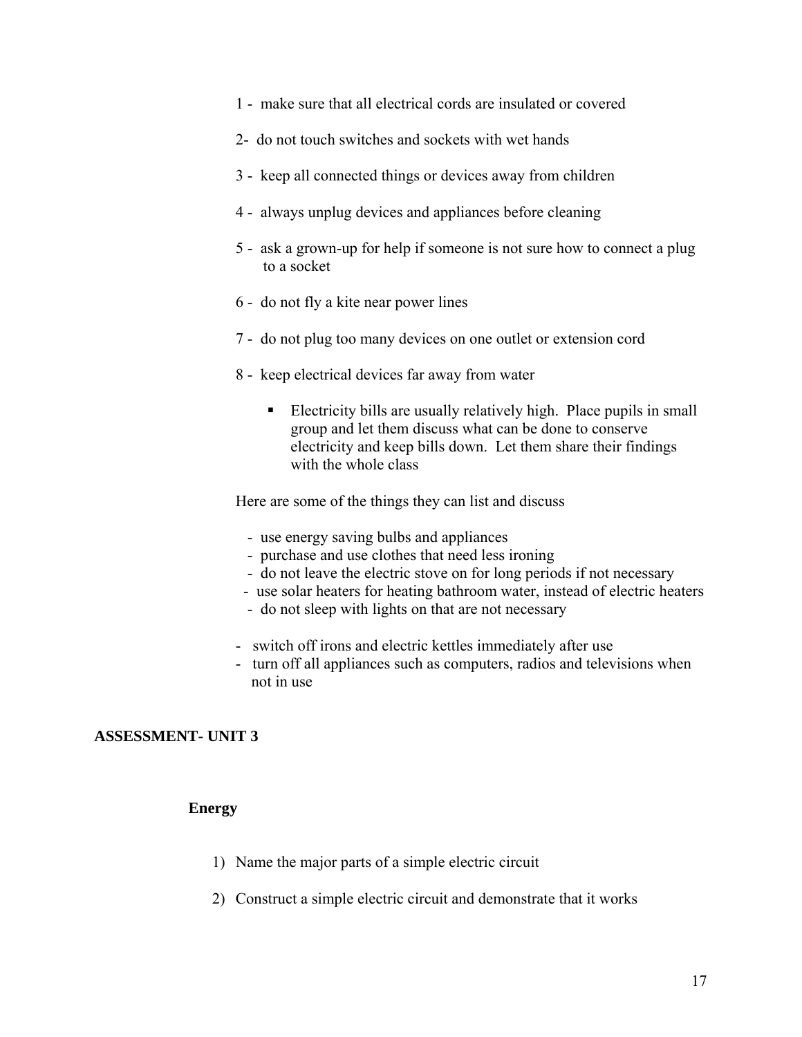1 - make sure that all electrical cords are insulated or covered

2- do not touch switches and sockets with wet hands

3 - keep all connected things or devices away from children

4 - always unplug devices and appliances before cleaning

5 - ask a grown-up for help if someone is not sure how to connect a plug to a socket

6 - do not fly a kite near power lines

7 - do not plug too many devices on one outlet or extension cord

8 - keep electrical devices far away from water

- Electricity bills are usually relatively high. Place pupils in small group and let them discuss what can be done to conserve electricity and keep bills down. Let them share their findings with the whole class

Here are some of the things they can list and discuss

- use energy saving bulbs and appliances
- purchase and use clothes that need less ironing
- do not leave the electric stove on for long periods if not necessary
- use solar heaters for heating bathroom water, instead of electric heaters
- do not sleep with lights on that are not necessary

- switch off irons and electric kettles immediately after use
- turn off all appliances such as computers, radios and televisions when not in use

## ASSESSMENT- UNIT 3

### Energy

1) Name the major parts of a simple electric circuit

2) Construct a simple electric circuit and demonstrate that it works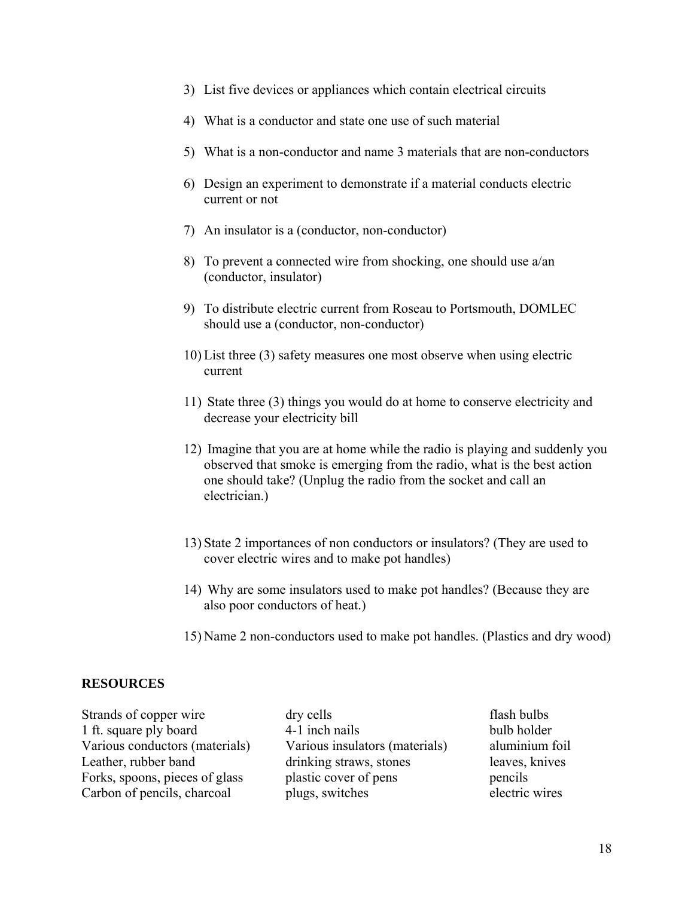3) List five devices or appliances which contain electrical circuits

4) What is a conductor and state one use of such material

5) What is a non-conductor and name 3 materials that are non-conductors

6) Design an experiment to demonstrate if a material conducts electric current or not

7) An insulator is a (conductor, non-conductor)

8) To prevent a connected wire from shocking, one should use a/an (conductor, insulator)

9) To distribute electric current from Roseau to Portsmouth, DOMLEC should use a (conductor, non-conductor)

10) List three (3) safety measures one most observe when using electric current

11) State three (3) things you would do at home to conserve electricity and decrease your electricity bill

12) Imagine that you are at home while the radio is playing and suddenly you observed that smoke is emerging from the radio, what is the best action one should take? (Unplug the radio from the socket and call an electrician.)

13) State 2 importances of non conductors or insulators? (They are used to cover electric wires and to make pot handles)

14) Why are some insulators used to make pot handles? (Because they are also poor conductors of heat.)

15) Name 2 non-conductors used to make pot handles. (Plastics and dry wood)

**RESOURCES**

| | | |
|---|---|---|
| Strands of copper wire | dry cells | flash bulbs |
| 1 ft. square ply board | 4-1 inch nails | bulb holder |
| Various conductors (materials) | Various insulators (materials) | aluminium foil |
| Leather, rubber band | drinking straws, stones | leaves, knives |
| Forks, spoons, pieces of glass | plastic cover of pens | pencils |
| Carbon of pencils, charcoal | plugs, switches | electric wires |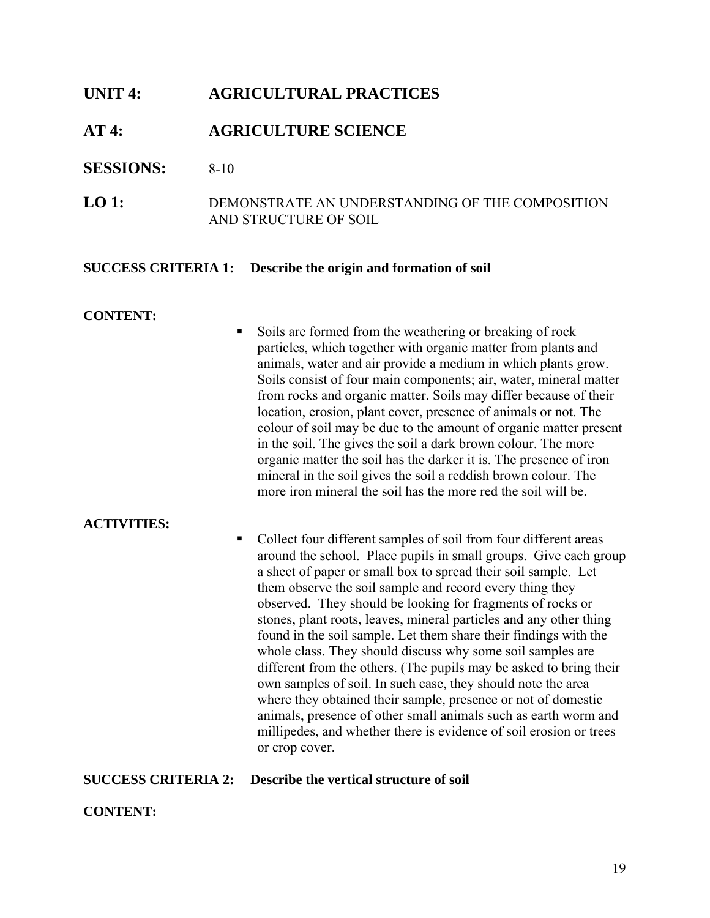# UNIT 4: AGRICULTURAL PRACTICES

## AT 4: AGRICULTURE SCIENCE

**SESSIONS:** 8-10

**LO 1:** DEMONSTRATE AN UNDERSTANDING OF THE COMPOSITION AND STRUCTURE OF SOIL

**SUCCESS CRITERIA 1: Describe the origin and formation of soil**

**CONTENT:**

- Soils are formed from the weathering or breaking of rock particles, which together with organic matter from plants and animals, water and air provide a medium in which plants grow. Soils consist of four main components; air, water, mineral matter from rocks and organic matter. Soils may differ because of their location, erosion, plant cover, presence of animals or not. The colour of soil may be due to the amount of organic matter present in the soil. The gives the soil a dark brown colour. The more organic matter the soil has the darker it is. The presence of iron mineral in the soil gives the soil a reddish brown colour. The more iron mineral the soil has the more red the soil will be.

**ACTIVITIES:**

- Collect four different samples of soil from four different areas around the school. Place pupils in small groups. Give each group a sheet of paper or small box to spread their soil sample. Let them observe the soil sample and record every thing they observed. They should be looking for fragments of rocks or stones, plant roots, leaves, mineral particles and any other thing found in the soil sample. Let them share their findings with the whole class. They should discuss why some soil samples are different from the others. (The pupils may be asked to bring their own samples of soil. In such case, they should note the area where they obtained their sample, presence or not of domestic animals, presence of other small animals such as earth worm and millipedes, and whether there is evidence of soil erosion or trees or crop cover.

**SUCCESS CRITERIA 2: Describe the vertical structure of soil**

**CONTENT:**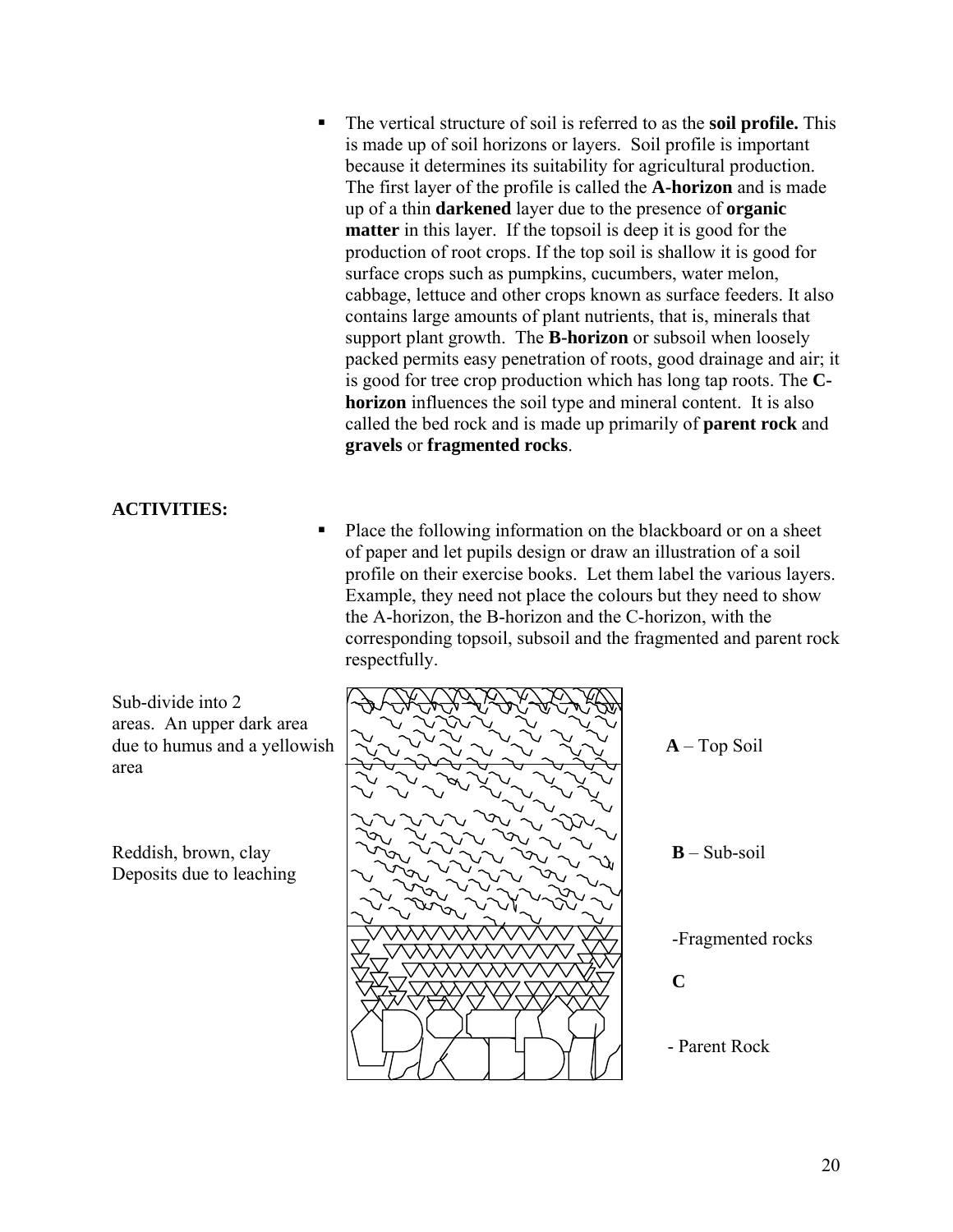- The vertical structure of soil is referred to as the **soil profile.** This is made up of soil horizons or layers. Soil profile is important because it determines its suitability for agricultural production. The first layer of the profile is called the **A-horizon** and is made up of a thin **darkened** layer due to the presence of **organic matter** in this layer. If the topsoil is deep it is good for the production of root crops. If the top soil is shallow it is good for surface crops such as pumpkins, cucumbers, water melon, cabbage, lettuce and other crops known as surface feeders. It also contains large amounts of plant nutrients, that is, minerals that support plant growth. The **B-horizon** or subsoil when loosely packed permits easy penetration of roots, good drainage and air; it is good for tree crop production which has long tap roots. The **C-horizon** influences the soil type and mineral content. It is also called the bed rock and is made up primarily of **parent rock** and **gravels** or **fragmented rocks**.

**ACTIVITIES:**

- Place the following information on the blackboard or on a sheet of paper and let pupils design or draw an illustration of a soil profile on their exercise books. Let them label the various layers. Example, they need not place the colours but they need to show the A-horizon, the B-horizon and the C-horizon, with the corresponding topsoil, subsoil and the fragmented and parent rock respectfully.

Sub-divide into 2 areas. An upper dark area due to humus and a yellowish area

**A** – Top Soil

Reddish, brown, clay Deposits due to leaching

**B** – Sub-soil

-Fragmented rocks

**C**

- Parent Rock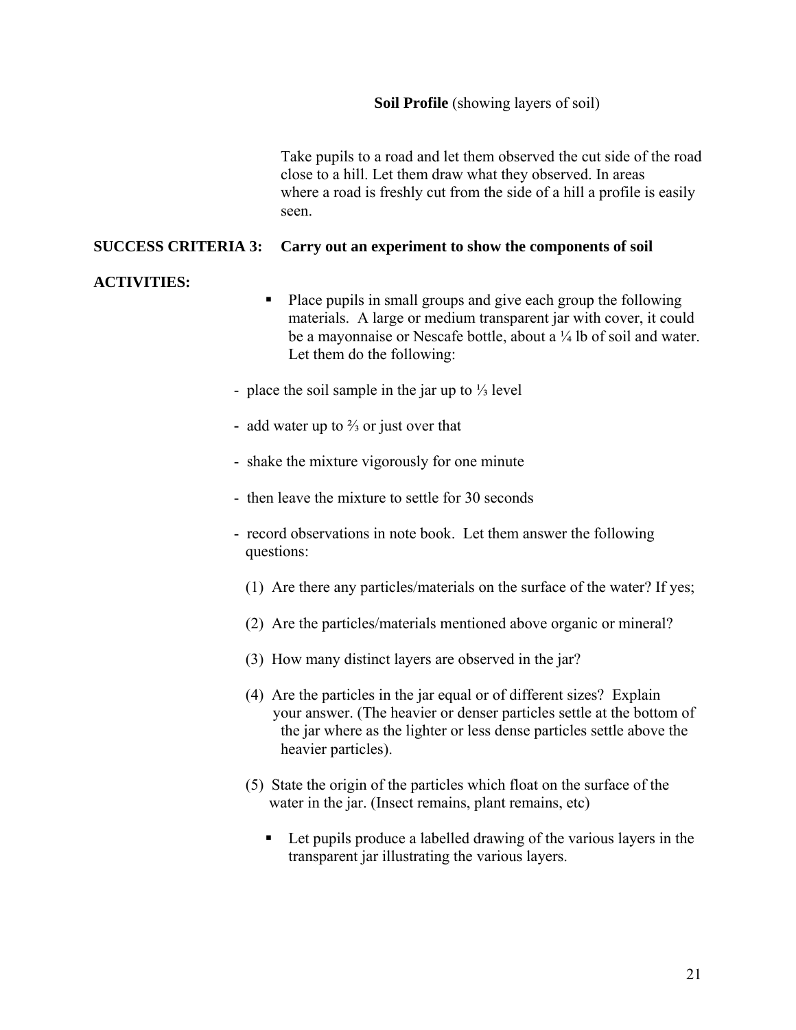**Soil Profile** (showing layers of soil)

Take pupils to a road and let them observed the cut side of the road close to a hill. Let them draw what they observed. In areas where a road is freshly cut from the side of a hill a profile is easily seen.

**SUCCESS CRITERIA 3: Carry out an experiment to show the components of soil**

**ACTIVITIES:**

- Place pupils in small groups and give each group the following materials. A large or medium transparent jar with cover, it could be a mayonnaise or Nescafe bottle, about a ¼ lb of soil and water. Let them do the following:

- place the soil sample in the jar up to ⅓ level
- add water up to ⅔ or just over that
- shake the mixture vigorously for one minute
- then leave the mixture to settle for 30 seconds
- record observations in note book. Let them answer the following questions:

  (1) Are there any particles/materials on the surface of the water? If yes;

  (2) Are the particles/materials mentioned above organic or mineral?

  (3) How many distinct layers are observed in the jar?

  (4) Are the particles in the jar equal or of different sizes? Explain your answer. (The heavier or denser particles settle at the bottom of the jar where as the lighter or less dense particles settle above the heavier particles).

  (5) State the origin of the particles which float on the surface of the water in the jar. (Insect remains, plant remains, etc)

- Let pupils produce a labelled drawing of the various layers in the transparent jar illustrating the various layers.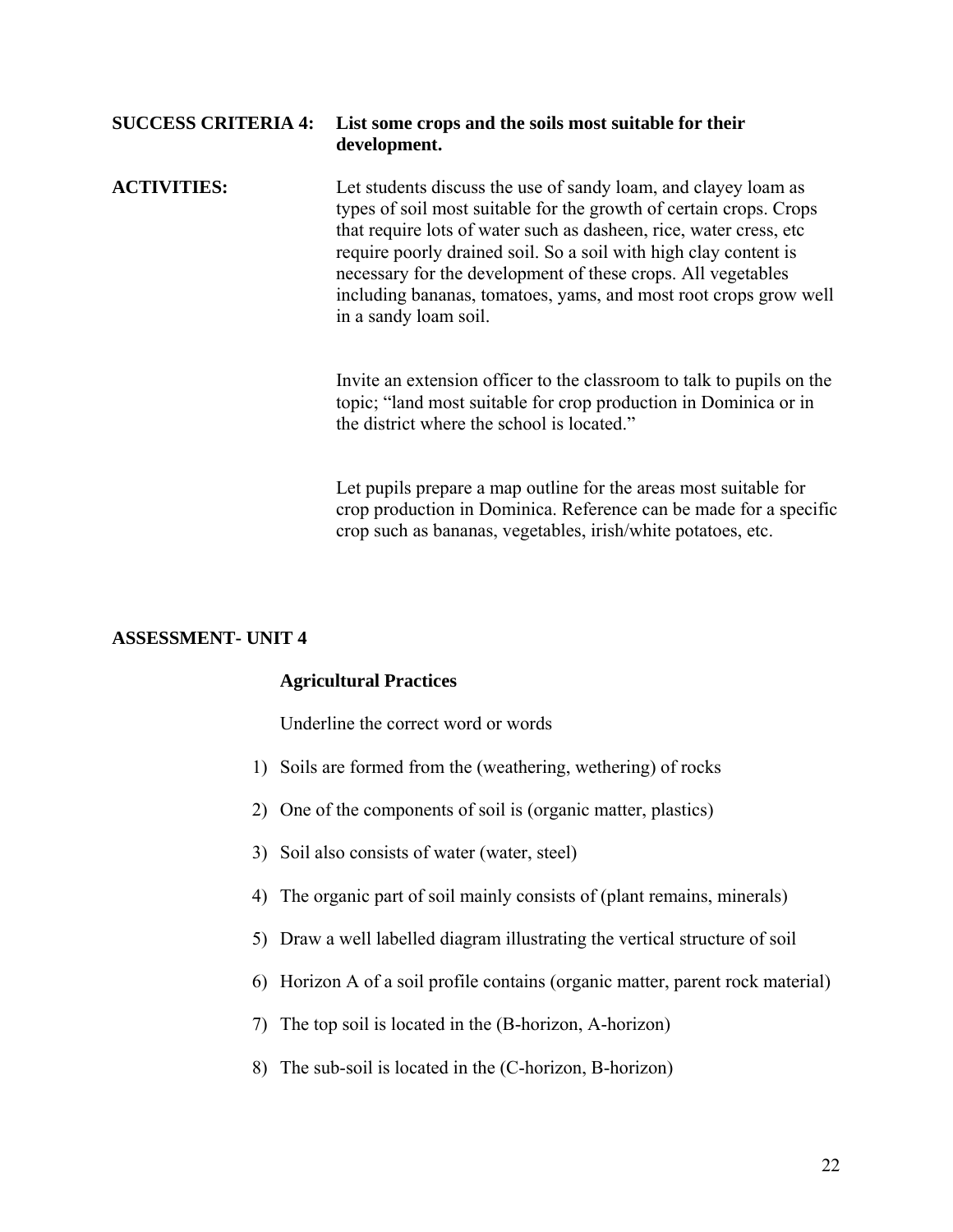**SUCCESS CRITERIA 4:** **List some crops and the soils most suitable for their development.**

**ACTIVITIES:** Let students discuss the use of sandy loam, and clayey loam as types of soil most suitable for the growth of certain crops. Crops that require lots of water such as dasheen, rice, water cress, etc require poorly drained soil. So a soil with high clay content is necessary for the development of these crops. All vegetables including bananas, tomatoes, yams, and most root crops grow well in a sandy loam soil.

Invite an extension officer to the classroom to talk to pupils on the topic; "land most suitable for crop production in Dominica or in the district where the school is located."

Let pupils prepare a map outline for the areas most suitable for crop production in Dominica. Reference can be made for a specific crop such as bananas, vegetables, irish/white potatoes, etc.

**ASSESSMENT- UNIT 4**

**Agricultural Practices**

Underline the correct word or words

1) Soils are formed from the (weathering, wethering) of rocks
2) One of the components of soil is (organic matter, plastics)
3) Soil also consists of water (water, steel)
4) The organic part of soil mainly consists of (plant remains, minerals)
5) Draw a well labelled diagram illustrating the vertical structure of soil
6) Horizon A of a soil profile contains (organic matter, parent rock material)
7) The top soil is located in the (B-horizon, A-horizon)
8) The sub-soil is located in the (C-horizon, B-horizon)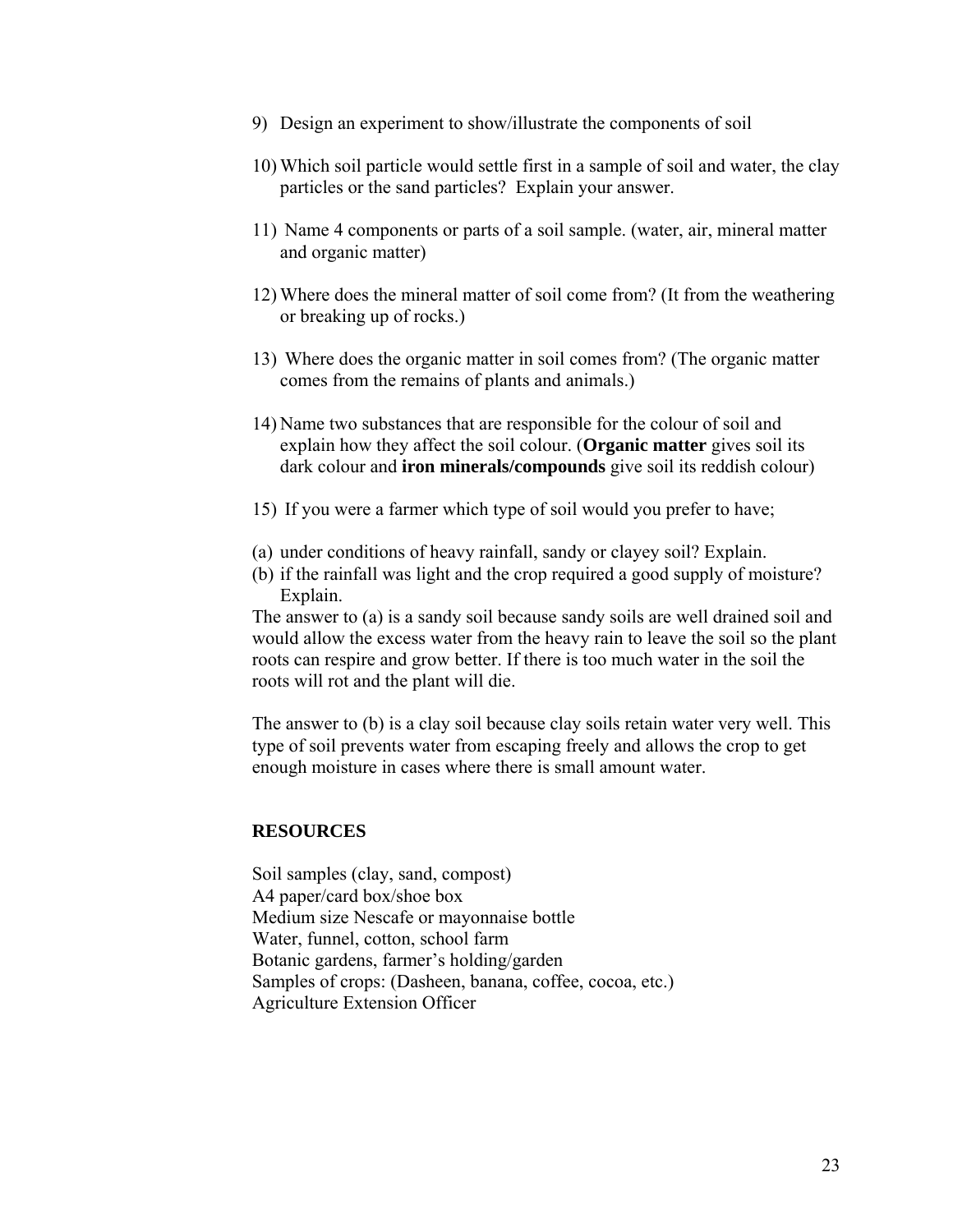9) Design an experiment to show/illustrate the components of soil

10) Which soil particle would settle first in a sample of soil and water, the clay particles or the sand particles? Explain your answer.

11) Name 4 components or parts of a soil sample. (water, air, mineral matter and organic matter)

12) Where does the mineral matter of soil come from? (It from the weathering or breaking up of rocks.)

13) Where does the organic matter in soil comes from? (The organic matter comes from the remains of plants and animals.)

14) Name two substances that are responsible for the colour of soil and explain how they affect the soil colour. (**Organic matter** gives soil its dark colour and **iron minerals/compounds** give soil its reddish colour)

15) If you were a farmer which type of soil would you prefer to have;

(a) under conditions of heavy rainfall, sandy or clayey soil? Explain.
(b) if the rainfall was light and the crop required a good supply of moisture? Explain.

The answer to (a) is a sandy soil because sandy soils are well drained soil and would allow the excess water from the heavy rain to leave the soil so the plant roots can respire and grow better. If there is too much water in the soil the roots will rot and the plant will die.

The answer to (b) is a clay soil because clay soils retain water very well. This type of soil prevents water from escaping freely and allows the crop to get enough moisture in cases where there is small amount water.

## RESOURCES

Soil samples (clay, sand, compost)
A4 paper/card box/shoe box
Medium size Nescafe or mayonnaise bottle
Water, funnel, cotton, school farm
Botanic gardens, farmer's holding/garden
Samples of crops: (Dasheen, banana, coffee, cocoa, etc.)
Agriculture Extension Officer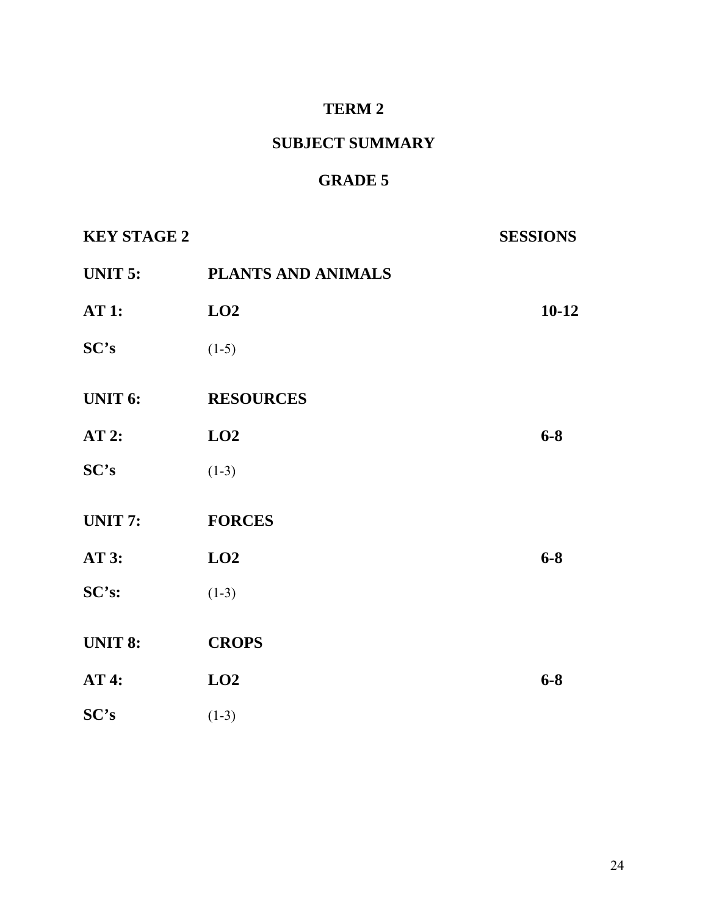# TERM 2

## SUBJECT SUMMARY

## GRADE 5

| **KEY STAGE 2** | | **SESSIONS** |
|---|---|---|
| **UNIT 5:** | **PLANTS AND ANIMALS** | |
| **AT 1:** | **LO2** | **10-12** |
| **SC's** | (1-5) | |
| **UNIT 6:** | **RESOURCES** | |
| **AT 2:** | **LO2** | **6-8** |
| **SC's** | (1-3) | |
| **UNIT 7:** | **FORCES** | |
| **AT 3:** | **LO2** | **6-8** |
| **SC's:** | (1-3) | |
| **UNIT 8:** | **CROPS** | |
| **AT 4:** | **LO2** | **6-8** |
| **SC's** | (1-3) | |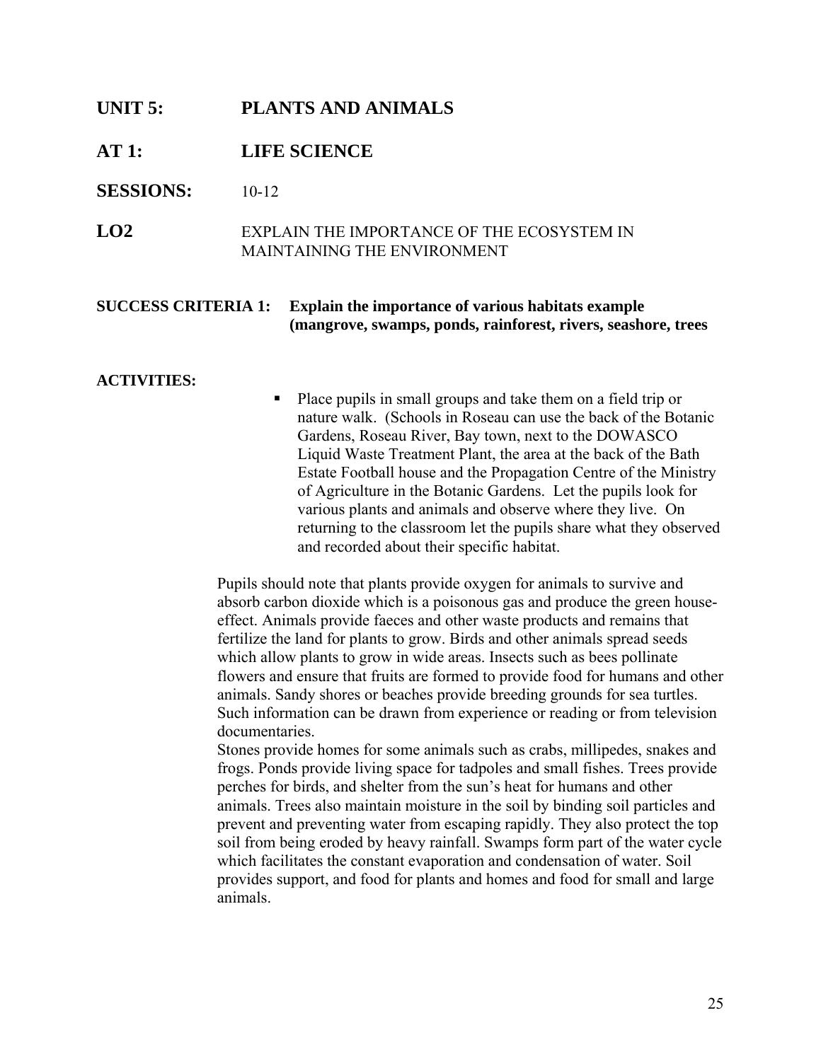**UNIT 5:** **PLANTS AND ANIMALS**

**AT 1:** **LIFE SCIENCE**

**SESSIONS:** 10-12

**LO2** EXPLAIN THE IMPORTANCE OF THE ECOSYSTEM IN MAINTAINING THE ENVIRONMENT

**SUCCESS CRITERIA 1:** **Explain the importance of various habitats example (mangrove, swamps, ponds, rainforest, rivers, seashore, trees**

**ACTIVITIES:**

- Place pupils in small groups and take them on a field trip or nature walk. (Schools in Roseau can use the back of the Botanic Gardens, Roseau River, Bay town, next to the DOWASCO Liquid Waste Treatment Plant, the area at the back of the Bath Estate Football house and the Propagation Centre of the Ministry of Agriculture in the Botanic Gardens. Let the pupils look for various plants and animals and observe where they live. On returning to the classroom let the pupils share what they observed and recorded about their specific habitat.

Pupils should note that plants provide oxygen for animals to survive and absorb carbon dioxide which is a poisonous gas and produce the green house-effect. Animals provide faeces and other waste products and remains that fertilize the land for plants to grow. Birds and other animals spread seeds which allow plants to grow in wide areas. Insects such as bees pollinate flowers and ensure that fruits are formed to provide food for humans and other animals. Sandy shores or beaches provide breeding grounds for sea turtles. Such information can be drawn from experience or reading or from television documentaries.

Stones provide homes for some animals such as crabs, millipedes, snakes and frogs. Ponds provide living space for tadpoles and small fishes. Trees provide perches for birds, and shelter from the sun's heat for humans and other animals. Trees also maintain moisture in the soil by binding soil particles and prevent and preventing water from escaping rapidly. They also protect the top soil from being eroded by heavy rainfall. Swamps form part of the water cycle which facilitates the constant evaporation and condensation of water. Soil provides support, and food for plants and homes and food for small and large animals.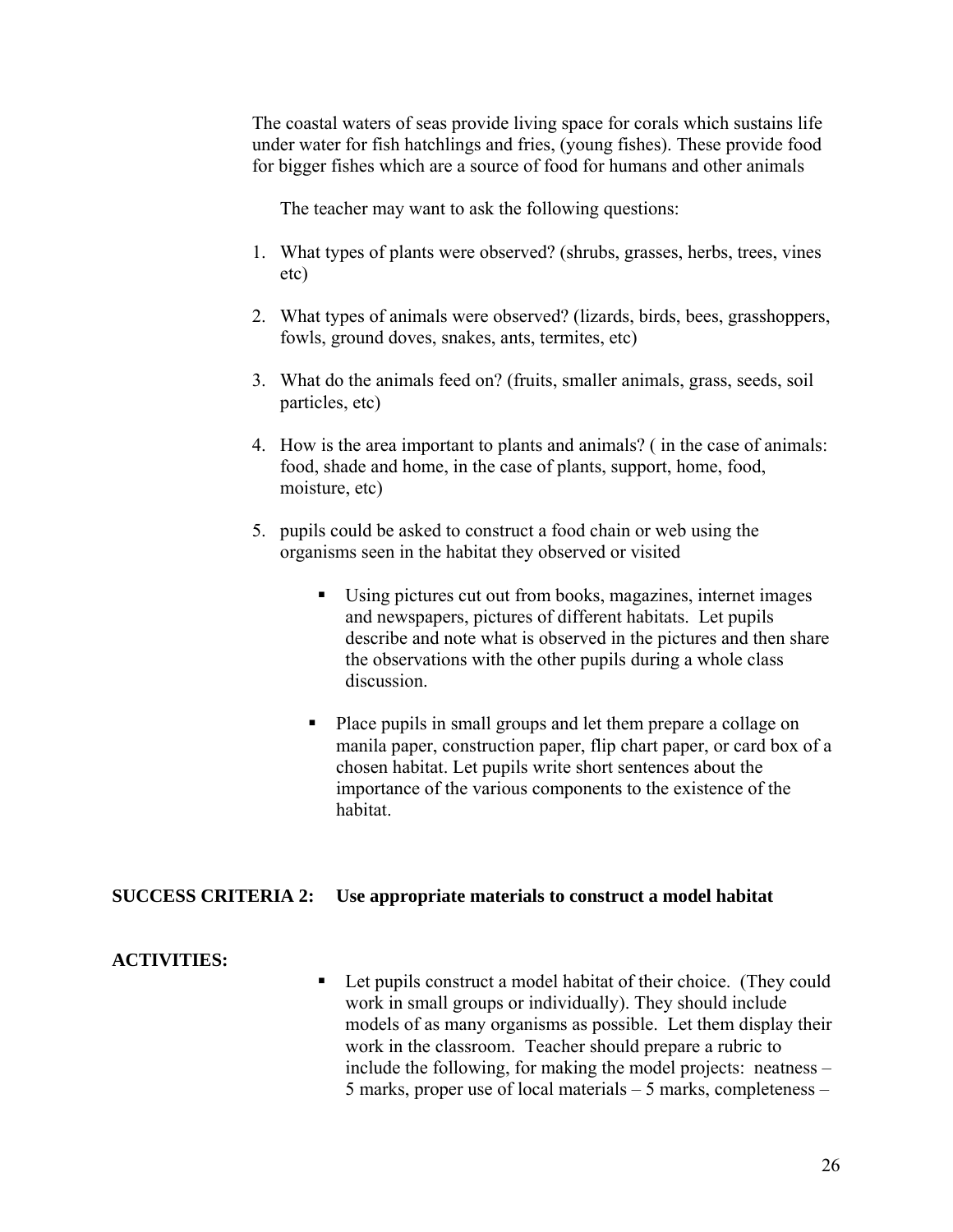The coastal waters of seas provide living space for corals which sustains life under water for fish hatchlings and fries, (young fishes). These provide food for bigger fishes which are a source of food for humans and other animals

The teacher may want to ask the following questions:

1. What types of plants were observed? (shrubs, grasses, herbs, trees, vines etc)

2. What types of animals were observed? (lizards, birds, bees, grasshoppers, fowls, ground doves, snakes, ants, termites, etc)

3. What do the animals feed on? (fruits, smaller animals, grass, seeds, soil particles, etc)

4. How is the area important to plants and animals? ( in the case of animals: food, shade and home, in the case of plants, support, home, food, moisture, etc)

5. pupils could be asked to construct a food chain or web using the organisms seen in the habitat they observed or visited

   - Using pictures cut out from books, magazines, internet images and newspapers, pictures of different habitats. Let pupils describe and note what is observed in the pictures and then share the observations with the other pupils during a whole class discussion.

- Place pupils in small groups and let them prepare a collage on manila paper, construction paper, flip chart paper, or card box of a chosen habitat. Let pupils write short sentences about the importance of the various components to the existence of the habitat.

**SUCCESS CRITERIA 2: Use appropriate materials to construct a model habitat**

**ACTIVITIES:**

- Let pupils construct a model habitat of their choice. (They could work in small groups or individually). They should include models of as many organisms as possible. Let them display their work in the classroom. Teacher should prepare a rubric to include the following, for making the model projects: neatness – 5 marks, proper use of local materials – 5 marks, completeness –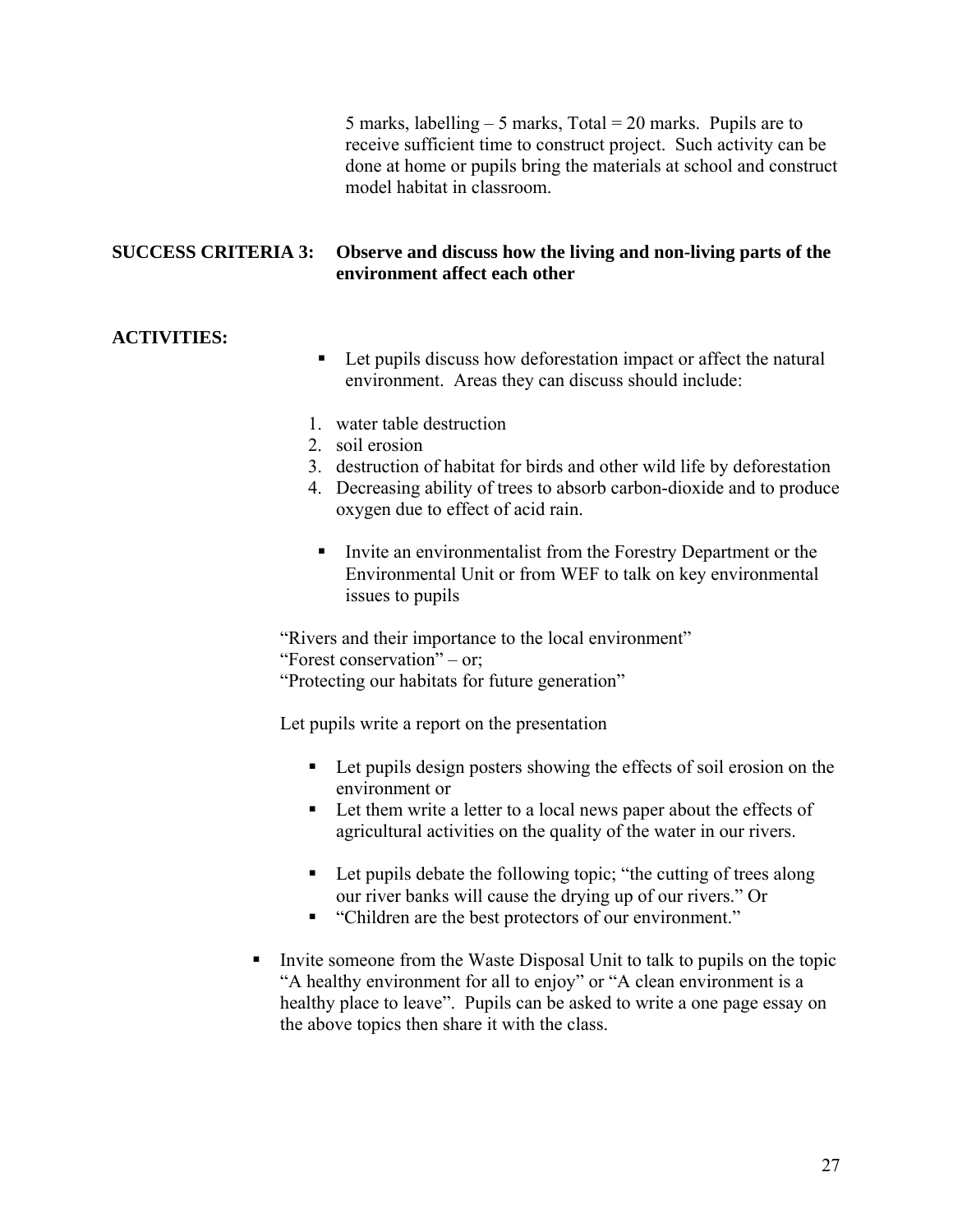5 marks, labelling – 5 marks, Total = 20 marks. Pupils are to receive sufficient time to construct project. Such activity can be done at home or pupils bring the materials at school and construct model habitat in classroom.

**SUCCESS CRITERIA 3: Observe and discuss how the living and non-living parts of the environment affect each other**

**ACTIVITIES:**

- Let pupils discuss how deforestation impact or affect the natural environment. Areas they can discuss should include:

1. water table destruction
2. soil erosion
3. destruction of habitat for birds and other wild life by deforestation
4. Decreasing ability of trees to absorb carbon-dioxide and to produce oxygen due to effect of acid rain.

- Invite an environmentalist from the Forestry Department or the Environmental Unit or from WEF to talk on key environmental issues to pupils

"Rivers and their importance to the local environment"
"Forest conservation" – or;
"Protecting our habitats for future generation"

Let pupils write a report on the presentation

- Let pupils design posters showing the effects of soil erosion on the environment or
- Let them write a letter to a local news paper about the effects of agricultural activities on the quality of the water in our rivers.

- Let pupils debate the following topic; "the cutting of trees along our river banks will cause the drying up of our rivers." Or
- "Children are the best protectors of our environment."

- Invite someone from the Waste Disposal Unit to talk to pupils on the topic "A healthy environment for all to enjoy" or "A clean environment is a healthy place to leave". Pupils can be asked to write a one page essay on the above topics then share it with the class.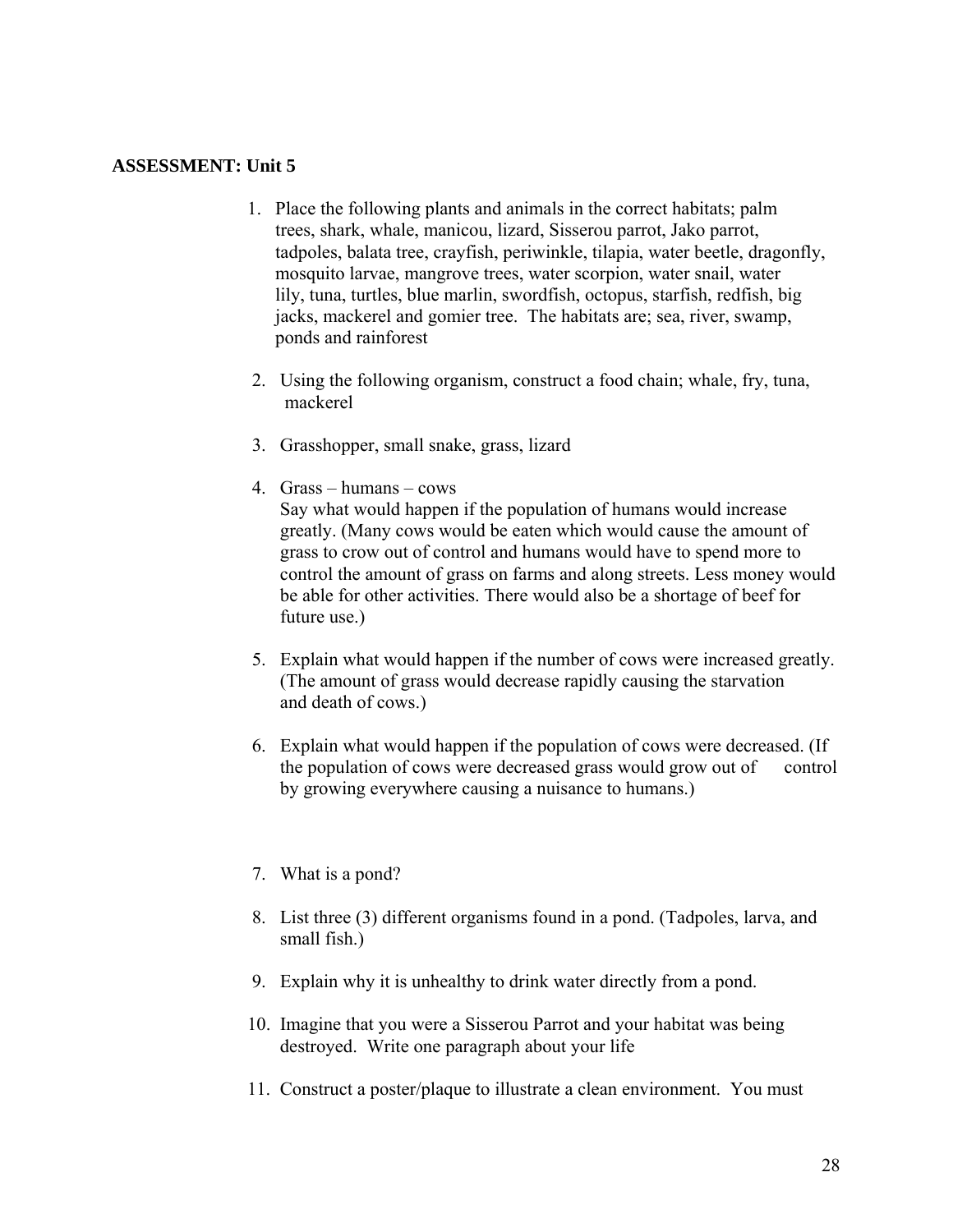**ASSESSMENT: Unit 5**

1. Place the following plants and animals in the correct habitats; palm trees, shark, whale, manicou, lizard, Sisserou parrot, Jako parrot, tadpoles, balata tree, crayfish, periwinkle, tilapia, water beetle, dragonfly, mosquito larvae, mangrove trees, water scorpion, water snail, water lily, tuna, turtles, blue marlin, swordfish, octopus, starfish, redfish, big jacks, mackerel and gomier tree. The habitats are; sea, river, swamp, ponds and rainforest

2. Using the following organism, construct a food chain; whale, fry, tuna, mackerel

3. Grasshopper, small snake, grass, lizard

4. Grass – humans – cows
   Say what would happen if the population of humans would increase greatly. (Many cows would be eaten which would cause the amount of grass to crow out of control and humans would have to spend more to control the amount of grass on farms and along streets. Less money would be able for other activities. There would also be a shortage of beef for future use.)

5. Explain what would happen if the number of cows were increased greatly. (The amount of grass would decrease rapidly causing the starvation and death of cows.)

6. Explain what would happen if the population of cows were decreased. (If the population of cows were decreased grass would grow out of control by growing everywhere causing a nuisance to humans.)

7. What is a pond?

8. List three (3) different organisms found in a pond. (Tadpoles, larva, and small fish.)

9. Explain why it is unhealthy to drink water directly from a pond.

10. Imagine that you were a Sisserou Parrot and your habitat was being destroyed. Write one paragraph about your life

11. Construct a poster/plaque to illustrate a clean environment. You must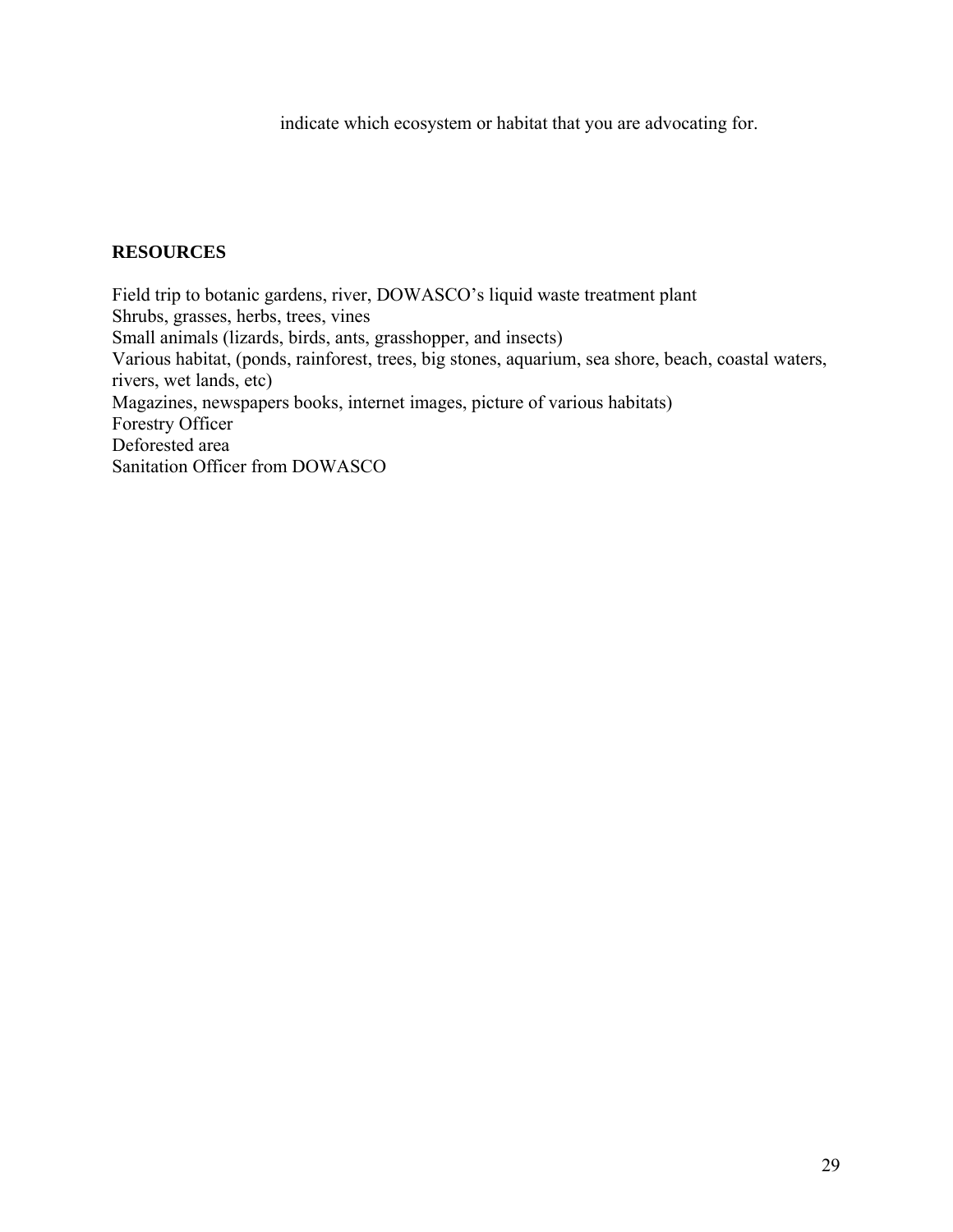indicate which ecosystem or habitat that you are advocating for.

**RESOURCES**

Field trip to botanic gardens, river, DOWASCO's liquid waste treatment plant
Shrubs, grasses, herbs, trees, vines
Small animals (lizards, birds, ants, grasshopper, and insects)
Various habitat, (ponds, rainforest, trees, big stones, aquarium, sea shore, beach, coastal waters, rivers, wet lands, etc)
Magazines, newspapers books, internet images, picture of various habitats)
Forestry Officer
Deforested area
Sanitation Officer from DOWASCO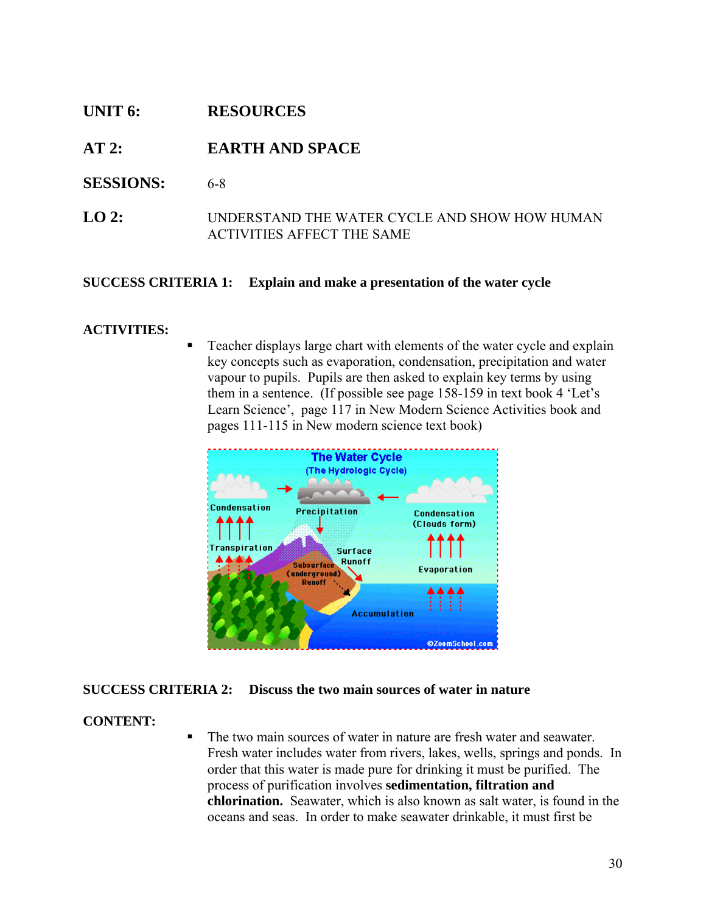**UNIT 6:** **RESOURCES**

**AT 2:** **EARTH AND SPACE**

**SESSIONS:** 6-8

**LO 2:** UNDERSTAND THE WATER CYCLE AND SHOW HOW HUMAN ACTIVITIES AFFECT THE SAME

**SUCCESS CRITERIA 1: Explain and make a presentation of the water cycle**

**ACTIVITIES:**

- Teacher displays large chart with elements of the water cycle and explain key concepts such as evaporation, condensation, precipitation and water vapour to pupils. Pupils are then asked to explain key terms by using them in a sentence. (If possible see page 158-159 in text book 4 'Let's Learn Science', page 117 in New Modern Science Activities book and pages 111-115 in New modern science text book)

**SUCCESS CRITERIA 2: Discuss the two main sources of water in nature**

**CONTENT:**

- The two main sources of water in nature are fresh water and seawater. Fresh water includes water from rivers, lakes, wells, springs and ponds. In order that this water is made pure for drinking it must be purified. The process of purification involves **sedimentation, filtration and chlorination.** Seawater, which is also known as salt water, is found in the oceans and seas. In order to make seawater drinkable, it must first be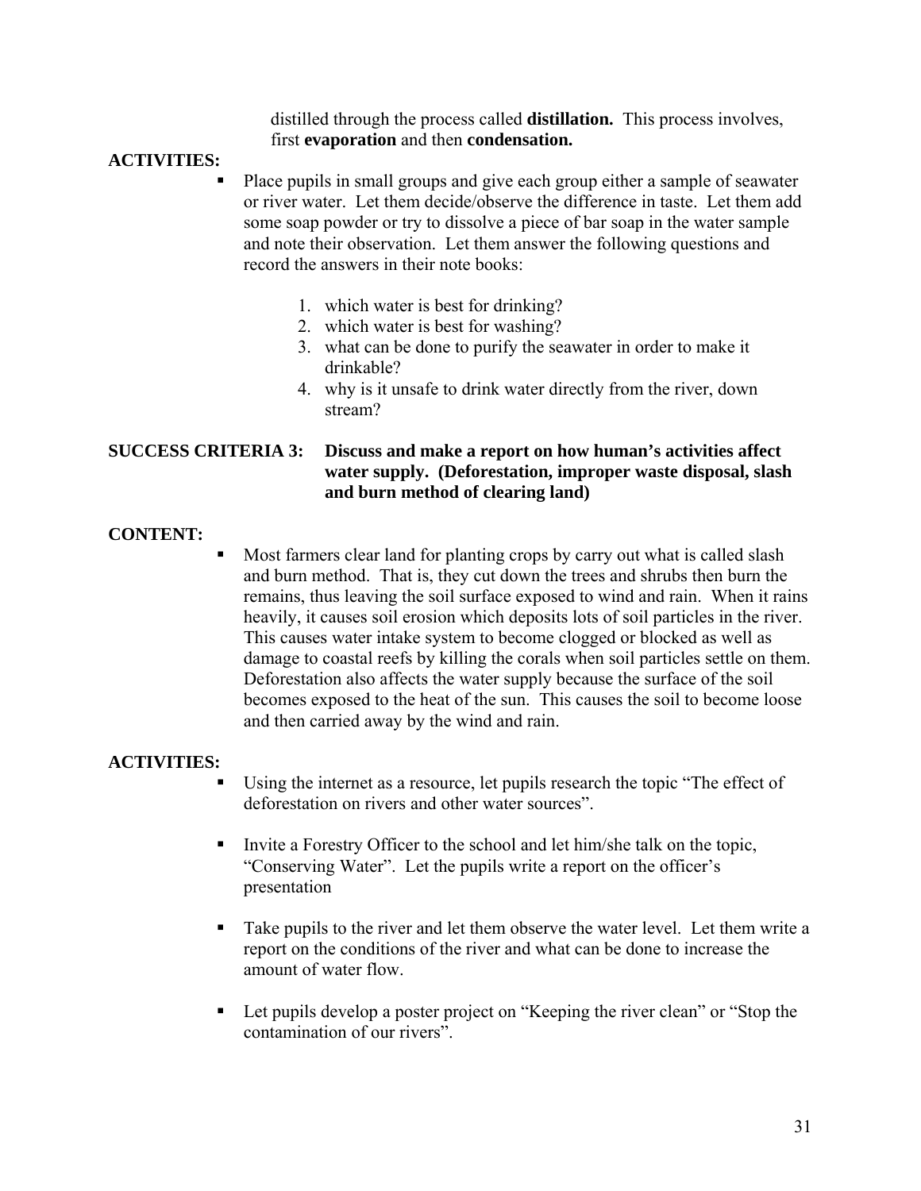distilled through the process called **distillation.** This process involves, first **evaporation** and then **condensation.**

**ACTIVITIES:**

- Place pupils in small groups and give each group either a sample of seawater or river water. Let them decide/observe the difference in taste. Let them add some soap powder or try to dissolve a piece of bar soap in the water sample and note their observation. Let them answer the following questions and record the answers in their note books:

  1. which water is best for drinking?
  2. which water is best for washing?
  3. what can be done to purify the seawater in order to make it drinkable?
  4. why is it unsafe to drink water directly from the river, down stream?

**SUCCESS CRITERIA 3: Discuss and make a report on how human's activities affect water supply. (Deforestation, improper waste disposal, slash and burn method of clearing land)**

**CONTENT:**

- Most farmers clear land for planting crops by carry out what is called slash and burn method. That is, they cut down the trees and shrubs then burn the remains, thus leaving the soil surface exposed to wind and rain. When it rains heavily, it causes soil erosion which deposits lots of soil particles in the river. This causes water intake system to become clogged or blocked as well as damage to coastal reefs by killing the corals when soil particles settle on them. Deforestation also affects the water supply because the surface of the soil becomes exposed to the heat of the sun. This causes the soil to become loose and then carried away by the wind and rain.

**ACTIVITIES:**

- Using the internet as a resource, let pupils research the topic "The effect of deforestation on rivers and other water sources".

- Invite a Forestry Officer to the school and let him/she talk on the topic, "Conserving Water". Let the pupils write a report on the officer's presentation

- Take pupils to the river and let them observe the water level. Let them write a report on the conditions of the river and what can be done to increase the amount of water flow.

- Let pupils develop a poster project on "Keeping the river clean" or "Stop the contamination of our rivers".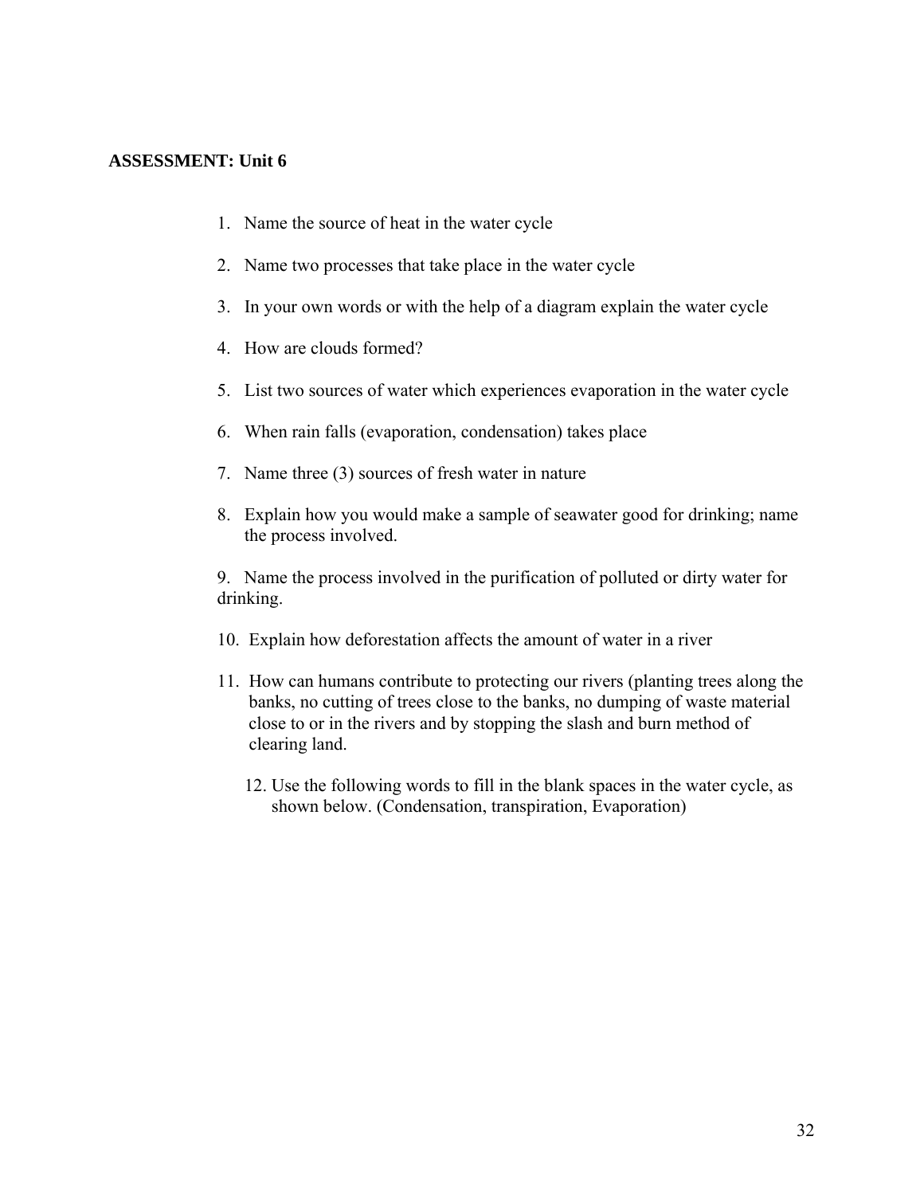**ASSESSMENT: Unit 6**

1. Name the source of heat in the water cycle
2. Name two processes that take place in the water cycle
3. In your own words or with the help of a diagram explain the water cycle
4. How are clouds formed?
5. List two sources of water which experiences evaporation in the water cycle
6. When rain falls (evaporation, condensation) takes place
7. Name three (3) sources of fresh water in nature
8. Explain how you would make a sample of seawater good for drinking; name the process involved.
9. Name the process involved in the purification of polluted or dirty water for drinking.
10. Explain how deforestation affects the amount of water in a river
11. How can humans contribute to protecting our rivers (planting trees along the banks, no cutting of trees close to the banks, no dumping of waste material close to or in the rivers and by stopping the slash and burn method of clearing land.
12. Use the following words to fill in the blank spaces in the water cycle, as shown below. (Condensation, transpiration, Evaporation)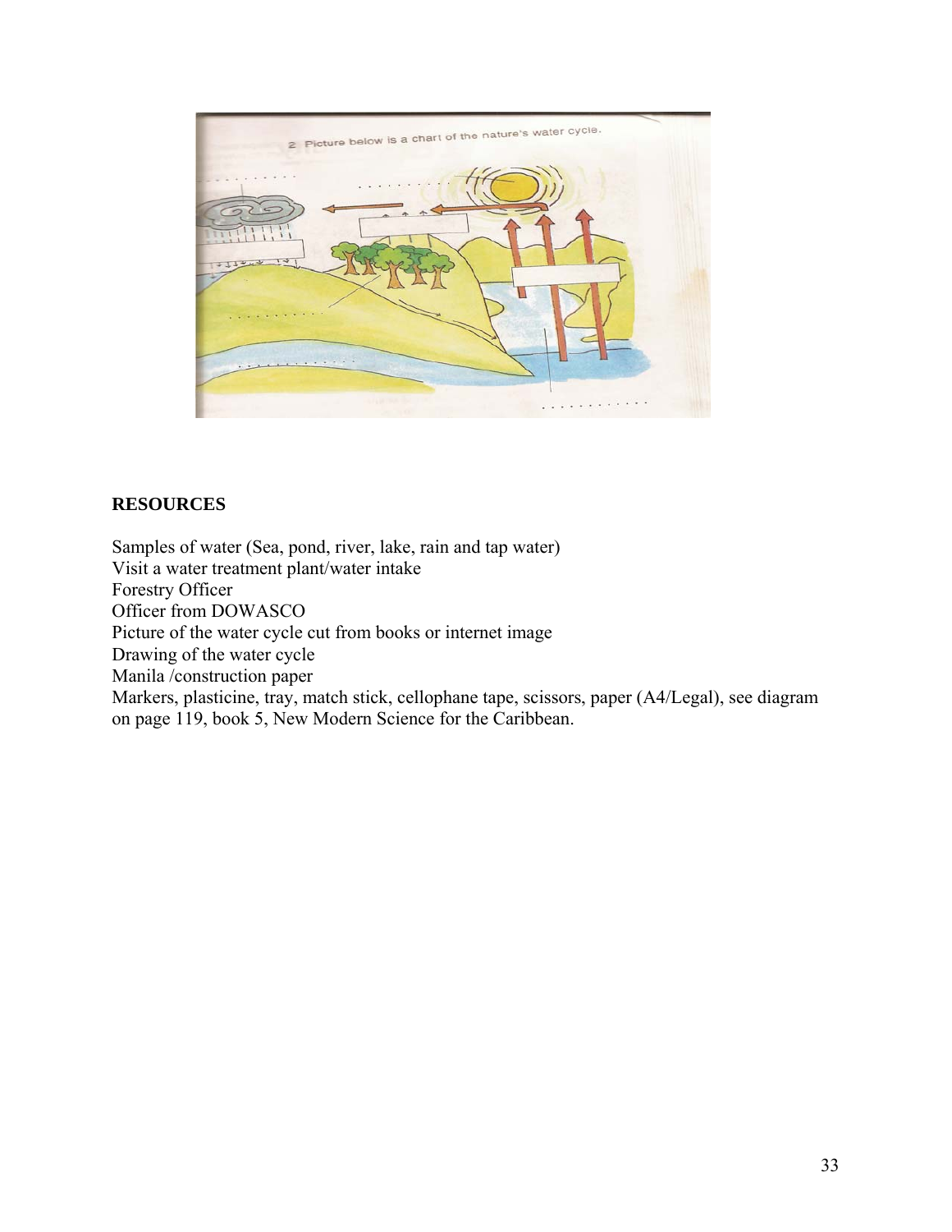## RESOURCES

Samples of water (Sea, pond, river, lake, rain and tap water)
Visit a water treatment plant/water intake
Forestry Officer
Officer from DOWASCO
Picture of the water cycle cut from books or internet image
Drawing of the water cycle
Manila /construction paper
Markers, plasticine, tray, match stick, cellophane tape, scissors, paper (A4/Legal), see diagram on page 119, book 5, New Modern Science for the Caribbean.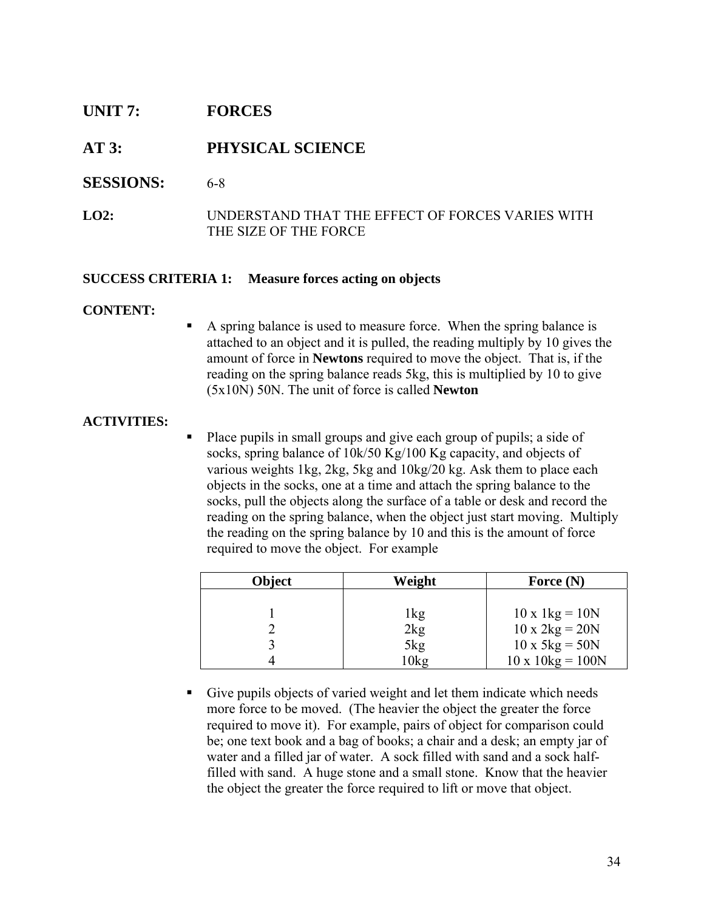## UNIT 7: FORCES

## AT 3: PHYSICAL SCIENCE

## SESSIONS: 6-8

**LO2:** UNDERSTAND THAT THE EFFECT OF FORCES VARIES WITH THE SIZE OF THE FORCE

**SUCCESS CRITERIA 1: Measure forces acting on objects**

**CONTENT:**

- A spring balance is used to measure force. When the spring balance is attached to an object and it is pulled, the reading multiply by 10 gives the amount of force in **Newtons** required to move the object. That is, if the reading on the spring balance reads 5kg, this is multiplied by 10 to give (5x10N) 50N. The unit of force is called **Newton**

**ACTIVITIES:**

- Place pupils in small groups and give each group of pupils; a side of socks, spring balance of 10k/50 Kg/100 Kg capacity, and objects of various weights 1kg, 2kg, 5kg and 10kg/20 kg. Ask them to place each objects in the socks, one at a time and attach the spring balance to the socks, pull the objects along the surface of a table or desk and record the reading on the spring balance, when the object just start moving. Multiply the reading on the spring balance by 10 and this is the amount of force required to move the object. For example

| Object | Weight | Force (N) |
|---|---|---|
| 1 | 1kg | 10 x 1kg = 10N |
| 2 | 2kg | 10 x 2kg = 20N |
| 3 | 5kg | 10 x 5kg = 50N |
| 4 | 10kg | 10 x 10kg = 100N |

- Give pupils objects of varied weight and let them indicate which needs more force to be moved. (The heavier the object the greater the force required to move it). For example, pairs of object for comparison could be; one text book and a bag of books; a chair and a desk; an empty jar of water and a filled jar of water. A sock filled with sand and a sock half-filled with sand. A huge stone and a small stone. Know that the heavier the object the greater the force required to lift or move that object.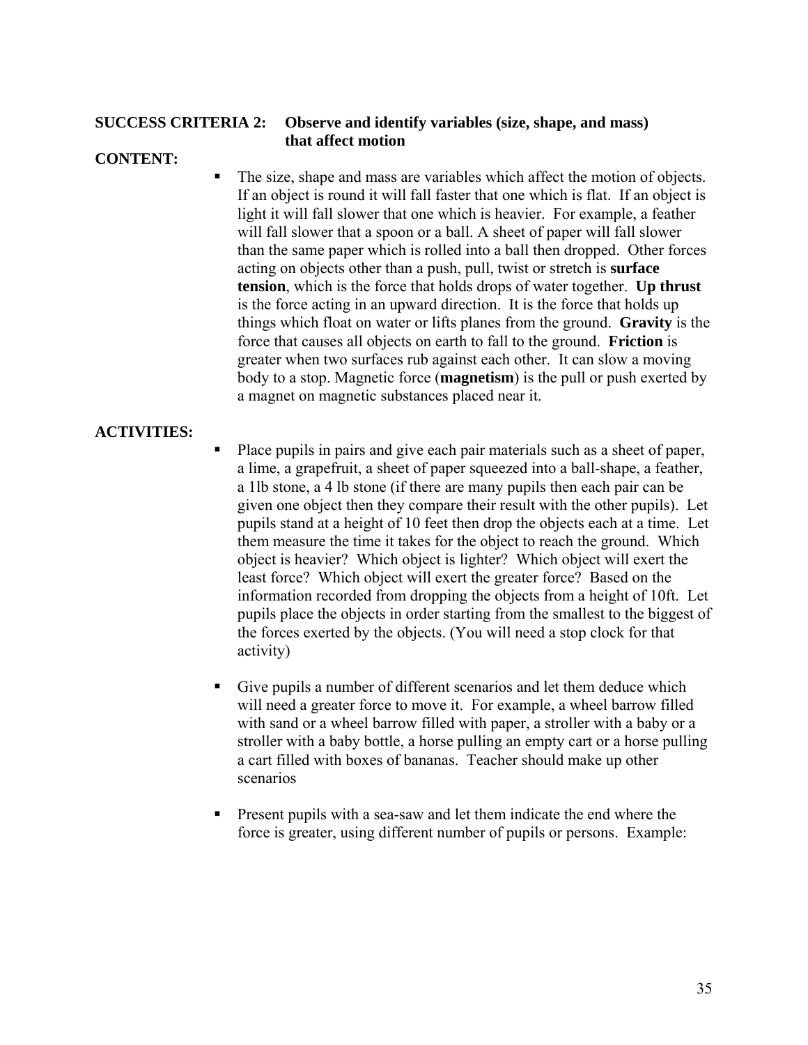**SUCCESS CRITERIA 2: Observe and identify variables (size, shape, and mass) that affect motion**

**CONTENT:**

- The size, shape and mass are variables which affect the motion of objects. If an object is round it will fall faster that one which is flat. If an object is light it will fall slower that one which is heavier. For example, a feather will fall slower that a spoon or a ball. A sheet of paper will fall slower than the same paper which is rolled into a ball then dropped. Other forces acting on objects other than a push, pull, twist or stretch is **surface tension**, which is the force that holds drops of water together. **Up thrust** is the force acting in an upward direction. It is the force that holds up things which float on water or lifts planes from the ground. **Gravity** is the force that causes all objects on earth to fall to the ground. **Friction** is greater when two surfaces rub against each other. It can slow a moving body to a stop. Magnetic force (**magnetism**) is the pull or push exerted by a magnet on magnetic substances placed near it.

**ACTIVITIES:**

- Place pupils in pairs and give each pair materials such as a sheet of paper, a lime, a grapefruit, a sheet of paper squeezed into a ball-shape, a feather, a 1lb stone, a 4 lb stone (if there are many pupils then each pair can be given one object then they compare their result with the other pupils). Let pupils stand at a height of 10 feet then drop the objects each at a time. Let them measure the time it takes for the object to reach the ground. Which object is heavier? Which object is lighter? Which object will exert the least force? Which object will exert the greater force? Based on the information recorded from dropping the objects from a height of 10ft. Let pupils place the objects in order starting from the smallest to the biggest of the forces exerted by the objects. (You will need a stop clock for that activity)

- Give pupils a number of different scenarios and let them deduce which will need a greater force to move it. For example, a wheel barrow filled with sand or a wheel barrow filled with paper, a stroller with a baby or a stroller with a baby bottle, a horse pulling an empty cart or a horse pulling a cart filled with boxes of bananas. Teacher should make up other scenarios

- Present pupils with a sea-saw and let them indicate the end where the force is greater, using different number of pupils or persons. Example: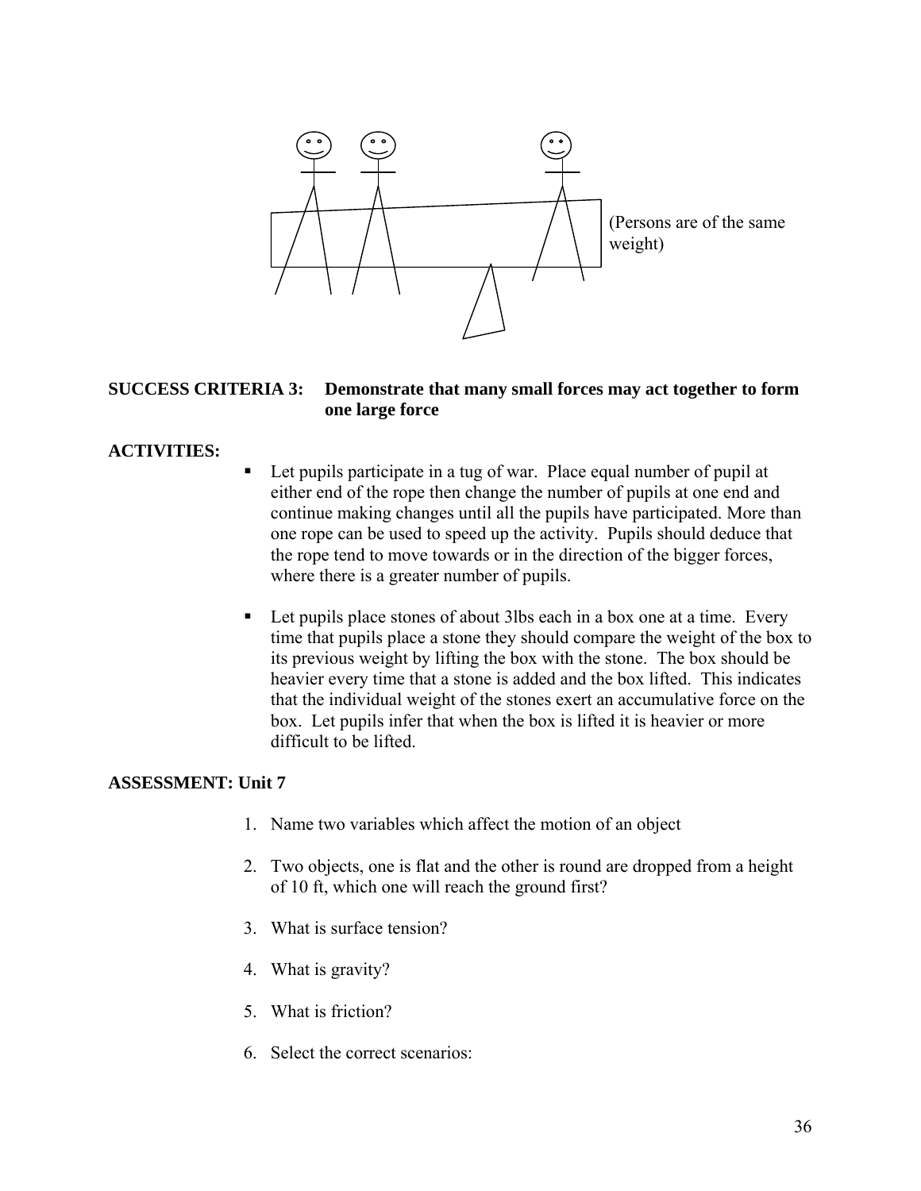(Persons are of the same weight)

**SUCCESS CRITERIA 3: Demonstrate that many small forces may act together to form one large force**

**ACTIVITIES:**

- Let pupils participate in a tug of war. Place equal number of pupil at either end of the rope then change the number of pupils at one end and continue making changes until all the pupils have participated. More than one rope can be used to speed up the activity. Pupils should deduce that the rope tend to move towards or in the direction of the bigger forces, where there is a greater number of pupils.

- Let pupils place stones of about 3lbs each in a box one at a time. Every time that pupils place a stone they should compare the weight of the box to its previous weight by lifting the box with the stone. The box should be heavier every time that a stone is added and the box lifted. This indicates that the individual weight of the stones exert an accumulative force on the box. Let pupils infer that when the box is lifted it is heavier or more difficult to be lifted.

**ASSESSMENT: Unit 7**

1. Name two variables which affect the motion of an object
2. Two objects, one is flat and the other is round are dropped from a height of 10 ft, which one will reach the ground first?
3. What is surface tension?
4. What is gravity?
5. What is friction?
6. Select the correct scenarios: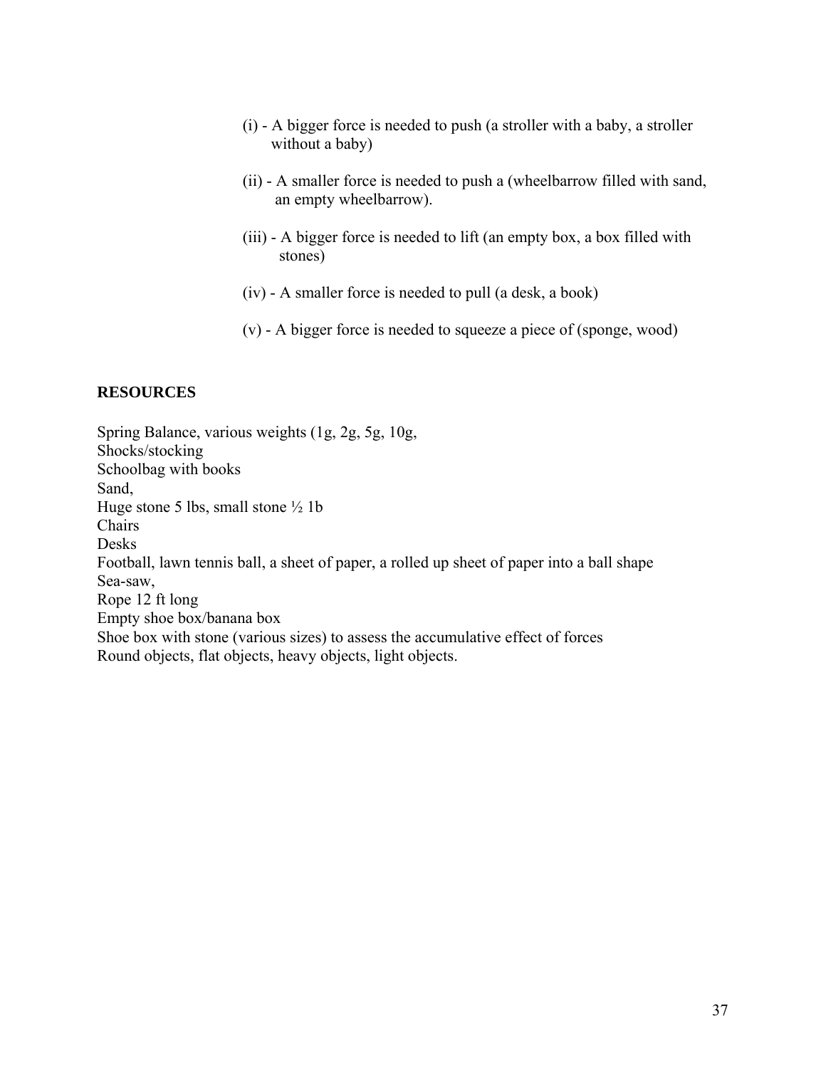(i) - A bigger force is needed to push (a stroller with a baby, a stroller without a baby)

(ii) - A smaller force is needed to push a (wheelbarrow filled with sand, an empty wheelbarrow).

(iii) - A bigger force is needed to lift (an empty box, a box filled with stones)

(iv) - A smaller force is needed to pull (a desk, a book)

(v) - A bigger force is needed to squeeze a piece of (sponge, wood)

**RESOURCES**

Spring Balance, various weights (1g, 2g, 5g, 10g,
Shocks/stocking
Schoolbag with books
Sand,
Huge stone 5 lbs, small stone ½ 1b
Chairs
Desks
Football, lawn tennis ball, a sheet of paper, a rolled up sheet of paper into a ball shape
Sea-saw,
Rope 12 ft long
Empty shoe box/banana box
Shoe box with stone (various sizes) to assess the accumulative effect of forces
Round objects, flat objects, heavy objects, light objects.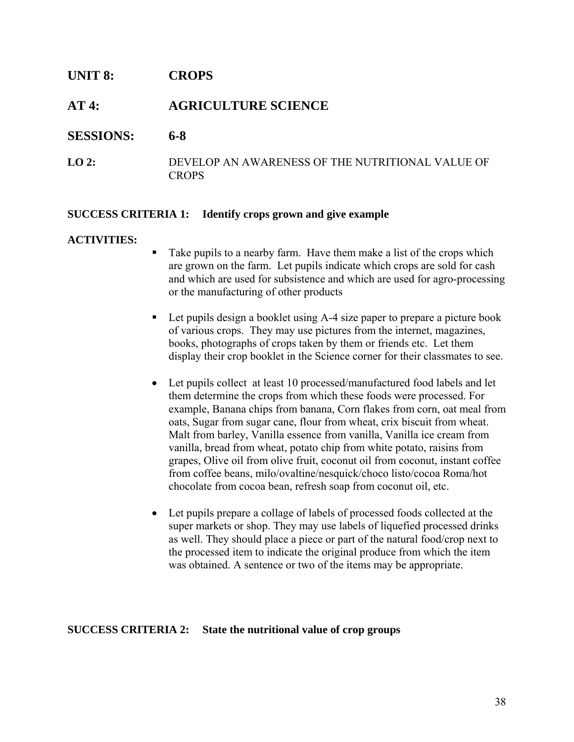**UNIT 8:** **CROPS**

**AT 4:** **AGRICULTURE SCIENCE**

**SESSIONS:** **6-8**

**LO 2:** DEVELOP AN AWARENESS OF THE NUTRITIONAL VALUE OF CROPS

**SUCCESS CRITERIA 1: Identify crops grown and give example**

**ACTIVITIES:**

- Take pupils to a nearby farm. Have them make a list of the crops which are grown on the farm. Let pupils indicate which crops are sold for cash and which are used for subsistence and which are used for agro-processing or the manufacturing of other products

- Let pupils design a booklet using A-4 size paper to prepare a picture book of various crops. They may use pictures from the internet, magazines, books, photographs of crops taken by them or friends etc. Let them display their crop booklet in the Science corner for their classmates to see.

- Let pupils collect at least 10 processed/manufactured food labels and let them determine the crops from which these foods were processed. For example, Banana chips from banana, Corn flakes from corn, oat meal from oats, Sugar from sugar cane, flour from wheat, crix biscuit from wheat. Malt from barley, Vanilla essence from vanilla, Vanilla ice cream from vanilla, bread from wheat, potato chip from white potato, raisins from grapes, Olive oil from olive fruit, coconut oil from coconut, instant coffee from coffee beans, milo/ovaltine/nesquick/choco listo/cocoa Roma/hot chocolate from cocoa bean, refresh soap from coconut oil, etc.

- Let pupils prepare a collage of labels of processed foods collected at the super markets or shop. They may use labels of liquefied processed drinks as well. They should place a piece or part of the natural food/crop next to the processed item to indicate the original produce from which the item was obtained. A sentence or two of the items may be appropriate.

**SUCCESS CRITERIA 2: State the nutritional value of crop groups**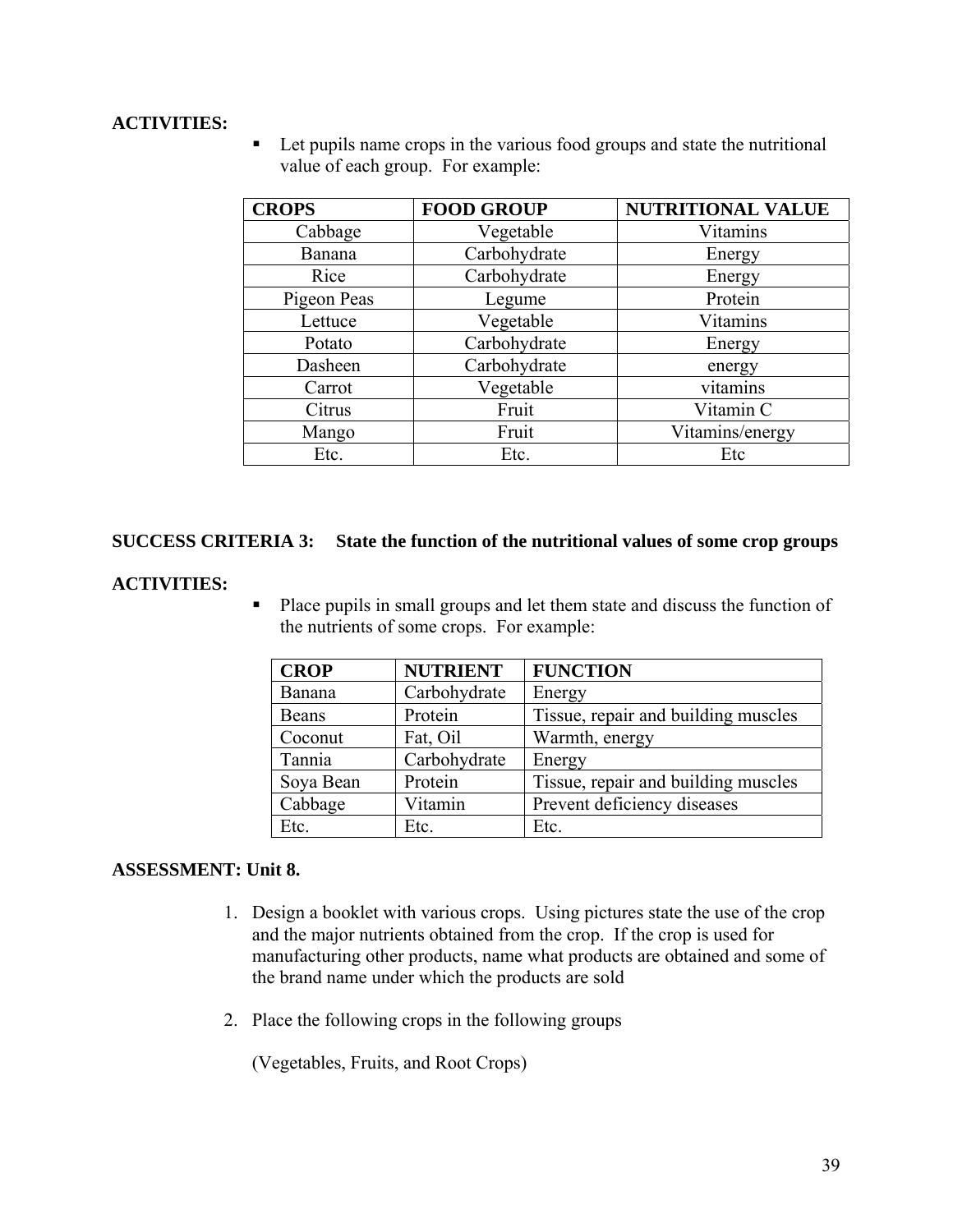**ACTIVITIES:**

- Let pupils name crops in the various food groups and state the nutritional value of each group. For example:

| CROPS | FOOD GROUP | NUTRITIONAL VALUE |
|---|---|---|
| Cabbage | Vegetable | Vitamins |
| Banana | Carbohydrate | Energy |
| Rice | Carbohydrate | Energy |
| Pigeon Peas | Legume | Protein |
| Lettuce | Vegetable | Vitamins |
| Potato | Carbohydrate | Energy |
| Dasheen | Carbohydrate | energy |
| Carrot | Vegetable | vitamins |
| Citrus | Fruit | Vitamin C |
| Mango | Fruit | Vitamins/energy |
| Etc. | Etc. | Etc |

**SUCCESS CRITERIA 3: State the function of the nutritional values of some crop groups**

**ACTIVITIES:**

- Place pupils in small groups and let them state and discuss the function of the nutrients of some crops. For example:

| CROP | NUTRIENT | FUNCTION |
|---|---|---|
| Banana | Carbohydrate | Energy |
| Beans | Protein | Tissue, repair and building muscles |
| Coconut | Fat, Oil | Warmth, energy |
| Tannia | Carbohydrate | Energy |
| Soya Bean | Protein | Tissue, repair and building muscles |
| Cabbage | Vitamin | Prevent deficiency diseases |
| Etc. | Etc. | Etc. |

**ASSESSMENT: Unit 8.**

1. Design a booklet with various crops. Using pictures state the use of the crop and the major nutrients obtained from the crop. If the crop is used for manufacturing other products, name what products are obtained and some of the brand name under which the products are sold

2. Place the following crops in the following groups

   (Vegetables, Fruits, and Root Crops)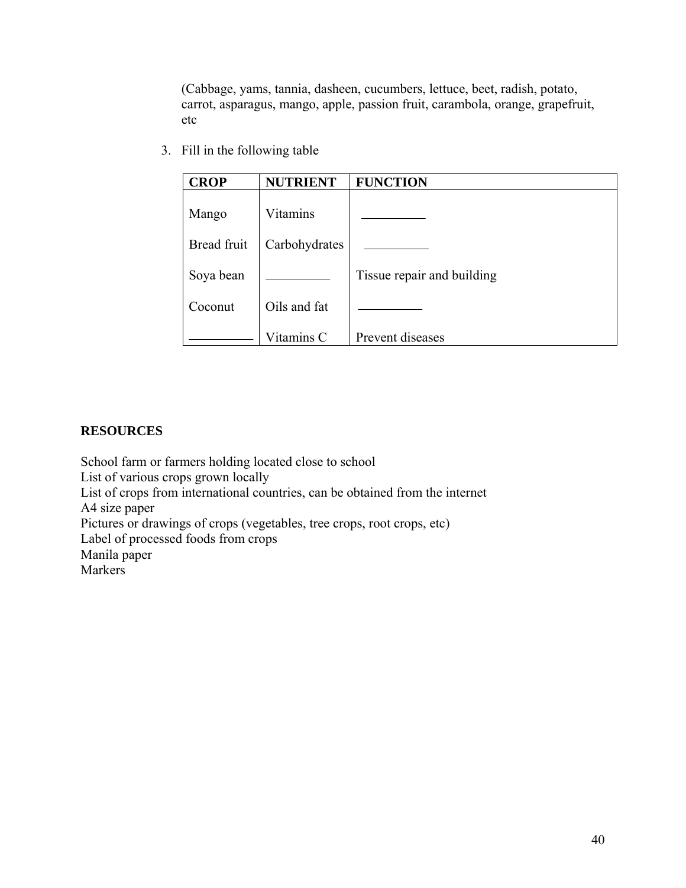(Cabbage, yams, tannia, dasheen, cucumbers, lettuce, beet, radish, potato, carrot, asparagus, mango, apple, passion fruit, carambola, orange, grapefruit, etc

3. Fill in the following table

| CROP | NUTRIENT | FUNCTION |
|---|---|---|
| Mango | Vitamins | __________ |
| Bread fruit | Carbohydrates | __________ |
| Soya bean | __________ | Tissue repair and building |
| Coconut | Oils and fat | __________ |
| __________ | Vitamins C | Prevent diseases |

**RESOURCES**

School farm or farmers holding located close to school
List of various crops grown locally
List of crops from international countries, can be obtained from the internet
A4 size paper
Pictures or drawings of crops (vegetables, tree crops, root crops, etc)
Label of processed foods from crops
Manila paper
Markers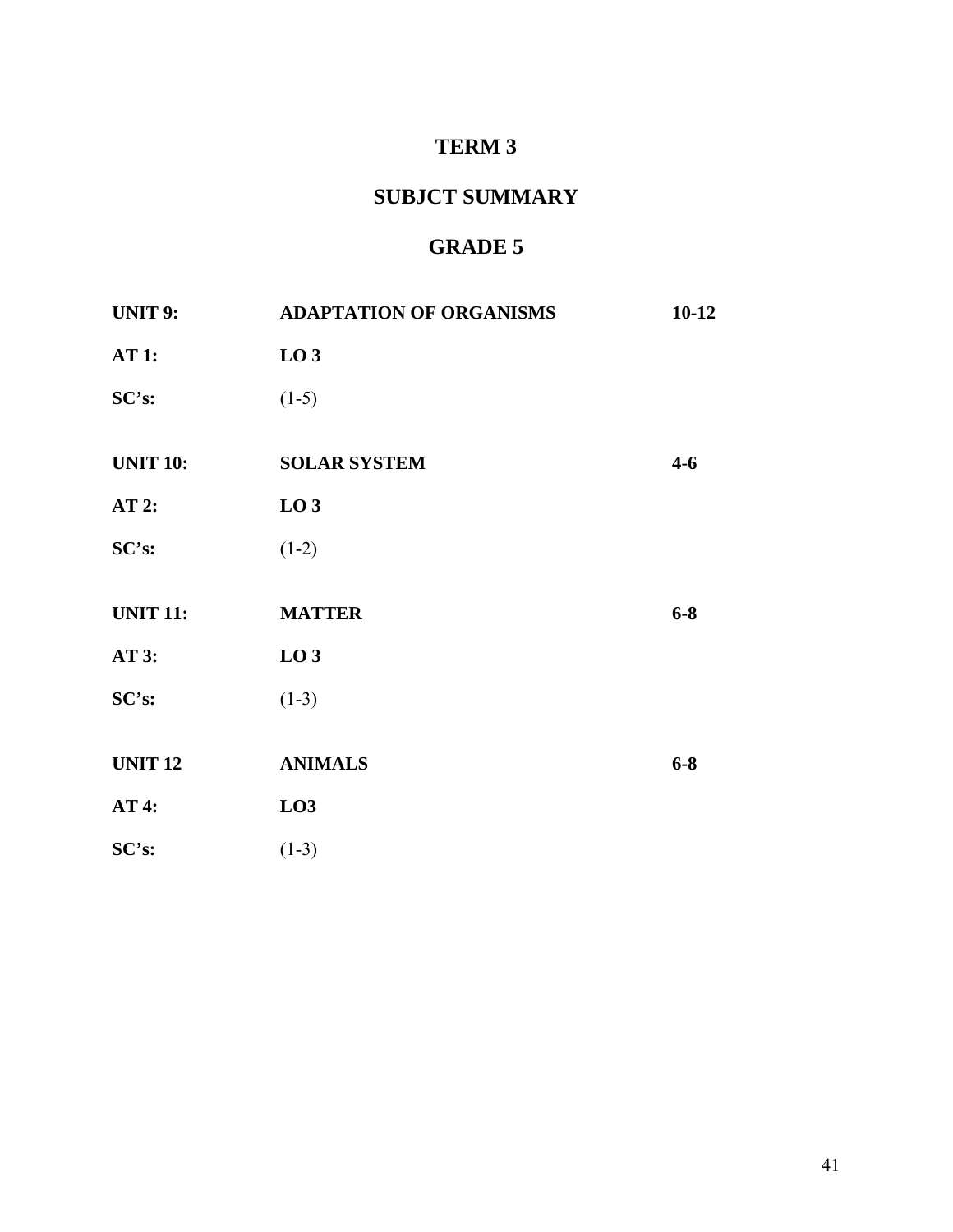# TERM 3

# SUBJCT SUMMARY

# GRADE 5

| | | |
|---|---|---|
| **UNIT 9:** | **ADAPTATION OF ORGANISMS** | **10-12** |
| **AT 1:** | **LO 3** | |
| **SC's:** | (1-5) | |
| **UNIT 10:** | **SOLAR SYSTEM** | **4-6** |
| **AT 2:** | **LO 3** | |
| **SC's:** | (1-2) | |
| **UNIT 11:** | **MATTER** | **6-8** |
| **AT 3:** | **LO 3** | |
| **SC's:** | (1-3) | |
| **UNIT 12** | **ANIMALS** | **6-8** |
| **AT 4:** | **LO3** | |
| **SC's:** | (1-3) | |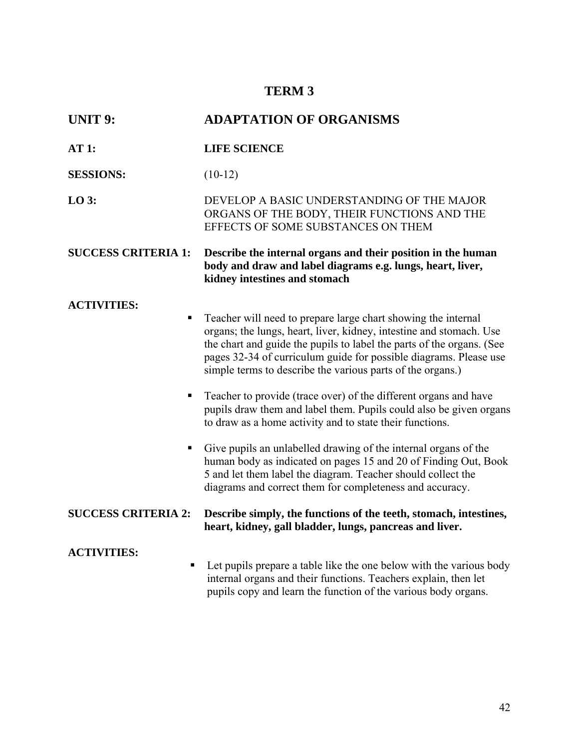# TERM 3

**UNIT 9:** **ADAPTATION OF ORGANISMS**

**AT 1:** **LIFE SCIENCE**

**SESSIONS:** (10-12)

**LO 3:** DEVELOP A BASIC UNDERSTANDING OF THE MAJOR ORGANS OF THE BODY, THEIR FUNCTIONS AND THE EFFECTS OF SOME SUBSTANCES ON THEM

**SUCCESS CRITERIA 1:** **Describe the internal organs and their position in the human body and draw and label diagrams e.g. lungs, heart, liver, kidney intestines and stomach**

**ACTIVITIES:**

- Teacher will need to prepare large chart showing the internal organs; the lungs, heart, liver, kidney, intestine and stomach. Use the chart and guide the pupils to label the parts of the organs. (See pages 32-34 of curriculum guide for possible diagrams. Please use simple terms to describe the various parts of the organs.)

- Teacher to provide (trace over) of the different organs and have pupils draw them and label them. Pupils could also be given organs to draw as a home activity and to state their functions.

- Give pupils an unlabelled drawing of the internal organs of the human body as indicated on pages 15 and 20 of Finding Out, Book 5 and let them label the diagram. Teacher should collect the diagrams and correct them for completeness and accuracy.

**SUCCESS CRITERIA 2:** **Describe simply, the functions of the teeth, stomach, intestines, heart, kidney, gall bladder, lungs, pancreas and liver.**

**ACTIVITIES:**

- Let pupils prepare a table like the one below with the various body internal organs and their functions. Teachers explain, then let pupils copy and learn the function of the various body organs.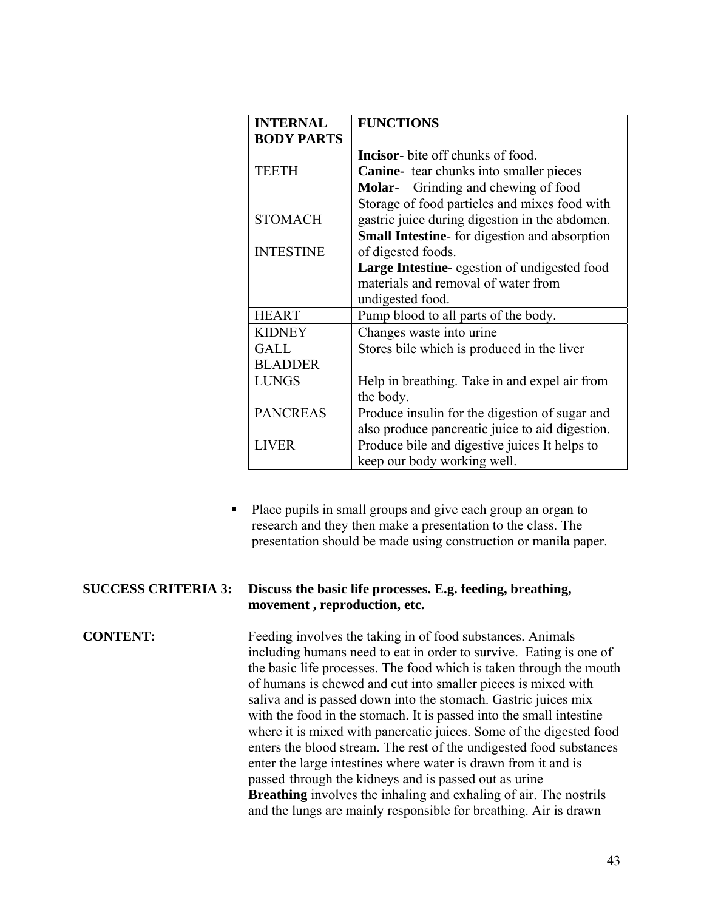| INTERNAL BODY PARTS | FUNCTIONS |
|---|---|
| TEETH | **Incisor**- bite off chunks of food.<br>**Canine-** tear chunks into smaller pieces<br>**Molar**- Grinding and chewing of food |
| STOMACH | Storage of food particles and mixes food with gastric juice during digestion in the abdomen. |
| INTESTINE | **Small Intestine**- for digestion and absorption of digested foods.<br>**Large Intestine**- egestion of undigested food materials and removal of water from undigested food. |
| HEART | Pump blood to all parts of the body. |
| KIDNEY | Changes waste into urine |
| GALL BLADDER | Stores bile which is produced in the liver |
| LUNGS | Help in breathing. Take in and expel air from the body. |
| PANCREAS | Produce insulin for the digestion of sugar and also produce pancreatic juice to aid digestion. |
| LIVER | Produce bile and digestive juices It helps to keep our body working well. |

- Place pupils in small groups and give each group an organ to research and they then make a presentation to the class. The presentation should be made using construction or manila paper.

**SUCCESS CRITERIA 3:** **Discuss the basic life processes. E.g. feeding, breathing, movement , reproduction, etc.**

**CONTENT:** Feeding involves the taking in of food substances. Animals including humans need to eat in order to survive. Eating is one of the basic life processes. The food which is taken through the mouth of humans is chewed and cut into smaller pieces is mixed with saliva and is passed down into the stomach. Gastric juices mix with the food in the stomach. It is passed into the small intestine where it is mixed with pancreatic juices. Some of the digested food enters the blood stream. The rest of the undigested food substances enter the large intestines where water is drawn from it and is passed through the kidneys and is passed out as urine
**Breathing** involves the inhaling and exhaling of air. The nostrils and the lungs are mainly responsible for breathing. Air is drawn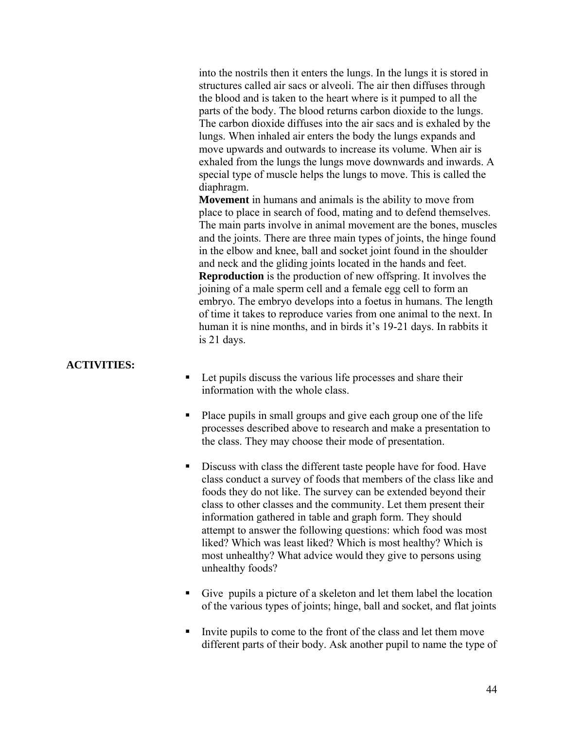into the nostrils then it enters the lungs. In the lungs it is stored in structures called air sacs or alveoli. The air then diffuses through the blood and is taken to the heart where is it pumped to all the parts of the body. The blood returns carbon dioxide to the lungs. The carbon dioxide diffuses into the air sacs and is exhaled by the lungs. When inhaled air enters the body the lungs expands and move upwards and outwards to increase its volume. When air is exhaled from the lungs the lungs move downwards and inwards. A special type of muscle helps the lungs to move. This is called the diaphragm.

**Movement** in humans and animals is the ability to move from place to place in search of food, mating and to defend themselves. The main parts involve in animal movement are the bones, muscles and the joints. There are three main types of joints, the hinge found in the elbow and knee, ball and socket joint found in the shoulder and neck and the gliding joints located in the hands and feet.

**Reproduction** is the production of new offspring. It involves the joining of a male sperm cell and a female egg cell to form an embryo. The embryo develops into a foetus in humans. The length of time it takes to reproduce varies from one animal to the next. In human it is nine months, and in birds it's 19-21 days. In rabbits it is 21 days.

**ACTIVITIES:**

- Let pupils discuss the various life processes and share their information with the whole class.
- Place pupils in small groups and give each group one of the life processes described above to research and make a presentation to the class. They may choose their mode of presentation.
- Discuss with class the different taste people have for food. Have class conduct a survey of foods that members of the class like and foods they do not like. The survey can be extended beyond their class to other classes and the community. Let them present their information gathered in table and graph form. They should attempt to answer the following questions: which food was most liked? Which was least liked? Which is most healthy? Which is most unhealthy? What advice would they give to persons using unhealthy foods?
- Give pupils a picture of a skeleton and let them label the location of the various types of joints; hinge, ball and socket, and flat joints
- Invite pupils to come to the front of the class and let them move different parts of their body. Ask another pupil to name the type of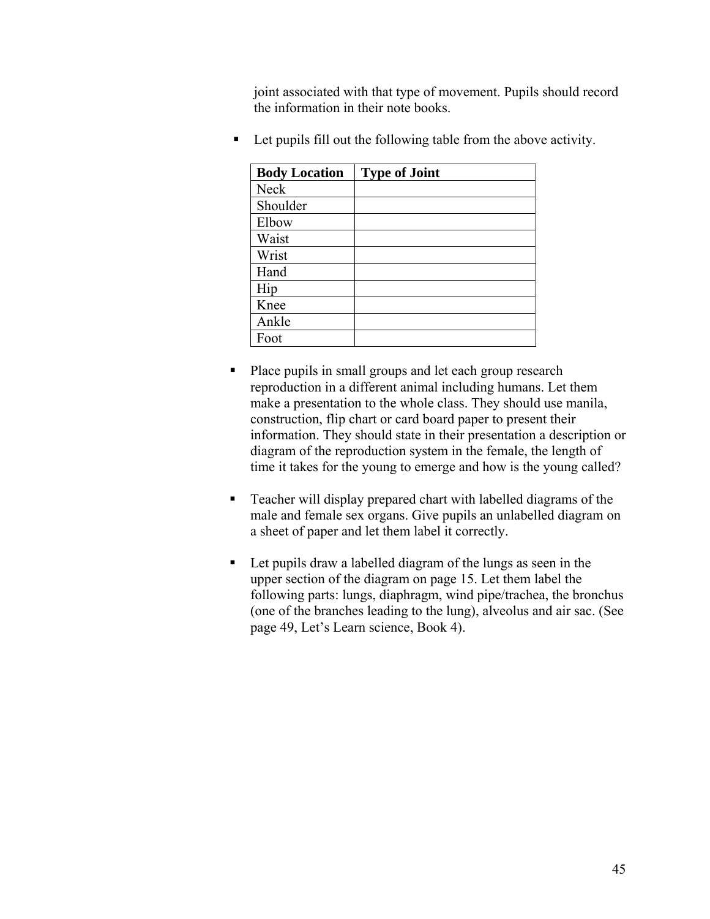joint associated with that type of movement. Pupils should record the information in their note books.

- Let pupils fill out the following table from the above activity.

| Body Location | Type of Joint |
| --- | --- |
| Neck | |
| Shoulder | |
| Elbow | |
| Waist | |
| Wrist | |
| Hand | |
| Hip | |
| Knee | |
| Ankle | |
| Foot | |

- Place pupils in small groups and let each group research reproduction in a different animal including humans. Let them make a presentation to the whole class. They should use manila, construction, flip chart or card board paper to present their information. They should state in their presentation a description or diagram of the reproduction system in the female, the length of time it takes for the young to emerge and how is the young called?

- Teacher will display prepared chart with labelled diagrams of the male and female sex organs. Give pupils an unlabelled diagram on a sheet of paper and let them label it correctly.

- Let pupils draw a labelled diagram of the lungs as seen in the upper section of the diagram on page 15. Let them label the following parts: lungs, diaphragm, wind pipe/trachea, the bronchus (one of the branches leading to the lung), alveolus and air sac. (See page 49, Let's Learn science, Book 4).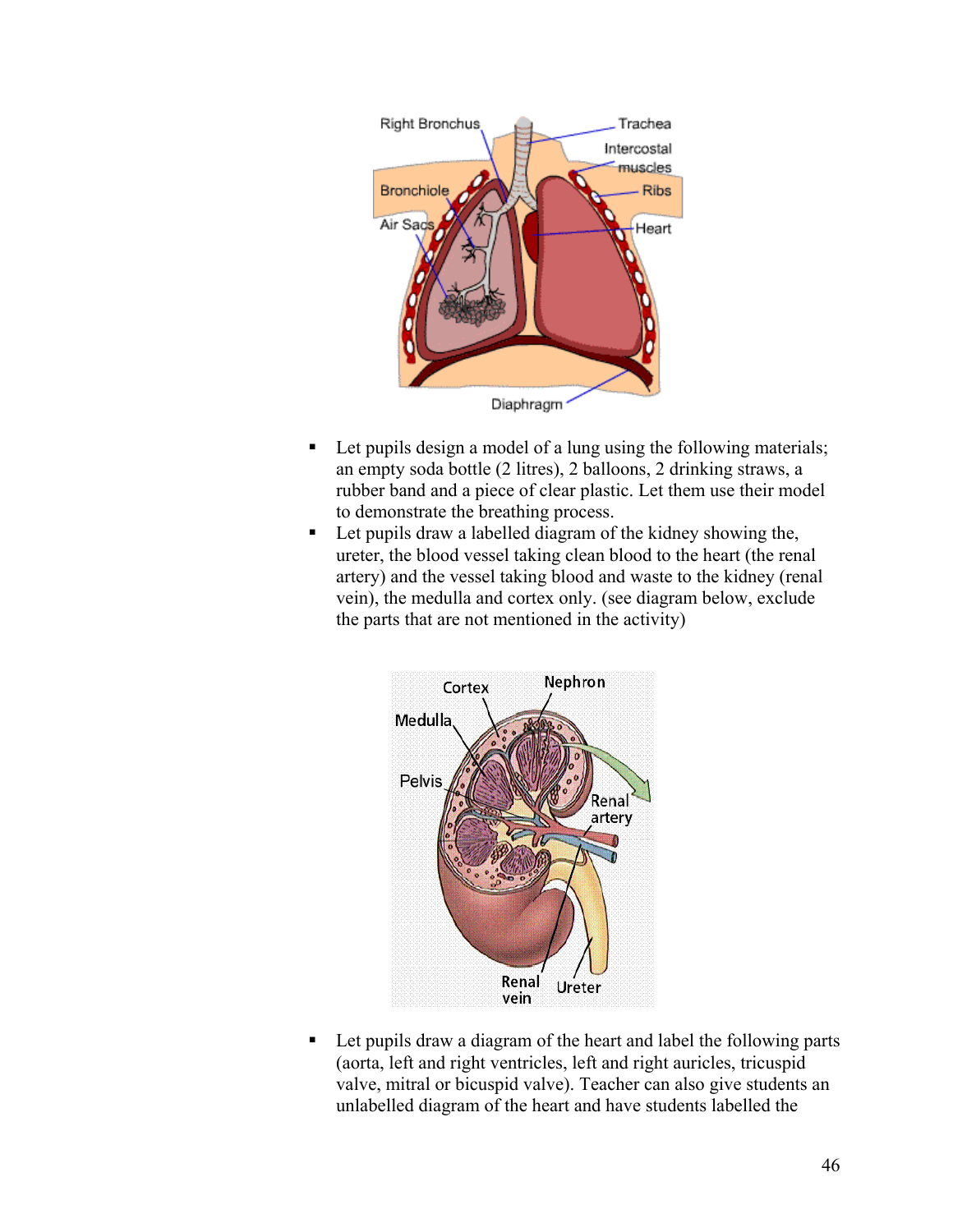- Let pupils design a model of a lung using the following materials; an empty soda bottle (2 litres), 2 balloons, 2 drinking straws, a rubber band and a piece of clear plastic. Let them use their model to demonstrate the breathing process.
- Let pupils draw a labelled diagram of the kidney showing the, ureter, the blood vessel taking clean blood to the heart (the renal artery) and the vessel taking blood and waste to the kidney (renal vein), the medulla and cortex only. (see diagram below, exclude the parts that are not mentioned in the activity)

- Let pupils draw a diagram of the heart and label the following parts (aorta, left and right ventricles, left and right auricles, tricuspid valve, mitral or bicuspid valve). Teacher can also give students an unlabelled diagram of the heart and have students labelled the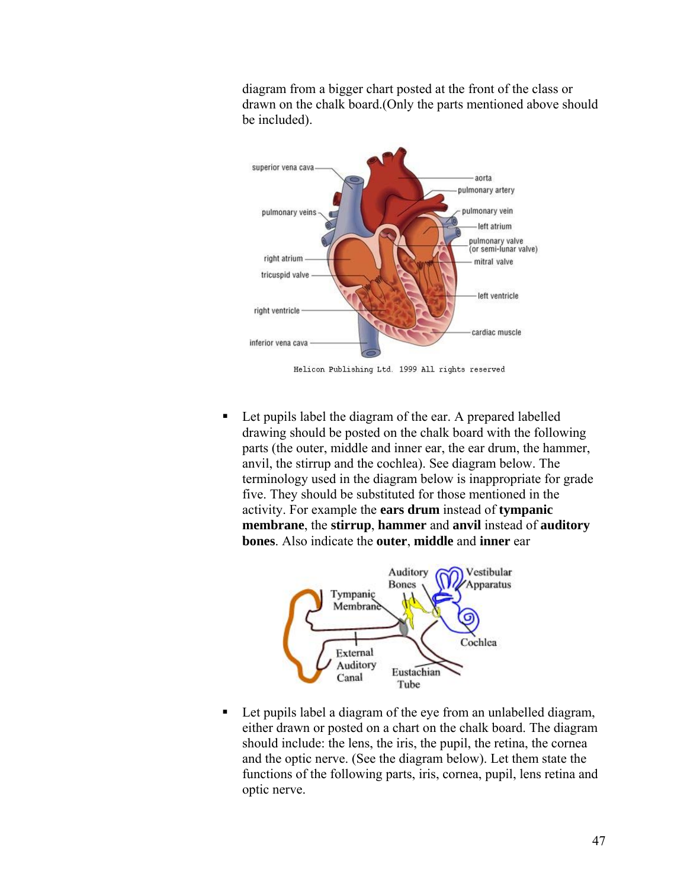diagram from a bigger chart posted at the front of the class or drawn on the chalk board.(Only the parts mentioned above should be included).

- Let pupils label the diagram of the ear. A prepared labelled drawing should be posted on the chalk board with the following parts (the outer, middle and inner ear, the ear drum, the hammer, anvil, the stirrup and the cochlea). See diagram below. The terminology used in the diagram below is inappropriate for grade five. They should be substituted for those mentioned in the activity. For example the **ears drum** instead of **tympanic membrane**, the **stirrup**, **hammer** and **anvil** instead of **auditory bones**. Also indicate the **outer**, **middle** and **inner** ear

- Let pupils label a diagram of the eye from an unlabelled diagram, either drawn or posted on a chart on the chalk board. The diagram should include: the lens, the iris, the pupil, the retina, the cornea and the optic nerve. (See the diagram below). Let them state the functions of the following parts, iris, cornea, pupil, lens retina and optic nerve.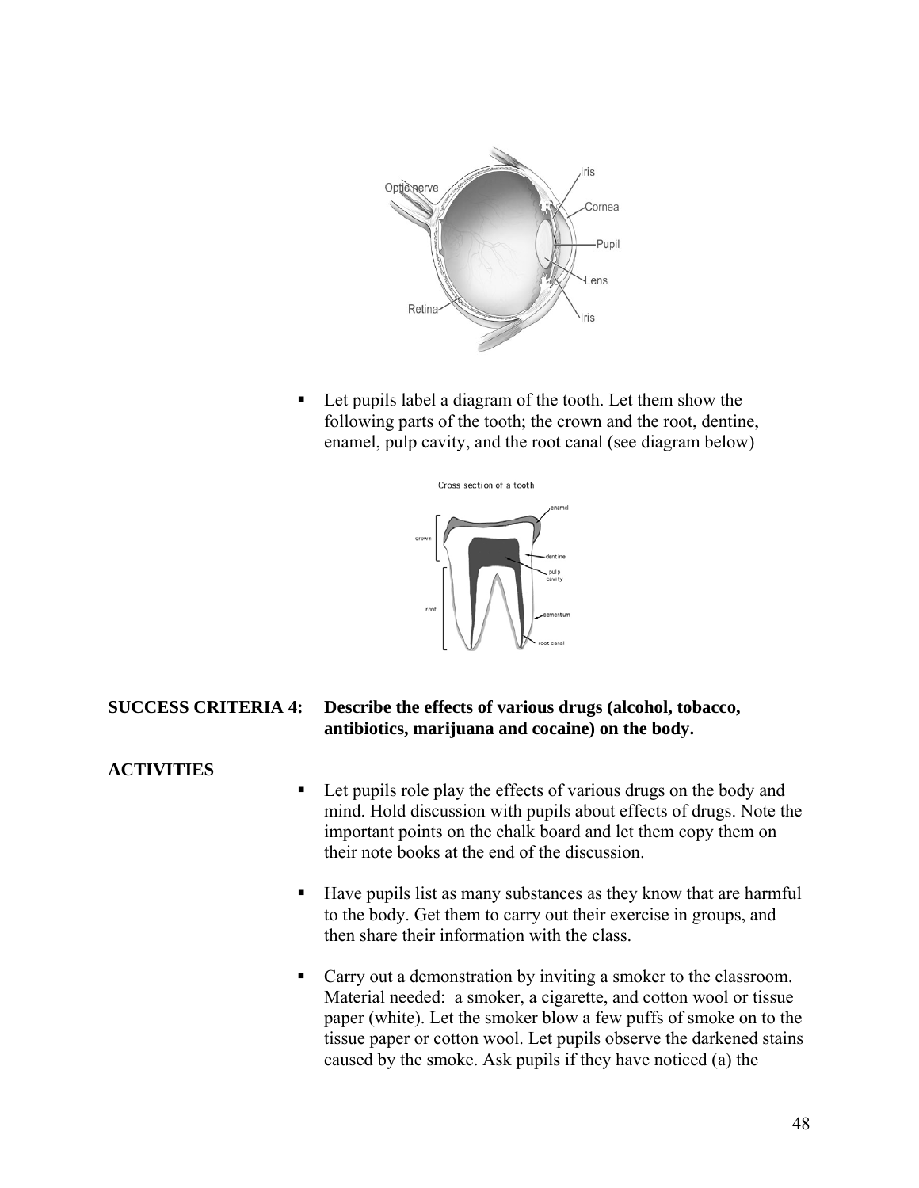- Let pupils label a diagram of the tooth. Let them show the following parts of the tooth; the crown and the root, dentine, enamel, pulp cavity, and the root canal (see diagram below)

**SUCCESS CRITERIA 4:** **Describe the effects of various drugs (alcohol, tobacco, antibiotics, marijuana and cocaine) on the body.**

**ACTIVITIES**

- Let pupils role play the effects of various drugs on the body and mind. Hold discussion with pupils about effects of drugs. Note the important points on the chalk board and let them copy them on their note books at the end of the discussion.

- Have pupils list as many substances as they know that are harmful to the body. Get them to carry out their exercise in groups, and then share their information with the class.

- Carry out a demonstration by inviting a smoker to the classroom. Material needed: a smoker, a cigarette, and cotton wool or tissue paper (white). Let the smoker blow a few puffs of smoke on to the tissue paper or cotton wool. Let pupils observe the darkened stains caused by the smoke. Ask pupils if they have noticed (a) the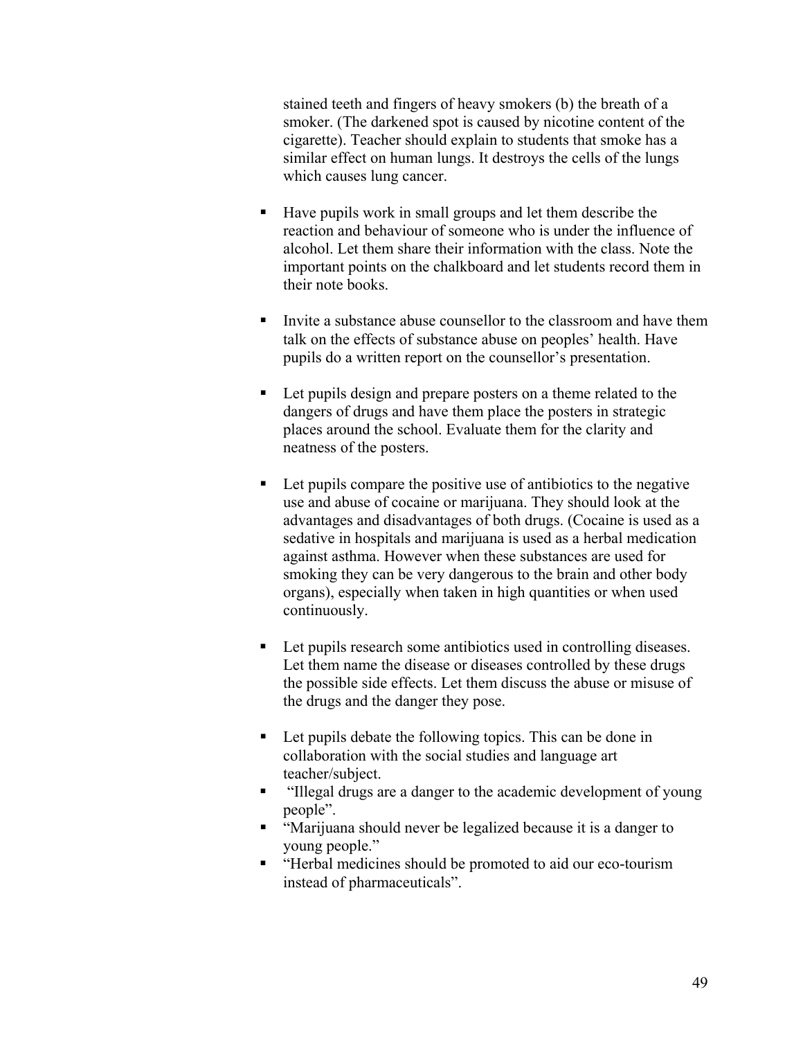stained teeth and fingers of heavy smokers (b) the breath of a smoker. (The darkened spot is caused by nicotine content of the cigarette). Teacher should explain to students that smoke has a similar effect on human lungs. It destroys the cells of the lungs which causes lung cancer.

- Have pupils work in small groups and let them describe the reaction and behaviour of someone who is under the influence of alcohol. Let them share their information with the class. Note the important points on the chalkboard and let students record them in their note books.

- Invite a substance abuse counsellor to the classroom and have them talk on the effects of substance abuse on peoples' health. Have pupils do a written report on the counsellor's presentation.

- Let pupils design and prepare posters on a theme related to the dangers of drugs and have them place the posters in strategic places around the school. Evaluate them for the clarity and neatness of the posters.

- Let pupils compare the positive use of antibiotics to the negative use and abuse of cocaine or marijuana. They should look at the advantages and disadvantages of both drugs. (Cocaine is used as a sedative in hospitals and marijuana is used as a herbal medication against asthma. However when these substances are used for smoking they can be very dangerous to the brain and other body organs), especially when taken in high quantities or when used continuously.

- Let pupils research some antibiotics used in controlling diseases. Let them name the disease or diseases controlled by these drugs the possible side effects. Let them discuss the abuse or misuse of the drugs and the danger they pose.

- Let pupils debate the following topics. This can be done in collaboration with the social studies and language art teacher/subject.
- "Illegal drugs are a danger to the academic development of young people".
- "Marijuana should never be legalized because it is a danger to young people."
- "Herbal medicines should be promoted to aid our eco-tourism instead of pharmaceuticals".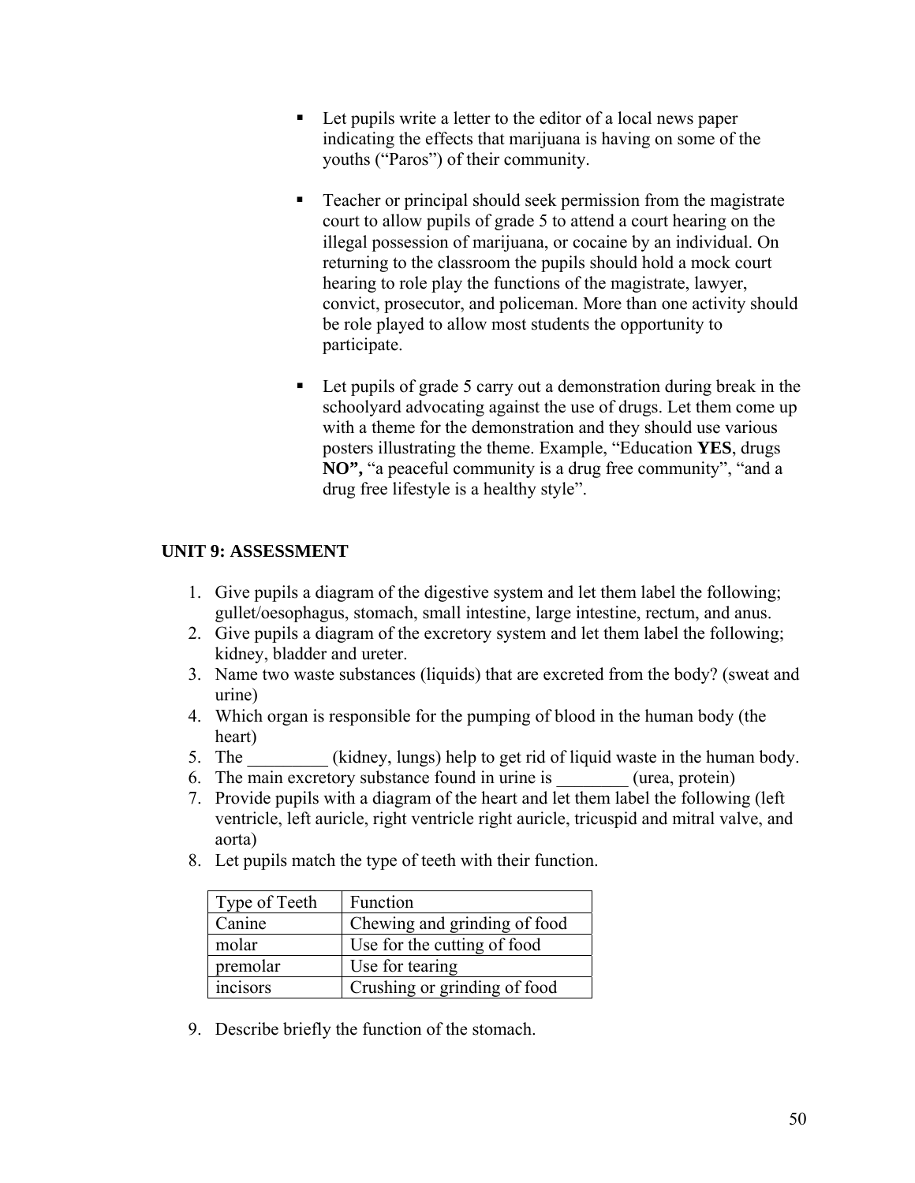- Let pupils write a letter to the editor of a local news paper indicating the effects that marijuana is having on some of the youths ("Paros") of their community.

- Teacher or principal should seek permission from the magistrate court to allow pupils of grade 5 to attend a court hearing on the illegal possession of marijuana, or cocaine by an individual. On returning to the classroom the pupils should hold a mock court hearing to role play the functions of the magistrate, lawyer, convict, prosecutor, and policeman. More than one activity should be role played to allow most students the opportunity to participate.

- Let pupils of grade 5 carry out a demonstration during break in the schoolyard advocating against the use of drugs. Let them come up with a theme for the demonstration and they should use various posters illustrating the theme. Example, "Education **YES**, drugs **NO",** "a peaceful community is a drug free community", "and a drug free lifestyle is a healthy style".

**UNIT 9: ASSESSMENT**

1. Give pupils a diagram of the digestive system and let them label the following; gullet/oesophagus, stomach, small intestine, large intestine, rectum, and anus.
2. Give pupils a diagram of the excretory system and let them label the following; kidney, bladder and ureter.
3. Name two waste substances (liquids) that are excreted from the body? (sweat and urine)
4. Which organ is responsible for the pumping of blood in the human body (the heart)
5. The _________ (kidney, lungs) help to get rid of liquid waste in the human body.
6. The main excretory substance found in urine is ________ (urea, protein)
7. Provide pupils with a diagram of the heart and let them label the following (left ventricle, left auricle, right ventricle right auricle, tricuspid and mitral valve, and aorta)
8. Let pupils match the type of teeth with their function.

| Type of Teeth | Function |
|---|---|
| Canine | Chewing and grinding of food |
| molar | Use for the cutting of food |
| premolar | Use for tearing |
| incisors | Crushing or grinding of food |

9. Describe briefly the function of the stomach.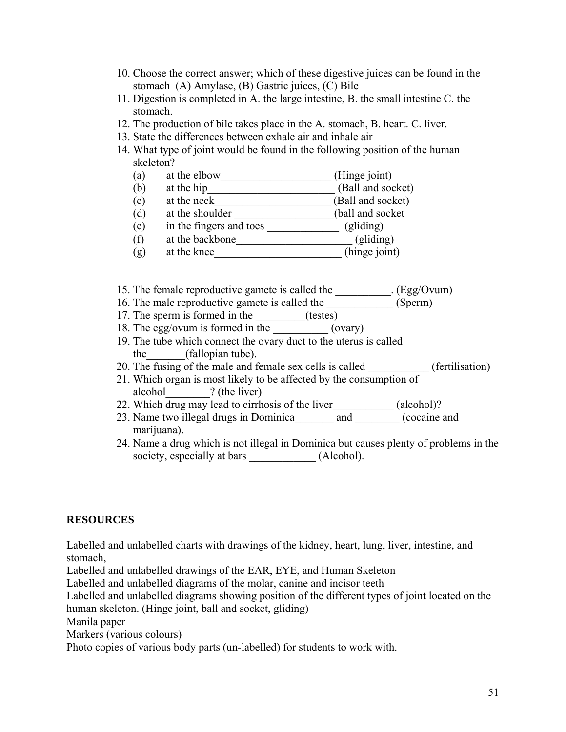10. Choose the correct answer; which of these digestive juices can be found in the stomach (A) Amylase, (B) Gastric juices, (C) Bile
11. Digestion is completed in A. the large intestine, B. the small intestine C. the stomach.
12. The production of bile takes place in the A. stomach, B. heart. C. liver.
13. State the differences between exhale air and inhale air
14. What type of joint would be found in the following position of the human skeleton?
    - (a) at the elbow____________________ (Hinge joint)
    - (b) at the hip_______________________ (Ball and socket)
    - (c) at the neck_____________________ (Ball and socket)
    - (d) at the shoulder __________________(ball and socket
    - (e) in the fingers and toes _____________ (gliding)
    - (f) at the backbone_____________________ (gliding)
    - (g) at the knee_______________________ (hinge joint)

15. The female reproductive gamete is called the __________. (Egg/Ovum)
16. The male reproductive gamete is called the ____________ (Sperm)
17. The sperm is formed in the _________(testes)
18. The egg/ovum is formed in the __________ (ovary)
19. The tube which connect the ovary duct to the uterus is called the_______(fallopian tube).
20. The fusing of the male and female sex cells is called ___________ (fertilisation)
21. Which organ is most likely to be affected by the consumption of alcohol________? (the liver)
22. Which drug may lead to cirrhosis of the liver___________ (alcohol)?
23. Name two illegal drugs in Dominica_______ and ________ (cocaine and marijuana).
24. Name a drug which is not illegal in Dominica but causes plenty of problems in the society, especially at bars ____________ (Alcohol).

## RESOURCES

Labelled and unlabelled charts with drawings of the kidney, heart, lung, liver, intestine, and stomach,

Labelled and unlabelled drawings of the EAR, EYE, and Human Skeleton

Labelled and unlabelled diagrams of the molar, canine and incisor teeth

Labelled and unlabelled diagrams showing position of the different types of joint located on the human skeleton. (Hinge joint, ball and socket, gliding)

Manila paper

Markers (various colours)

Photo copies of various body parts (un-labelled) for students to work with.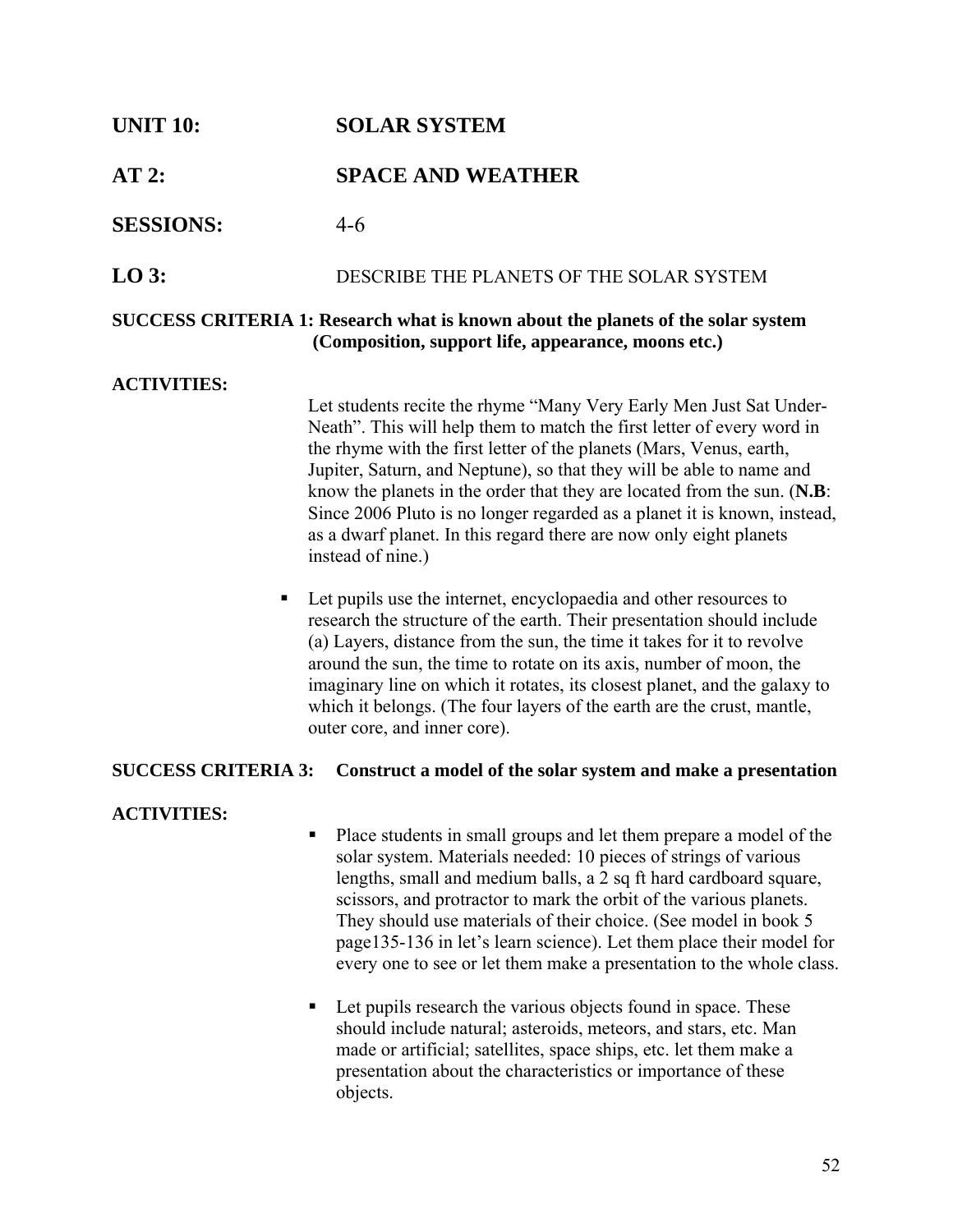**UNIT 10:** **SOLAR SYSTEM**

**AT 2:** **SPACE AND WEATHER**

**SESSIONS:** 4-6

**LO 3:** DESCRIBE THE PLANETS OF THE SOLAR SYSTEM

**SUCCESS CRITERIA 1: Research what is known about the planets of the solar system (Composition, support life, appearance, moons etc.)**

**ACTIVITIES:**

Let students recite the rhyme "Many Very Early Men Just Sat Under-Neath". This will help them to match the first letter of every word in the rhyme with the first letter of the planets (Mars, Venus, earth, Jupiter, Saturn, and Neptune), so that they will be able to name and know the planets in the order that they are located from the sun. (**N.B**: Since 2006 Pluto is no longer regarded as a planet it is known, instead, as a dwarf planet. In this regard there are now only eight planets instead of nine.)

- Let pupils use the internet, encyclopaedia and other resources to research the structure of the earth. Their presentation should include (a) Layers, distance from the sun, the time it takes for it to revolve around the sun, the time to rotate on its axis, number of moon, the imaginary line on which it rotates, its closest planet, and the galaxy to which it belongs. (The four layers of the earth are the crust, mantle, outer core, and inner core).

**SUCCESS CRITERIA 3: Construct a model of the solar system and make a presentation**

**ACTIVITIES:**

- Place students in small groups and let them prepare a model of the solar system. Materials needed: 10 pieces of strings of various lengths, small and medium balls, a 2 sq ft hard cardboard square, scissors, and protractor to mark the orbit of the various planets. They should use materials of their choice. (See model in book 5 page135-136 in let's learn science). Let them place their model for every one to see or let them make a presentation to the whole class.

- Let pupils research the various objects found in space. These should include natural; asteroids, meteors, and stars, etc. Man made or artificial; satellites, space ships, etc. let them make a presentation about the characteristics or importance of these objects.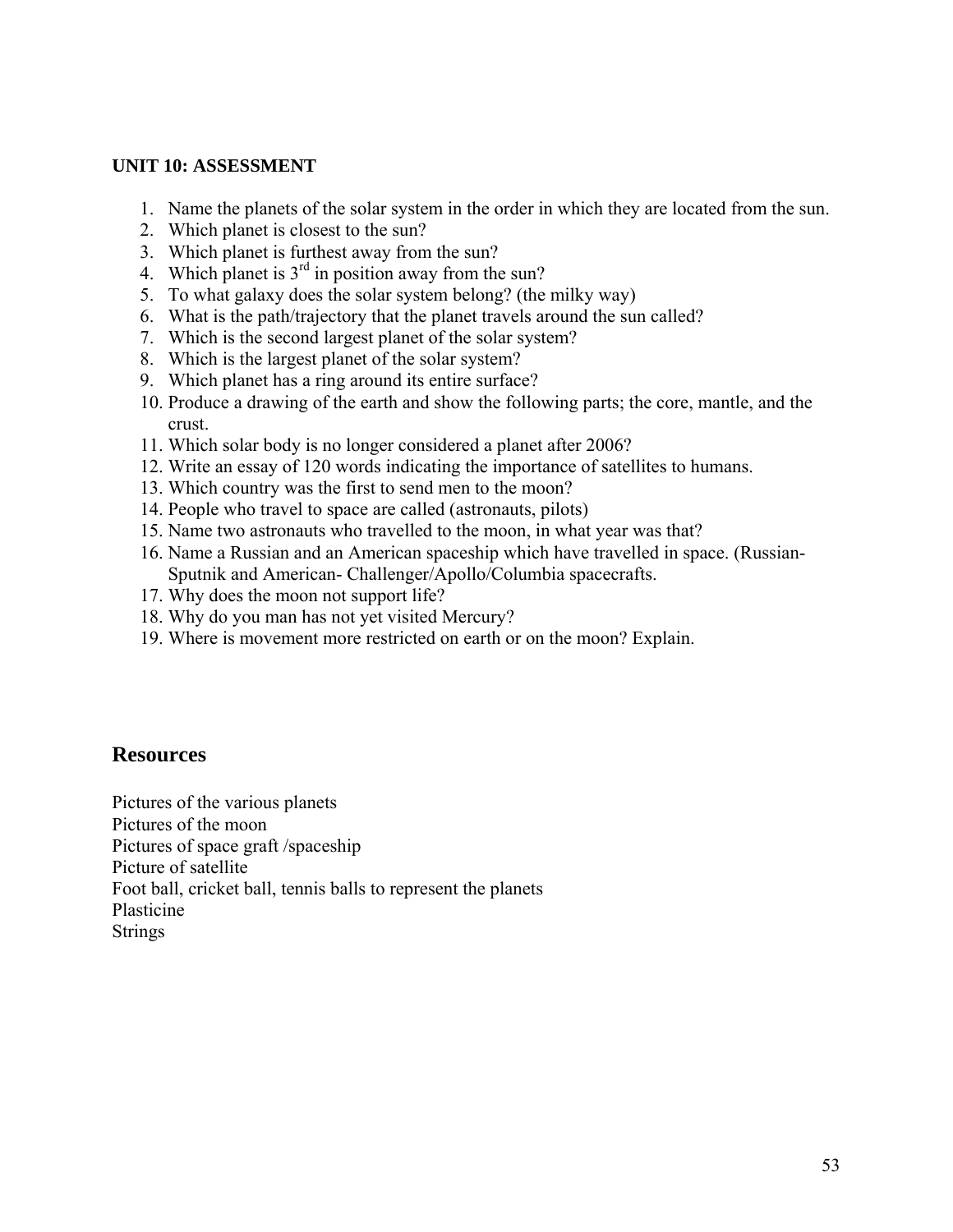**UNIT 10: ASSESSMENT**

1. Name the planets of the solar system in the order in which they are located from the sun.
2. Which planet is closest to the sun?
3. Which planet is furthest away from the sun?
4. Which planet is 3rd in position away from the sun?
5. To what galaxy does the solar system belong? (the milky way)
6. What is the path/trajectory that the planet travels around the sun called?
7. Which is the second largest planet of the solar system?
8. Which is the largest planet of the solar system?
9. Which planet has a ring around its entire surface?
10. Produce a drawing of the earth and show the following parts; the core, mantle, and the crust.
11. Which solar body is no longer considered a planet after 2006?
12. Write an essay of 120 words indicating the importance of satellites to humans.
13. Which country was the first to send men to the moon?
14. People who travel to space are called (astronauts, pilots)
15. Name two astronauts who travelled to the moon, in what year was that?
16. Name a Russian and an American spaceship which have travelled in space. (Russian- Sputnik and American- Challenger/Apollo/Columbia spacecrafts.
17. Why does the moon not support life?
18. Why do you man has not yet visited Mercury?
19. Where is movement more restricted on earth or on the moon? Explain.

## Resources

Pictures of the various planets
Pictures of the moon
Pictures of space graft /spaceship
Picture of satellite
Foot ball, cricket ball, tennis balls to represent the planets
Plasticine
Strings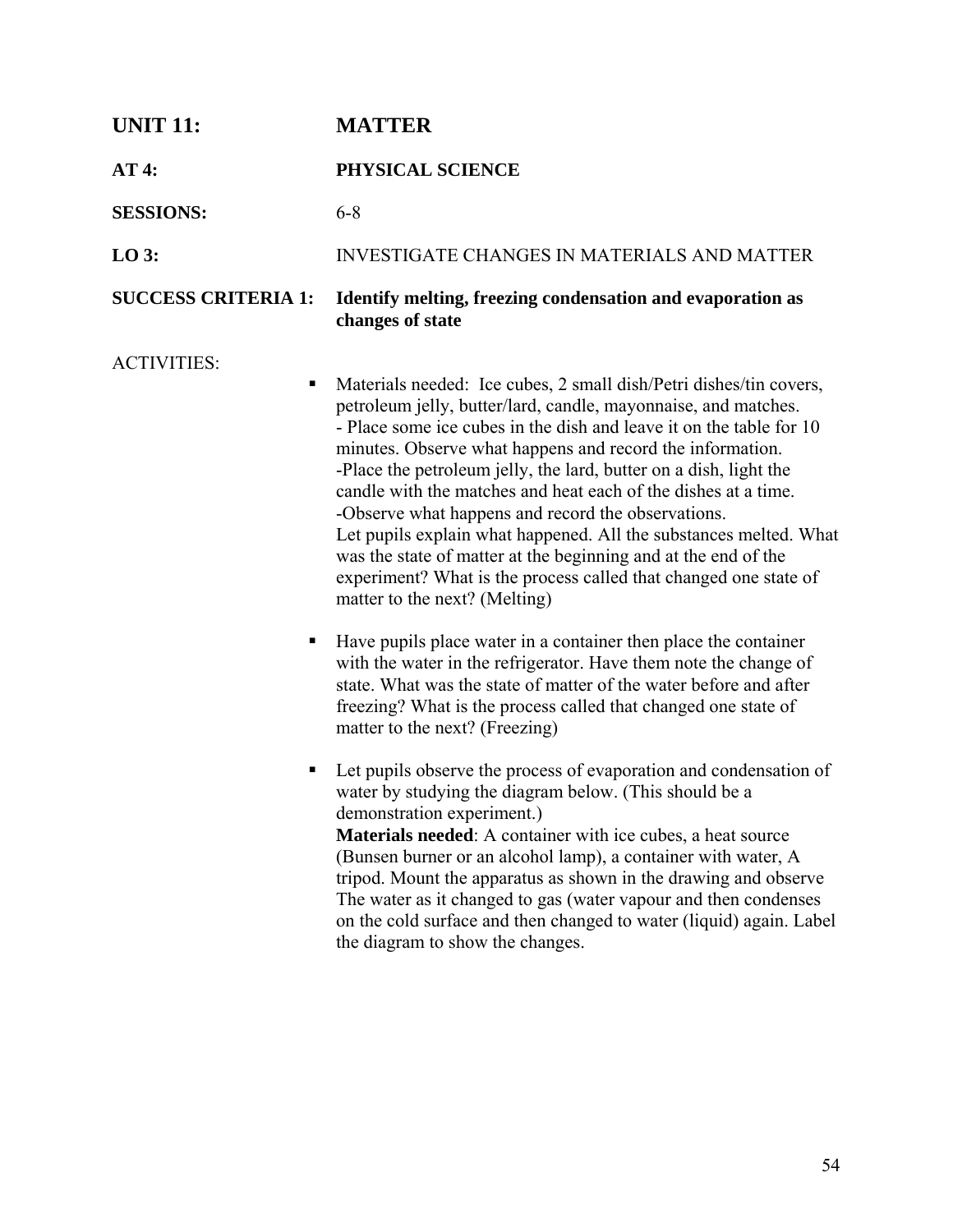**UNIT 11:** **MATTER**

**AT 4:** **PHYSICAL SCIENCE**

**SESSIONS:** 6-8

**LO 3:** INVESTIGATE CHANGES IN MATERIALS AND MATTER

**SUCCESS CRITERIA 1:** **Identify melting, freezing condensation and evaporation as changes of state**

ACTIVITIES:

- Materials needed: Ice cubes, 2 small dish/Petri dishes/tin covers, petroleum jelly, butter/lard, candle, mayonnaise, and matches.
  - Place some ice cubes in the dish and leave it on the table for 10 minutes. Observe what happens and record the information.
  -Place the petroleum jelly, the lard, butter on a dish, light the candle with the matches and heat each of the dishes at a time.
  -Observe what happens and record the observations.
  Let pupils explain what happened. All the substances melted. What was the state of matter at the beginning and at the end of the experiment? What is the process called that changed one state of matter to the next? (Melting)

- Have pupils place water in a container then place the container with the water in the refrigerator. Have them note the change of state. What was the state of matter of the water before and after freezing? What is the process called that changed one state of matter to the next? (Freezing)

- Let pupils observe the process of evaporation and condensation of water by studying the diagram below. (This should be a demonstration experiment.)
  **Materials needed**: A container with ice cubes, a heat source (Bunsen burner or an alcohol lamp), a container with water, A tripod. Mount the apparatus as shown in the drawing and observe The water as it changed to gas (water vapour and then condenses on the cold surface and then changed to water (liquid) again. Label the diagram to show the changes.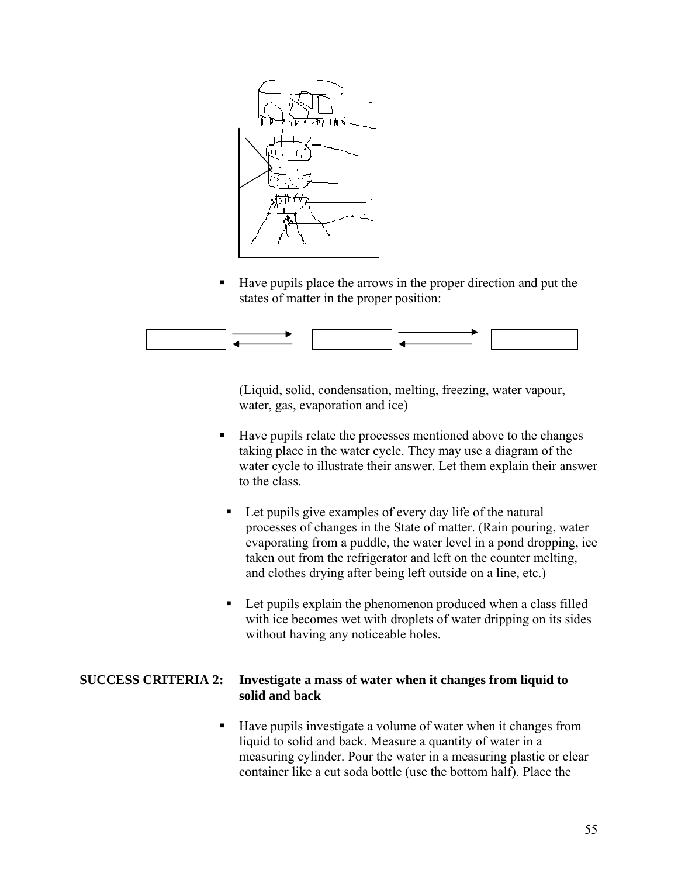- Have pupils place the arrows in the proper direction and put the states of matter in the proper position:

(Liquid, solid, condensation, melting, freezing, water vapour, water, gas, evaporation and ice)

- Have pupils relate the processes mentioned above to the changes taking place in the water cycle. They may use a diagram of the water cycle to illustrate their answer. Let them explain their answer to the class.

- Let pupils give examples of every day life of the natural processes of changes in the State of matter. (Rain pouring, water evaporating from a puddle, the water level in a pond dropping, ice taken out from the refrigerator and left on the counter melting, and clothes drying after being left outside on a line, etc.)

- Let pupils explain the phenomenon produced when a class filled with ice becomes wet with droplets of water dripping on its sides without having any noticeable holes.

**SUCCESS CRITERIA 2: Investigate a mass of water when it changes from liquid to solid and back**

- Have pupils investigate a volume of water when it changes from liquid to solid and back. Measure a quantity of water in a measuring cylinder. Pour the water in a measuring plastic or clear container like a cut soda bottle (use the bottom half). Place the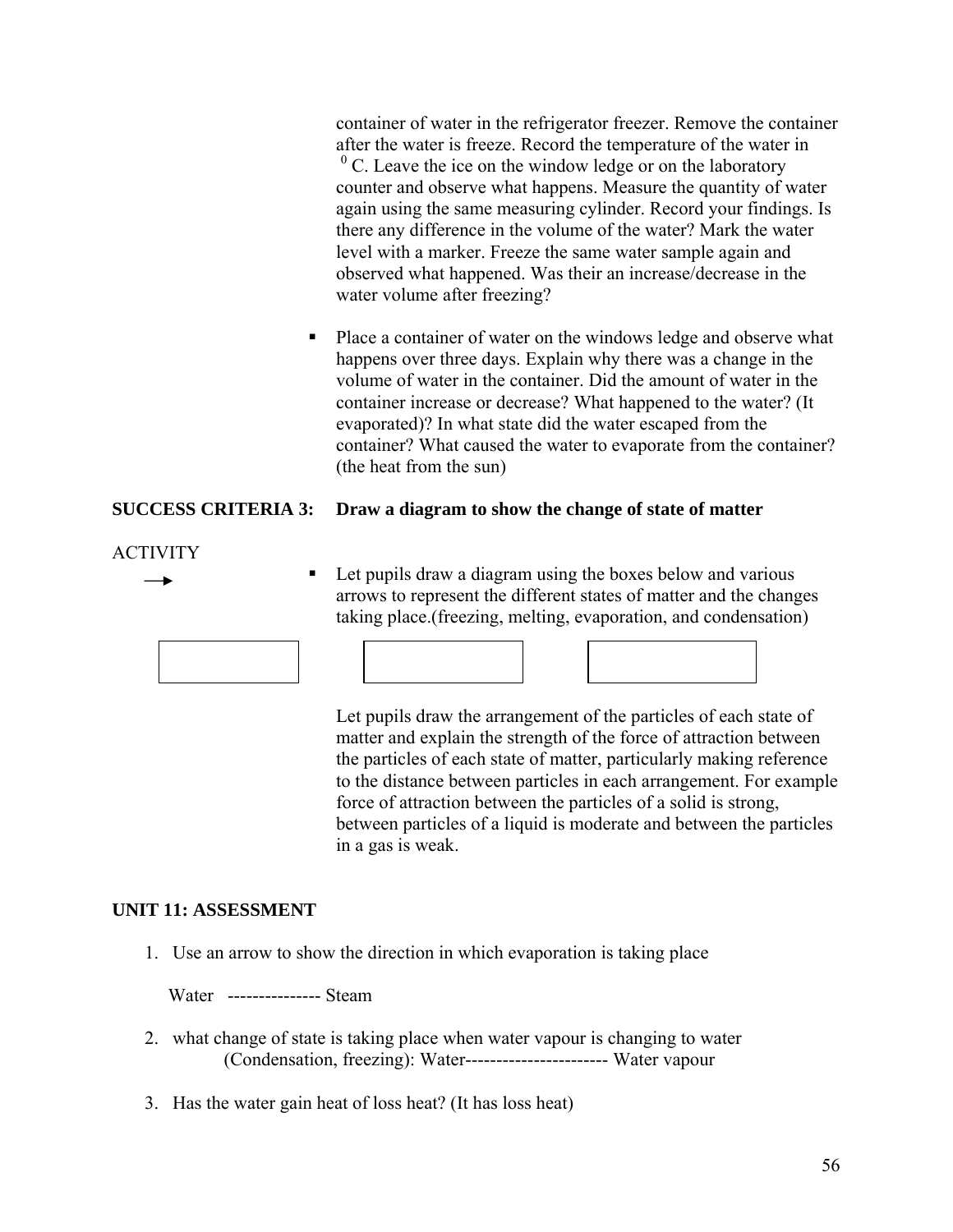container of water in the refrigerator freezer. Remove the container after the water is freeze. Record the temperature of the water in $^{0}$C. Leave the ice on the window ledge or on the laboratory counter and observe what happens. Measure the quantity of water again using the same measuring cylinder. Record your findings. Is there any difference in the volume of the water? Mark the water level with a marker. Freeze the same water sample again and observed what happened. Was their an increase/decrease in the water volume after freezing?

- Place a container of water on the windows ledge and observe what happens over three days. Explain why there was a change in the volume of water in the container. Did the amount of water in the container increase or decrease? What happened to the water? (It evaporated)? In what state did the water escaped from the container? What caused the water to evaporate from the container? (the heat from the sun)

**SUCCESS CRITERIA 3: Draw a diagram to show the change of state of matter**

ACTIVITY

→

- Let pupils draw a diagram using the boxes below and various arrows to represent the different states of matter and the changes taking place.(freezing, melting, evaporation, and condensation)

| | | |
|---|---|---|
| | | |

Let pupils draw the arrangement of the particles of each state of matter and explain the strength of the force of attraction between the particles of each state of matter, particularly making reference to the distance between particles in each arrangement. For example force of attraction between the particles of a solid is strong, between particles of a liquid is moderate and between the particles in a gas is weak.

## UNIT 11: ASSESSMENT

1. Use an arrow to show the direction in which evaporation is taking place

   Water --------------- Steam

2. what change of state is taking place when water vapour is changing to water (Condensation, freezing): Water----------------------- Water vapour

3. Has the water gain heat of loss heat? (It has loss heat)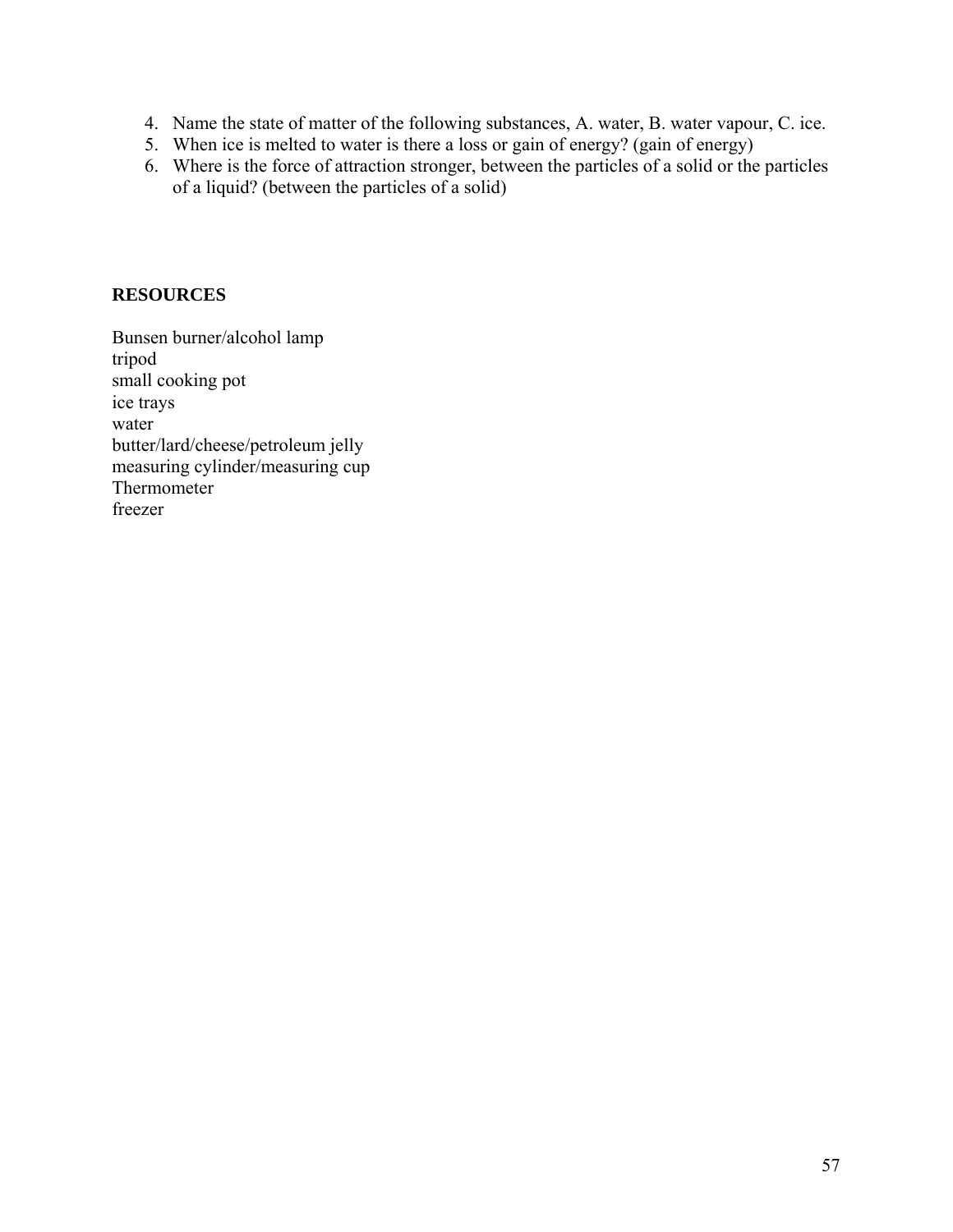4. Name the state of matter of the following substances, A. water, B. water vapour, C. ice.
5. When ice is melted to water is there a loss or gain of energy? (gain of energy)
6. Where is the force of attraction stronger, between the particles of a solid or the particles of a liquid? (between the particles of a solid)

**RESOURCES**

Bunsen burner/alcohol lamp
tripod
small cooking pot
ice trays
water
butter/lard/cheese/petroleum jelly
measuring cylinder/measuring cup
Thermometer
freezer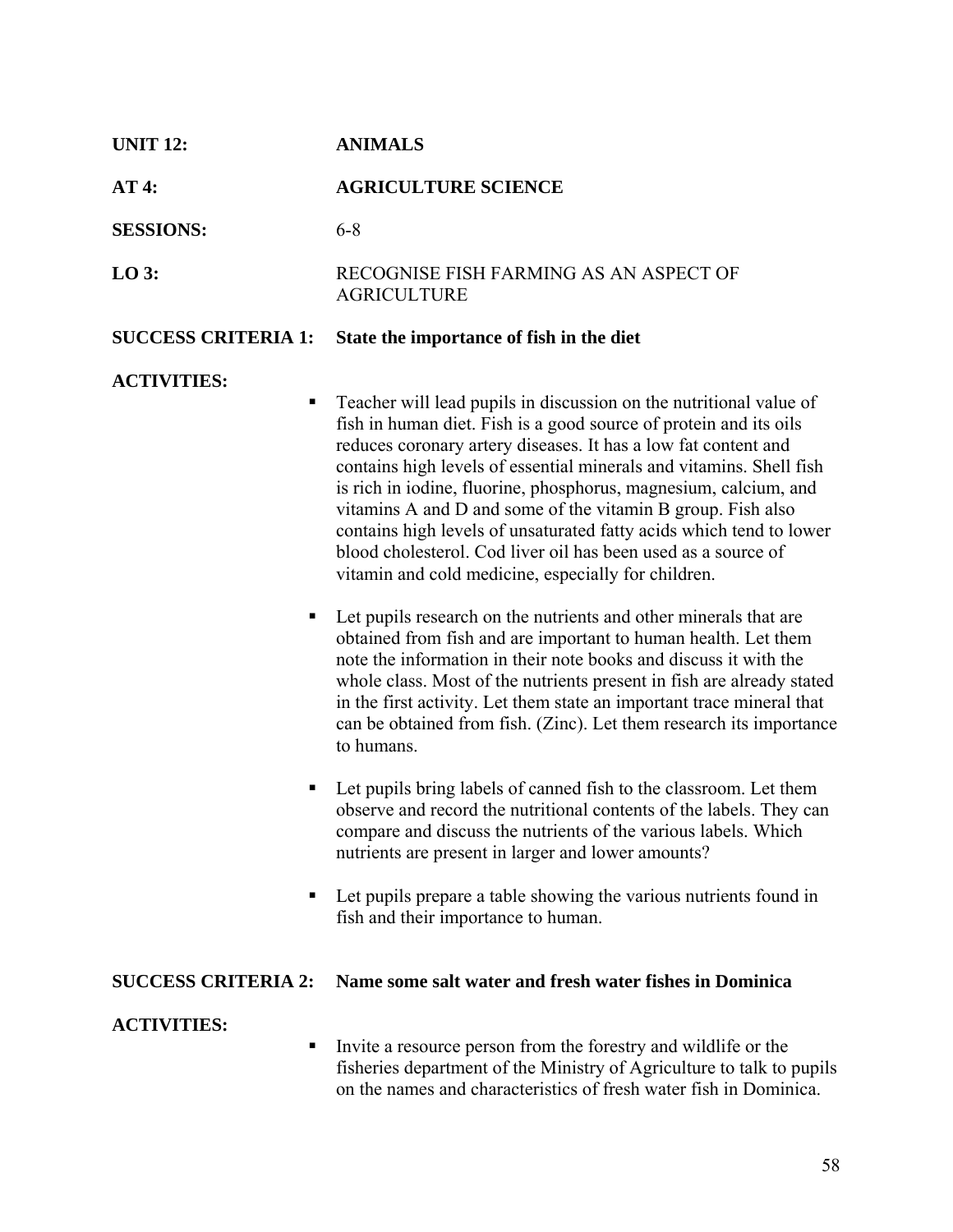**UNIT 12:** **ANIMALS**

**AT 4:** **AGRICULTURE SCIENCE**

**SESSIONS:** 6-8

**LO 3:** RECOGNISE FISH FARMING AS AN ASPECT OF AGRICULTURE

**SUCCESS CRITERIA 1:** **State the importance of fish in the diet**

**ACTIVITIES:**

- Teacher will lead pupils in discussion on the nutritional value of fish in human diet. Fish is a good source of protein and its oils reduces coronary artery diseases. It has a low fat content and contains high levels of essential minerals and vitamins. Shell fish is rich in iodine, fluorine, phosphorus, magnesium, calcium, and vitamins A and D and some of the vitamin B group. Fish also contains high levels of unsaturated fatty acids which tend to lower blood cholesterol. Cod liver oil has been used as a source of vitamin and cold medicine, especially for children.

- Let pupils research on the nutrients and other minerals that are obtained from fish and are important to human health. Let them note the information in their note books and discuss it with the whole class. Most of the nutrients present in fish are already stated in the first activity. Let them state an important trace mineral that can be obtained from fish. (Zinc). Let them research its importance to humans.

- Let pupils bring labels of canned fish to the classroom. Let them observe and record the nutritional contents of the labels. They can compare and discuss the nutrients of the various labels. Which nutrients are present in larger and lower amounts?

- Let pupils prepare a table showing the various nutrients found in fish and their importance to human.

**SUCCESS CRITERIA 2:** **Name some salt water and fresh water fishes in Dominica**

**ACTIVITIES:**

- Invite a resource person from the forestry and wildlife or the fisheries department of the Ministry of Agriculture to talk to pupils on the names and characteristics of fresh water fish in Dominica.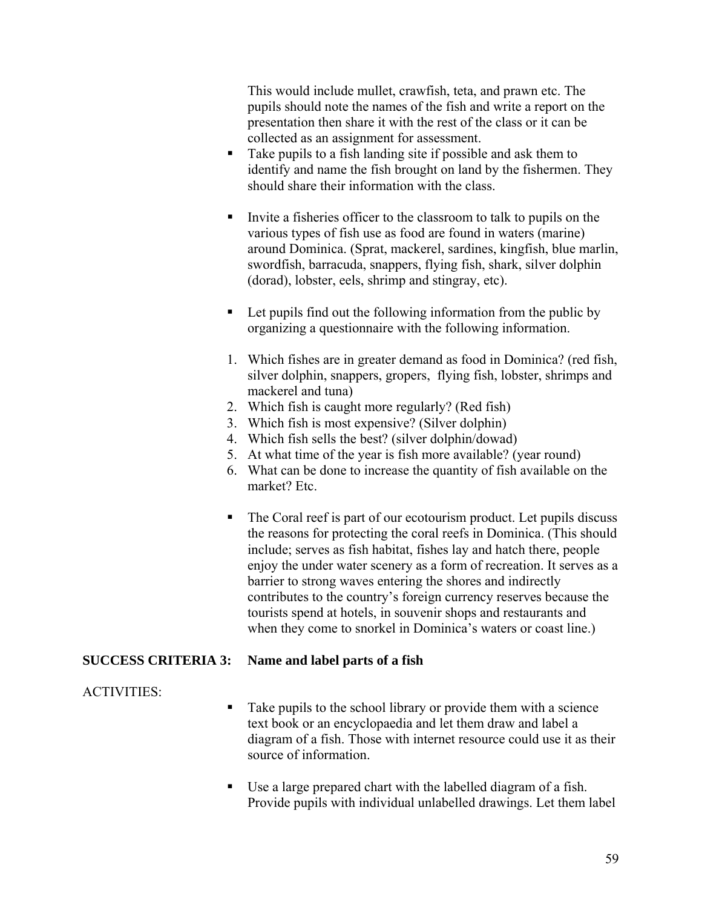This would include mullet, crawfish, teta, and prawn etc. The pupils should note the names of the fish and write a report on the presentation then share it with the rest of the class or it can be collected as an assignment for assessment.

- Take pupils to a fish landing site if possible and ask them to identify and name the fish brought on land by the fishermen. They should share their information with the class.

- Invite a fisheries officer to the classroom to talk to pupils on the various types of fish use as food are found in waters (marine) around Dominica. (Sprat, mackerel, sardines, kingfish, blue marlin, swordfish, barracuda, snappers, flying fish, shark, silver dolphin (dorad), lobster, eels, shrimp and stingray, etc).

- Let pupils find out the following information from the public by organizing a questionnaire with the following information.

1. Which fishes are in greater demand as food in Dominica? (red fish, silver dolphin, snappers, gropers, flying fish, lobster, shrimps and mackerel and tuna)
2. Which fish is caught more regularly? (Red fish)
3. Which fish is most expensive? (Silver dolphin)
4. Which fish sells the best? (silver dolphin/dowad)
5. At what time of the year is fish more available? (year round)
6. What can be done to increase the quantity of fish available on the market? Etc.

- The Coral reef is part of our ecotourism product. Let pupils discuss the reasons for protecting the coral reefs in Dominica. (This should include; serves as fish habitat, fishes lay and hatch there, people enjoy the under water scenery as a form of recreation. It serves as a barrier to strong waves entering the shores and indirectly contributes to the country's foreign currency reserves because the tourists spend at hotels, in souvenir shops and restaurants and when they come to snorkel in Dominica's waters or coast line.)

**SUCCESS CRITERIA 3: Name and label parts of a fish**

ACTIVITIES:

- Take pupils to the school library or provide them with a science text book or an encyclopaedia and let them draw and label a diagram of a fish. Those with internet resource could use it as their source of information.

- Use a large prepared chart with the labelled diagram of a fish. Provide pupils with individual unlabelled drawings. Let them label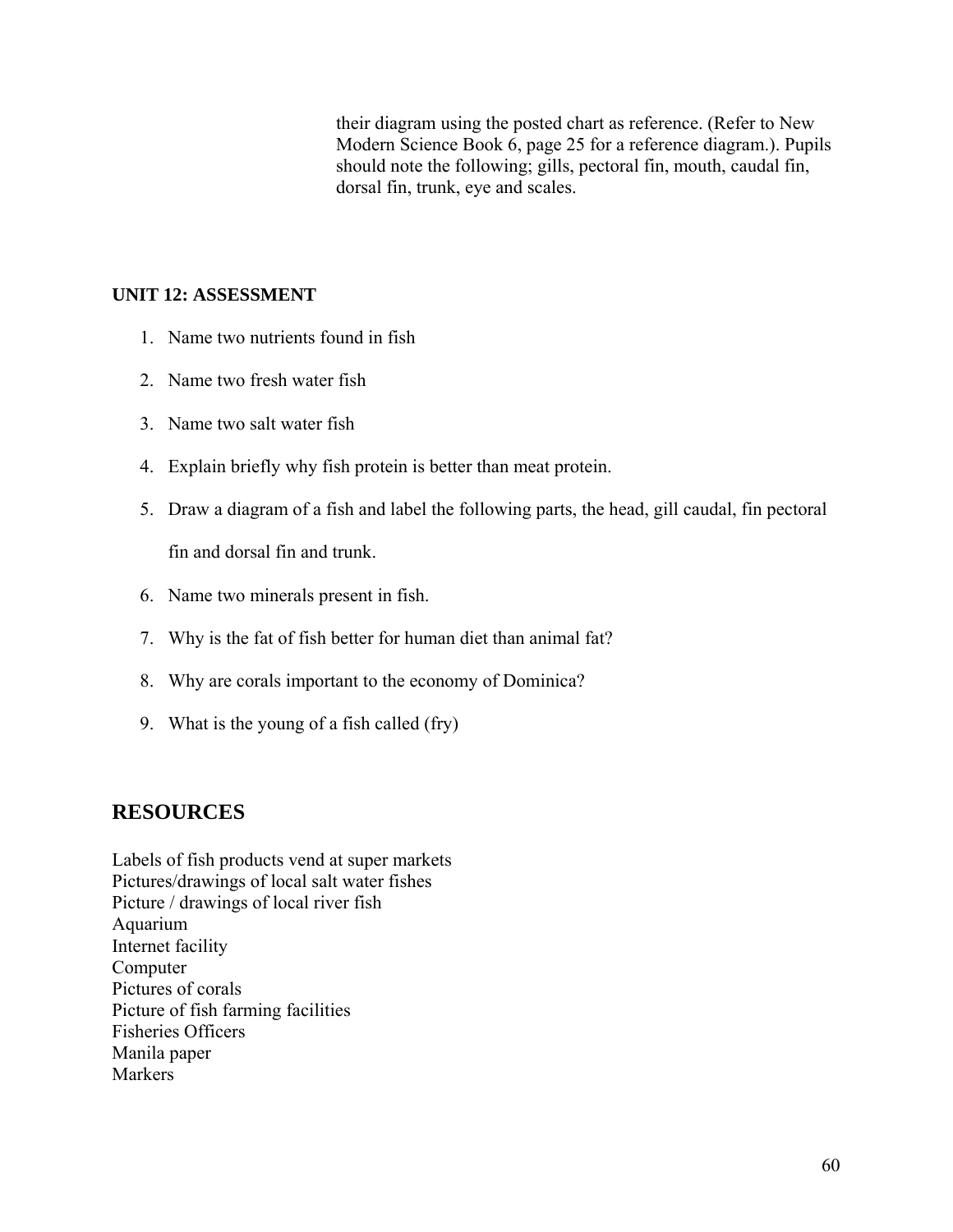their diagram using the posted chart as reference. (Refer to New Modern Science Book 6, page 25 for a reference diagram.). Pupils should note the following; gills, pectoral fin, mouth, caudal fin, dorsal fin, trunk, eye and scales.

**UNIT 12: ASSESSMENT**

1. Name two nutrients found in fish
2. Name two fresh water fish
3. Name two salt water fish
4. Explain briefly why fish protein is better than meat protein.
5. Draw a diagram of a fish and label the following parts, the head, gill caudal, fin pectoral fin and dorsal fin and trunk.
6. Name two minerals present in fish.
7. Why is the fat of fish better for human diet than animal fat?
8. Why are corals important to the economy of Dominica?
9. What is the young of a fish called (fry)

## RESOURCES

Labels of fish products vend at super markets
Pictures/drawings of local salt water fishes
Picture / drawings of local river fish
Aquarium
Internet facility
Computer
Pictures of corals
Picture of fish farming facilities
Fisheries Officers
Manila paper
Markers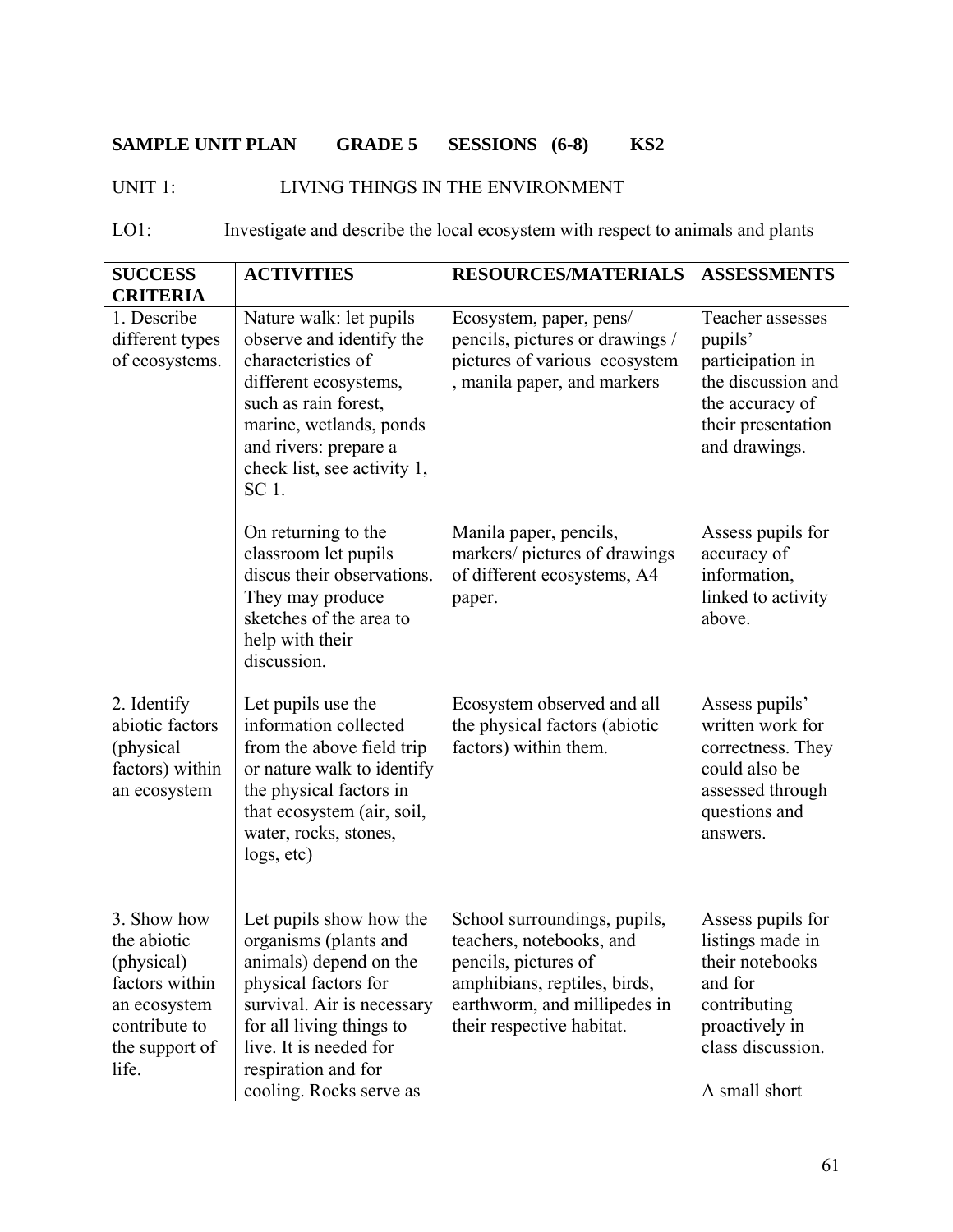**SAMPLE UNIT PLAN GRADE 5 SESSIONS (6-8) KS2**

UNIT 1: LIVING THINGS IN THE ENVIRONMENT

LO1: Investigate and describe the local ecosystem with respect to animals and plants

| SUCCESS CRITERIA | ACTIVITIES | RESOURCES/MATERIALS | ASSESSMENTS |
|---|---|---|---|
| 1. Describe different types of ecosystems. | Nature walk: let pupils observe and identify the characteristics of different ecosystems, such as rain forest, marine, wetlands, ponds and rivers: prepare a check list, see activity 1, SC 1. | Ecosystem, paper, pens/ pencils, pictures or drawings / pictures of various ecosystem , manila paper, and markers | Teacher assesses pupils' participation in the discussion and the accuracy of their presentation and drawings. |
| | On returning to the classroom let pupils discus their observations. They may produce sketches of the area to help with their discussion. | Manila paper, pencils, markers/ pictures of drawings of different ecosystems, A4 paper. | Assess pupils for accuracy of information, linked to activity above. |
| 2. Identify abiotic factors (physical factors) within an ecosystem | Let pupils use the information collected from the above field trip or nature walk to identify the physical factors in that ecosystem (air, soil, water, rocks, stones, logs, etc) | Ecosystem observed and all the physical factors (abiotic factors) within them. | Assess pupils' written work for correctness. They could also be assessed through questions and answers. |
| 3. Show how the abiotic (physical) factors within an ecosystem contribute to the support of life. | Let pupils show how the organisms (plants and animals) depend on the physical factors for survival. Air is necessary for all living things to live. It is needed for respiration and for cooling. Rocks serve as | School surroundings, pupils, teachers, notebooks, and pencils, pictures of amphibians, reptiles, birds, earthworm, and millipedes in their respective habitat. | Assess pupils for listings made in their notebooks and for contributing proactively in class discussion.<br><br>A small short |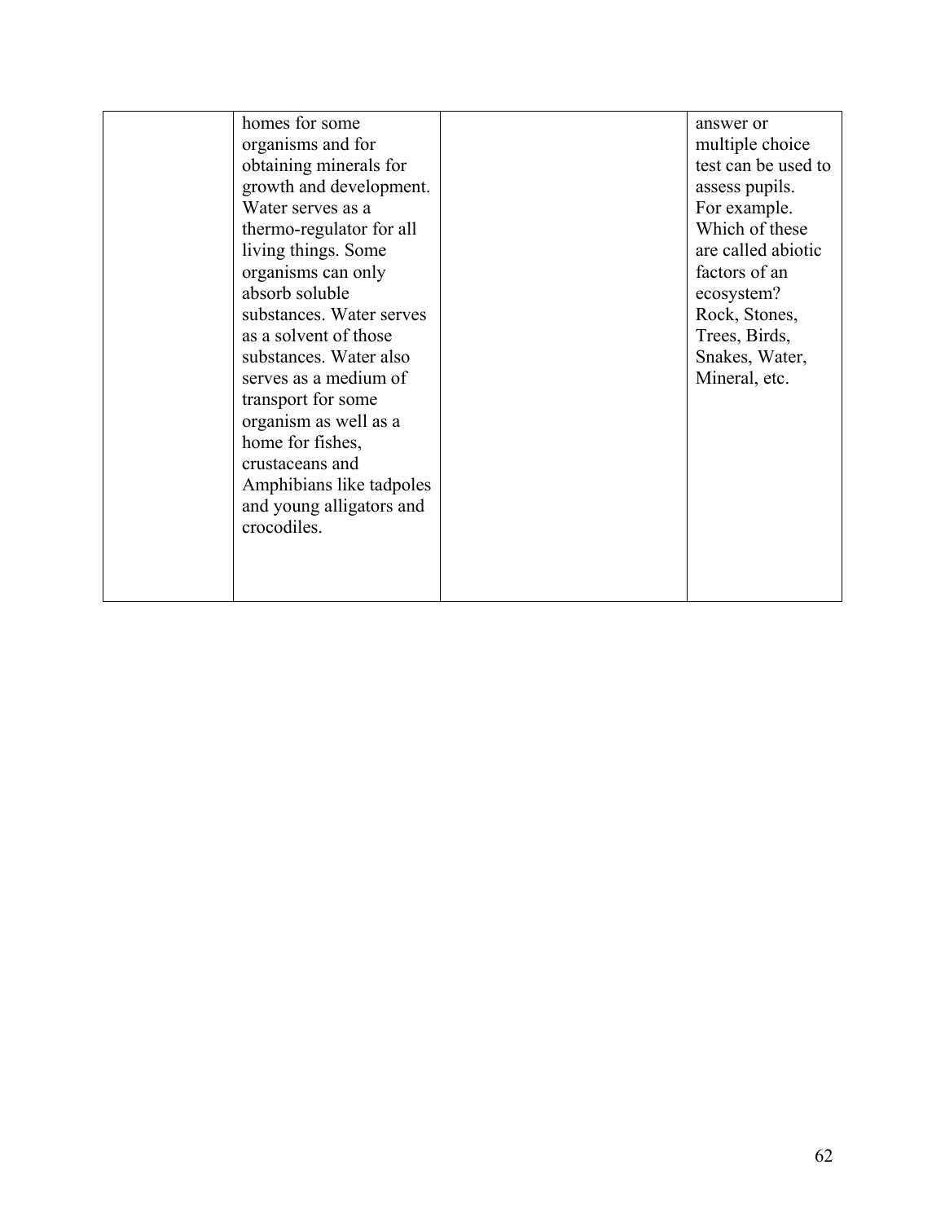|  |  |  |  |
|---|---|---|---|
|  | homes for some organisms and for obtaining minerals for growth and development. Water serves as a thermo-regulator for all living things. Some organisms can only absorb soluble substances. Water serves as a solvent of those substances. Water also serves as a medium of transport for some organism as well as a home for fishes, crustaceans and Amphibians like tadpoles and young alligators and crocodiles. |  | answer or multiple choice test can be used to assess pupils. For example. Which of these are called abiotic factors of an ecosystem? Rock, Stones, Trees, Birds, Snakes, Water, Mineral, etc. |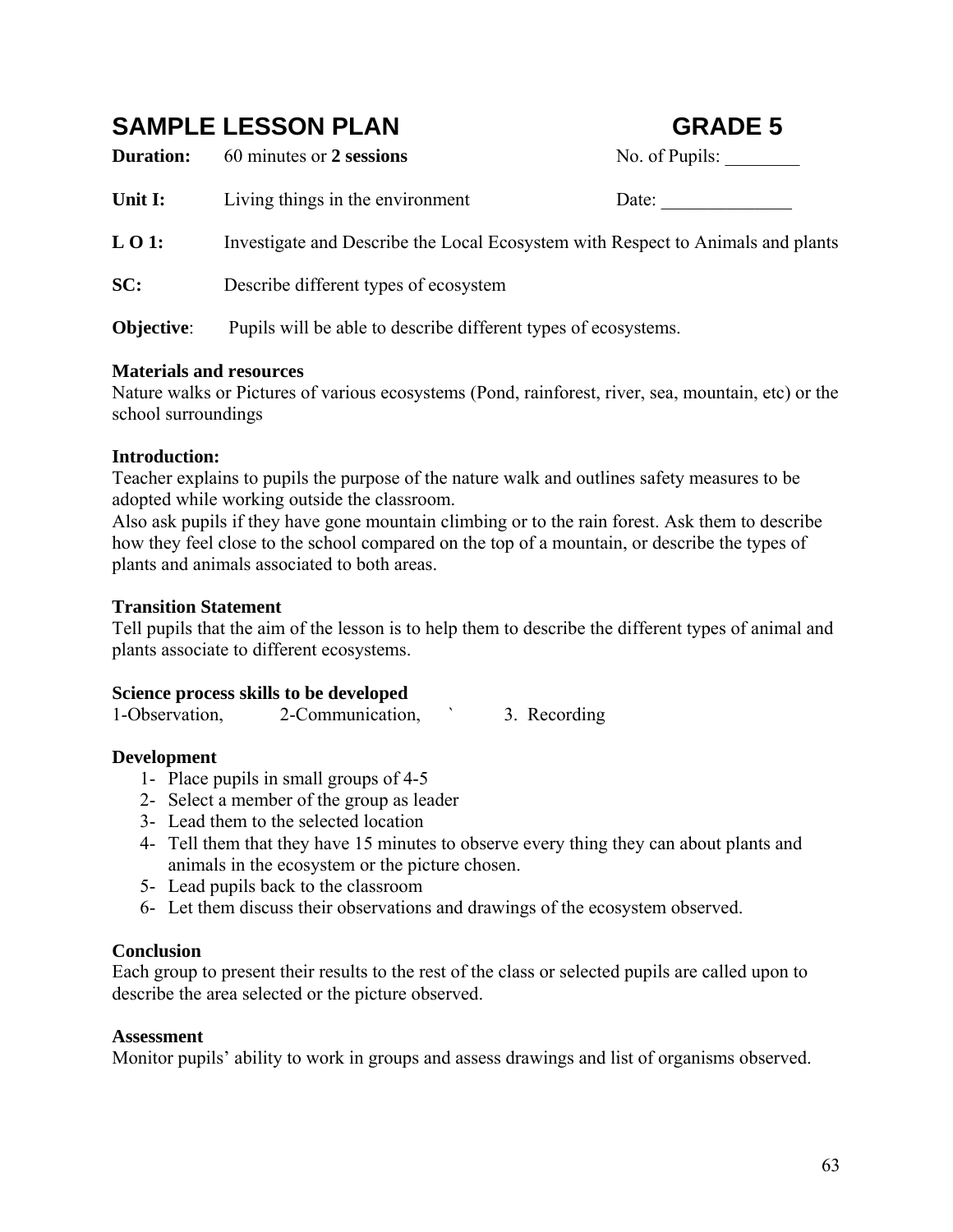# SAMPLE LESSON PLAN GRADE 5

**Duration:** 60 minutes or **2 sessions** No. of Pupils: ________

**Unit I:** Living things in the environment Date: ______________

**L O 1:** Investigate and Describe the Local Ecosystem with Respect to Animals and plants

**SC:** Describe different types of ecosystem

**Objective**: Pupils will be able to describe different types of ecosystems.

**Materials and resources**
Nature walks or Pictures of various ecosystems (Pond, rainforest, river, sea, mountain, etc) or the school surroundings

**Introduction:**
Teacher explains to pupils the purpose of the nature walk and outlines safety measures to be adopted while working outside the classroom.
Also ask pupils if they have gone mountain climbing or to the rain forest. Ask them to describe how they feel close to the school compared on the top of a mountain, or describe the types of plants and animals associated to both areas.

**Transition Statement**
Tell pupils that the aim of the lesson is to help them to describe the different types of animal and plants associate to different ecosystems.

**Science process skills to be developed**
1-Observation, 2-Communication, ` 3. Recording

**Development**
1- Place pupils in small groups of 4-5
2- Select a member of the group as leader
3- Lead them to the selected location
4- Tell them that they have 15 minutes to observe every thing they can about plants and animals in the ecosystem or the picture chosen.
5- Lead pupils back to the classroom
6- Let them discuss their observations and drawings of the ecosystem observed.

**Conclusion**
Each group to present their results to the rest of the class or selected pupils are called upon to describe the area selected or the picture observed.

**Assessment**
Monitor pupils' ability to work in groups and assess drawings and list of organisms observed.